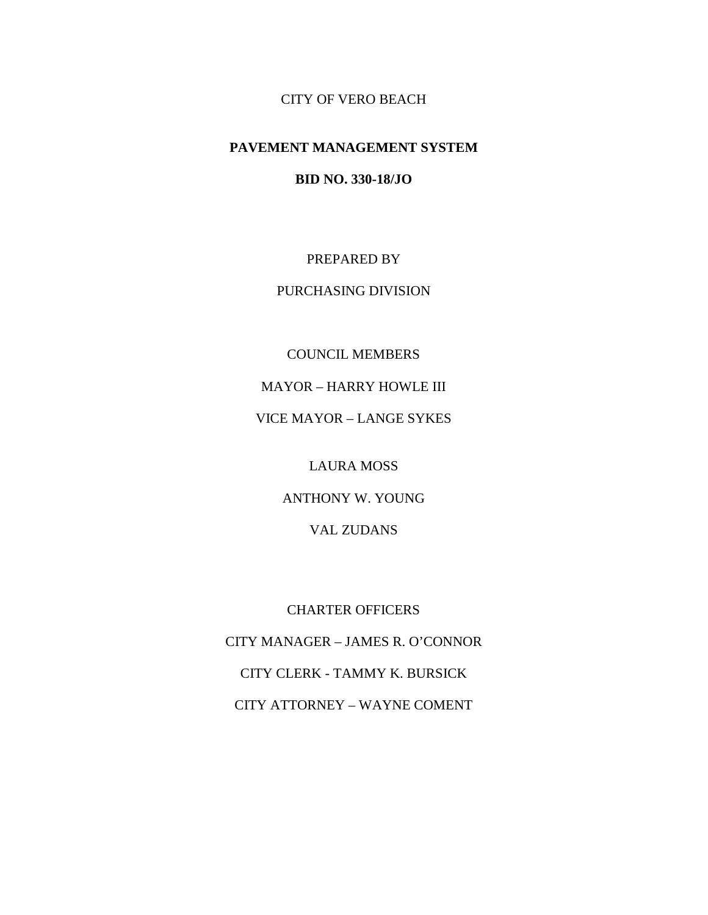CITY OF VERO BEACH

# PAVEMENT MANAGEMENT SYSTEM

## BID NO. 330-18/JO

PREPARED BY

PURCHASING DIVISION

COUNCIL MEMBERS

MAYOR – HARRY HOWLE III

VICE MAYOR – LANGE SYKES

LAURA MOSS

ANTHONY W. YOUNG

VAL ZUDANS

CHARTER OFFICERS

CITY MANAGER – JAMES R. O'CONNOR

CITY CLERK - TAMMY K. BURSICK

CITY ATTORNEY – WAYNE COMENT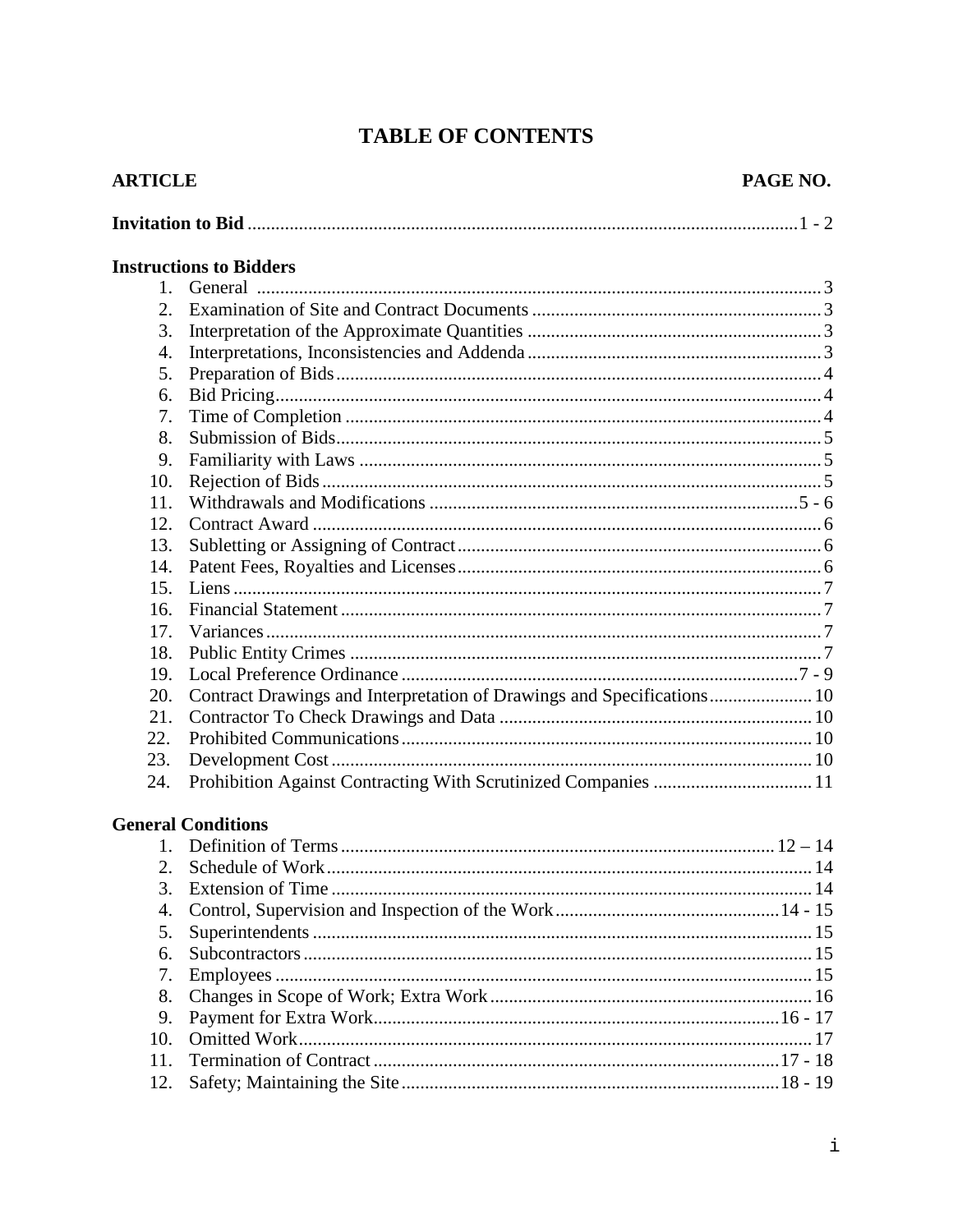# TABLE OF CONTENTS

| ARTICLE | PAGE NO. |
|---|---|
| **Invitation to Bid** | 1 - 2 |
| **Instructions to Bidders** | |
| 1. General | 3 |
| 2. Examination of Site and Contract Documents | 3 |
| 3. Interpretation of the Approximate Quantities | 3 |
| 4. Interpretations, Inconsistencies and Addenda | 3 |
| 5. Preparation of Bids | 4 |
| 6. Bid Pricing | 4 |
| 7. Time of Completion | 4 |
| 8. Submission of Bids | 5 |
| 9. Familiarity with Laws | 5 |
| 10. Rejection of Bids | 5 |
| 11. Withdrawals and Modifications | 5 - 6 |
| 12. Contract Award | 6 |
| 13. Subletting or Assigning of Contract | 6 |
| 14. Patent Fees, Royalties and Licenses | 6 |
| 15. Liens | 7 |
| 16. Financial Statement | 7 |
| 17. Variances | 7 |
| 18. Public Entity Crimes | 7 |
| 19. Local Preference Ordinance | 7 - 9 |
| 20. Contract Drawings and Interpretation of Drawings and Specifications | 10 |
| 21. Contractor To Check Drawings and Data | 10 |
| 22. Prohibited Communications | 10 |
| 23. Development Cost | 10 |
| 24. Prohibition Against Contracting With Scrutinized Companies | 11 |
| **General Conditions** | |
| 1. Definition of Terms | 12 – 14 |
| 2. Schedule of Work | 14 |
| 3. Extension of Time | 14 |
| 4. Control, Supervision and Inspection of the Work | 14 - 15 |
| 5. Superintendents | 15 |
| 6. Subcontractors | 15 |
| 7. Employees | 15 |
| 8. Changes in Scope of Work; Extra Work | 16 |
| 9. Payment for Extra Work | 16 - 17 |
| 10. Omitted Work | 17 |
| 11. Termination of Contract | 17 - 18 |
| 12. Safety; Maintaining the Site | 18 - 19 |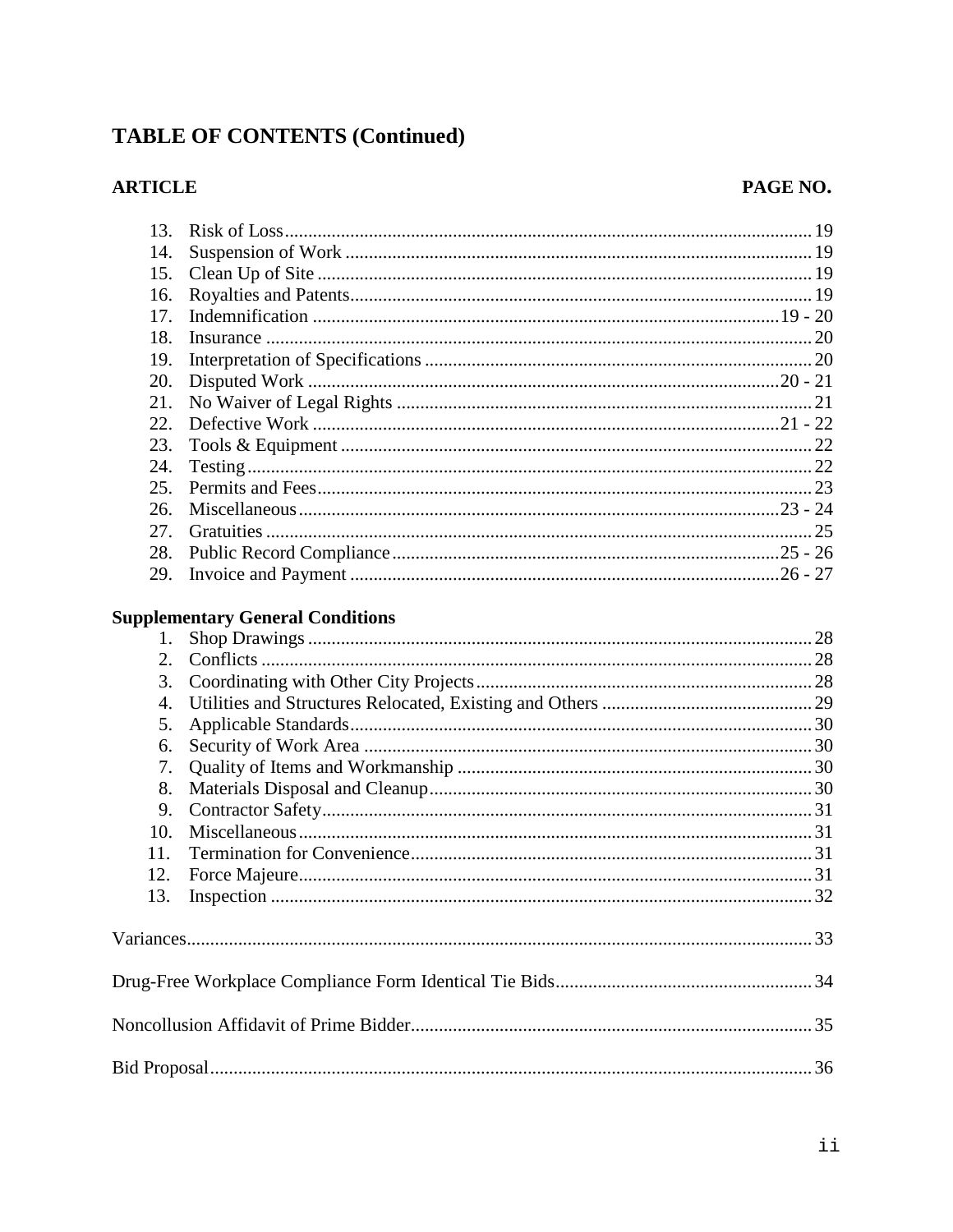## TABLE OF CONTENTS (Continued)

| ARTICLE | PAGE NO. |
|---|---|
| 13. Risk of Loss | 19 |
| 14. Suspension of Work | 19 |
| 15. Clean Up of Site | 19 |
| 16. Royalties and Patents | 19 |
| 17. Indemnification | 19 - 20 |
| 18. Insurance | 20 |
| 19. Interpretation of Specifications | 20 |
| 20. Disputed Work | 20 - 21 |
| 21. No Waiver of Legal Rights | 21 |
| 22. Defective Work | 21 - 22 |
| 23. Tools & Equipment | 22 |
| 24. Testing | 22 |
| 25. Permits and Fees | 23 |
| 26. Miscellaneous | 23 - 24 |
| 27. Gratuities | 25 |
| 28. Public Record Compliance | 25 - 26 |
| 29. Invoice and Payment | 26 - 27 |
| **Supplementary General Conditions** | |
| 1. Shop Drawings | 28 |
| 2. Conflicts | 28 |
| 3. Coordinating with Other City Projects | 28 |
| 4. Utilities and Structures Relocated, Existing and Others | 29 |
| 5. Applicable Standards | 30 |
| 6. Security of Work Area | 30 |
| 7. Quality of Items and Workmanship | 30 |
| 8. Materials Disposal and Cleanup | 30 |
| 9. Contractor Safety | 31 |
| 10. Miscellaneous | 31 |
| 11. Termination for Convenience | 31 |
| 12. Force Majeure | 31 |
| 13. Inspection | 32 |
| Variances | 33 |
| Drug-Free Workplace Compliance Form Identical Tie Bids | 34 |
| Noncollusion Affidavit of Prime Bidder | 35 |
| Bid Proposal | 36 |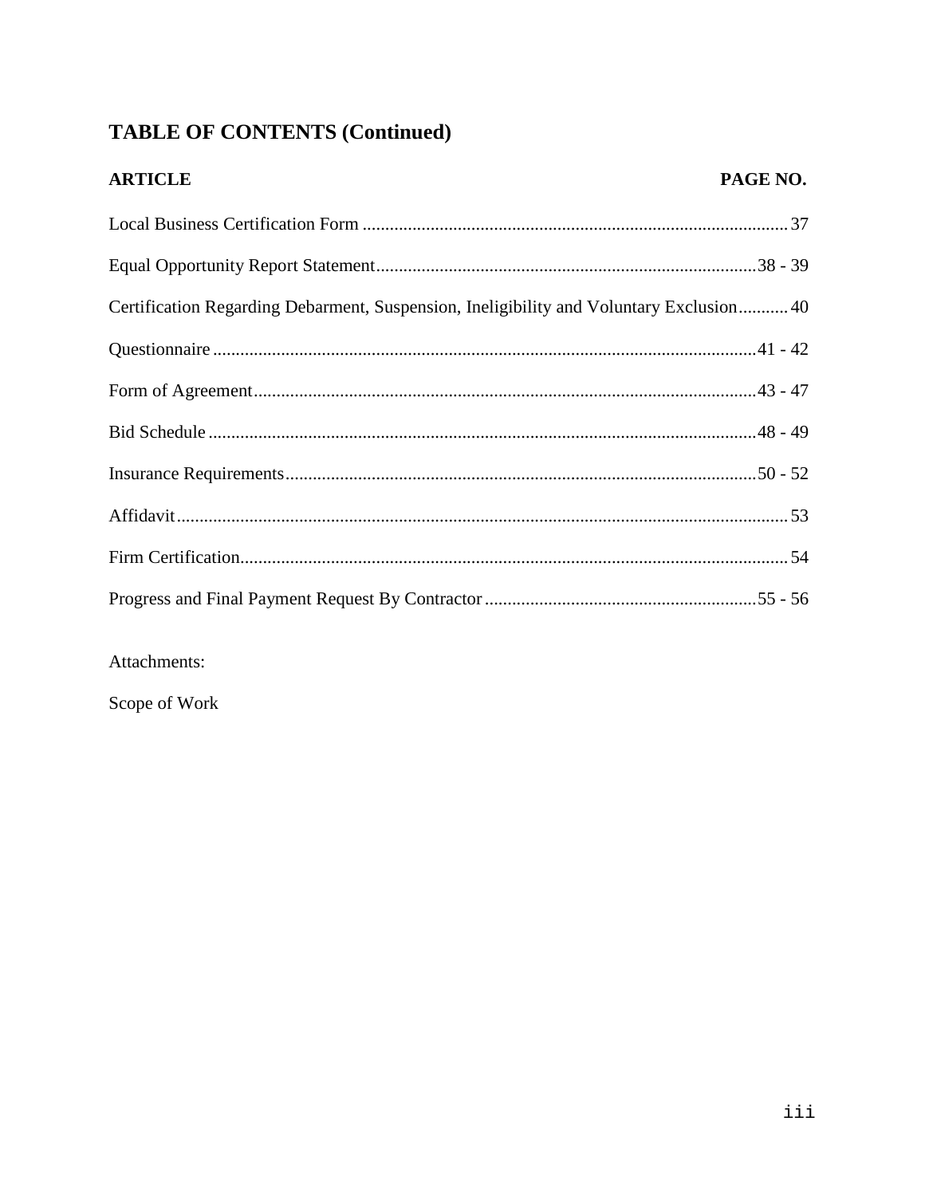## TABLE OF CONTENTS (Continued)

| ARTICLE | PAGE NO. |
|---|---|
| Local Business Certification Form | 37 |
| Equal Opportunity Report Statement | 38 - 39 |
| Certification Regarding Debarment, Suspension, Ineligibility and Voluntary Exclusion | 40 |
| Questionnaire | 41 - 42 |
| Form of Agreement | 43 - 47 |
| Bid Schedule | 48 - 49 |
| Insurance Requirements | 50 - 52 |
| Affidavit | 53 |
| Firm Certification | 54 |
| Progress and Final Payment Request By Contractor | 55 - 56 |

Attachments:

Scope of Work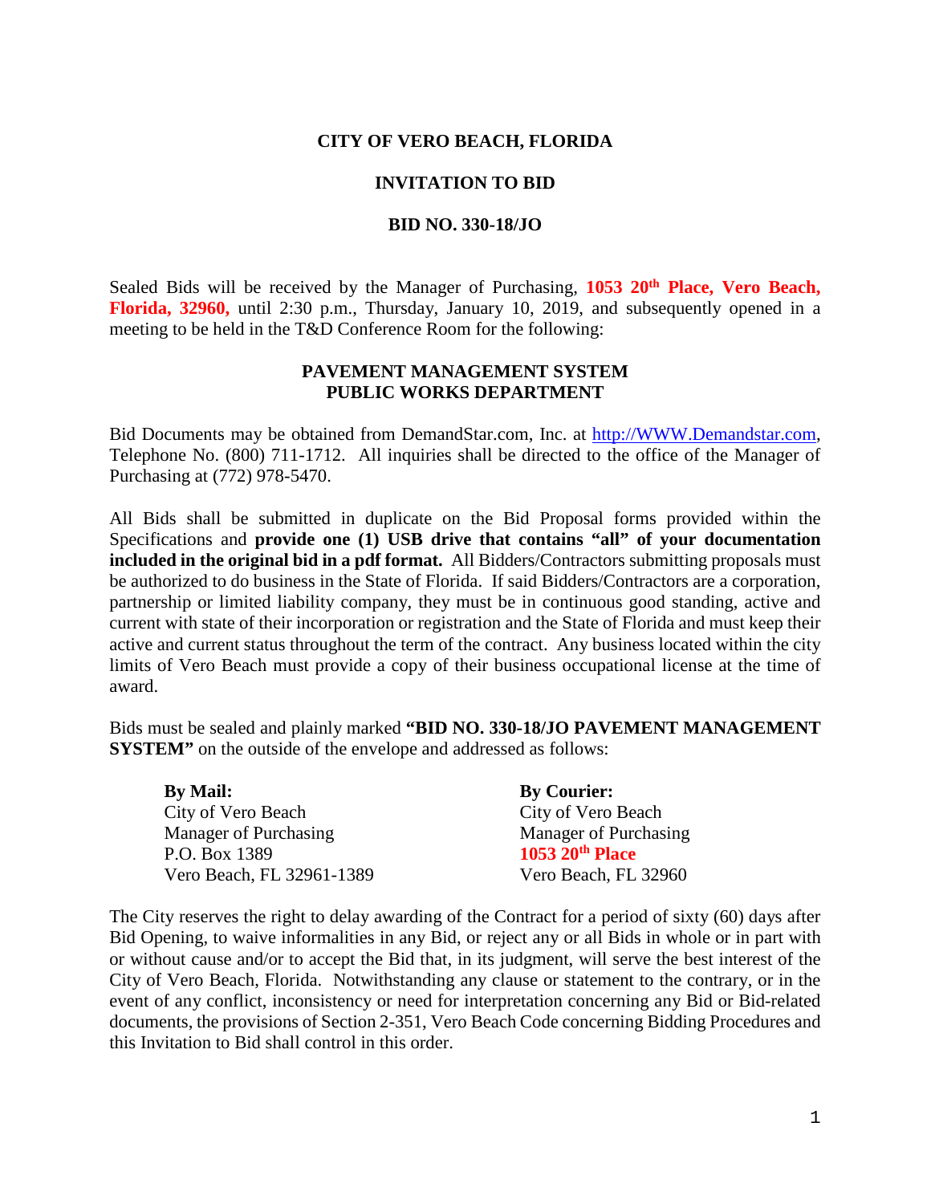**CITY OF VERO BEACH, FLORIDA**

**INVITATION TO BID**

**BID NO. 330-18/JO**

Sealed Bids will be received by the Manager of Purchasing, **1053 20th Place, Vero Beach, Florida, 32960,** until 2:30 p.m., Thursday, January 10, 2019, and subsequently opened in a meeting to be held in the T&D Conference Room for the following:

**PAVEMENT MANAGEMENT SYSTEM**
**PUBLIC WORKS DEPARTMENT**

Bid Documents may be obtained from DemandStar.com, Inc. at http://WWW.Demandstar.com, Telephone No. (800) 711-1712. All inquiries shall be directed to the office of the Manager of Purchasing at (772) 978-5470.

All Bids shall be submitted in duplicate on the Bid Proposal forms provided within the Specifications and **provide one (1) USB drive that contains "all" of your documentation included in the original bid in a pdf format.** All Bidders/Contractors submitting proposals must be authorized to do business in the State of Florida. If said Bidders/Contractors are a corporation, partnership or limited liability company, they must be in continuous good standing, active and current with state of their incorporation or registration and the State of Florida and must keep their active and current status throughout the term of the contract. Any business located within the city limits of Vero Beach must provide a copy of their business occupational license at the time of award.

Bids must be sealed and plainly marked **"BID NO. 330-18/JO PAVEMENT MANAGEMENT SYSTEM"** on the outside of the envelope and addressed as follows:

**By Mail:**
City of Vero Beach
Manager of Purchasing
P.O. Box 1389
Vero Beach, FL 32961-1389

**By Courier:**
City of Vero Beach
Manager of Purchasing
**1053 20th Place**
Vero Beach, FL 32960

The City reserves the right to delay awarding of the Contract for a period of sixty (60) days after Bid Opening, to waive informalities in any Bid, or reject any or all Bids in whole or in part with or without cause and/or to accept the Bid that, in its judgment, will serve the best interest of the City of Vero Beach, Florida. Notwithstanding any clause or statement to the contrary, or in the event of any conflict, inconsistency or need for interpretation concerning any Bid or Bid-related documents, the provisions of Section 2-351, Vero Beach Code concerning Bidding Procedures and this Invitation to Bid shall control in this order.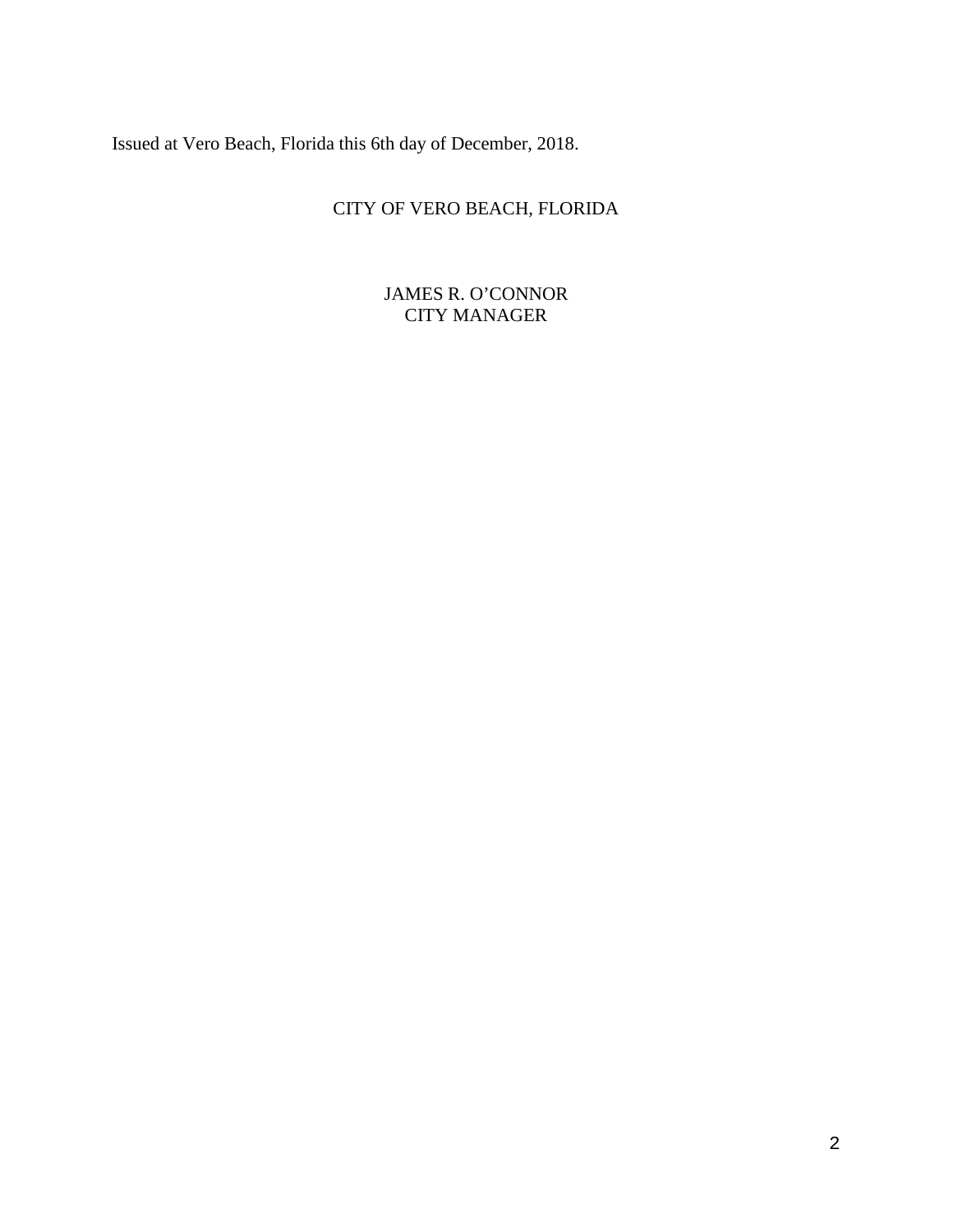Issued at Vero Beach, Florida this 6th day of December, 2018.

CITY OF VERO BEACH, FLORIDA

JAMES R. O'CONNOR
CITY MANAGER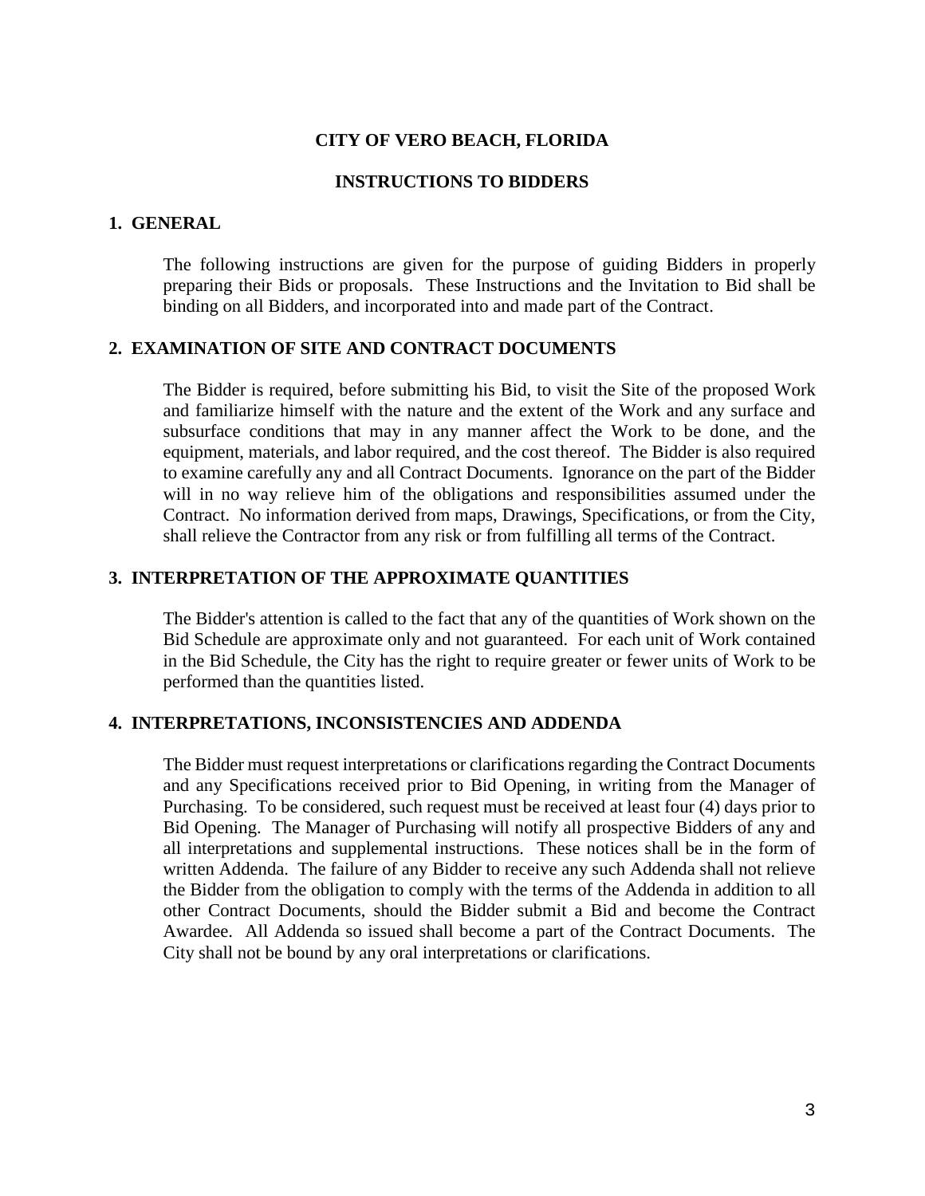**CITY OF VERO BEACH, FLORIDA**

**INSTRUCTIONS TO BIDDERS**

## 1. GENERAL

The following instructions are given for the purpose of guiding Bidders in properly preparing their Bids or proposals. These Instructions and the Invitation to Bid shall be binding on all Bidders, and incorporated into and made part of the Contract.

## 2. EXAMINATION OF SITE AND CONTRACT DOCUMENTS

The Bidder is required, before submitting his Bid, to visit the Site of the proposed Work and familiarize himself with the nature and the extent of the Work and any surface and subsurface conditions that may in any manner affect the Work to be done, and the equipment, materials, and labor required, and the cost thereof. The Bidder is also required to examine carefully any and all Contract Documents. Ignorance on the part of the Bidder will in no way relieve him of the obligations and responsibilities assumed under the Contract. No information derived from maps, Drawings, Specifications, or from the City, shall relieve the Contractor from any risk or from fulfilling all terms of the Contract.

## 3. INTERPRETATION OF THE APPROXIMATE QUANTITIES

The Bidder's attention is called to the fact that any of the quantities of Work shown on the Bid Schedule are approximate only and not guaranteed. For each unit of Work contained in the Bid Schedule, the City has the right to require greater or fewer units of Work to be performed than the quantities listed.

## 4. INTERPRETATIONS, INCONSISTENCIES AND ADDENDA

The Bidder must request interpretations or clarifications regarding the Contract Documents and any Specifications received prior to Bid Opening, in writing from the Manager of Purchasing. To be considered, such request must be received at least four (4) days prior to Bid Opening. The Manager of Purchasing will notify all prospective Bidders of any and all interpretations and supplemental instructions. These notices shall be in the form of written Addenda. The failure of any Bidder to receive any such Addenda shall not relieve the Bidder from the obligation to comply with the terms of the Addenda in addition to all other Contract Documents, should the Bidder submit a Bid and become the Contract Awardee. All Addenda so issued shall become a part of the Contract Documents. The City shall not be bound by any oral interpretations or clarifications.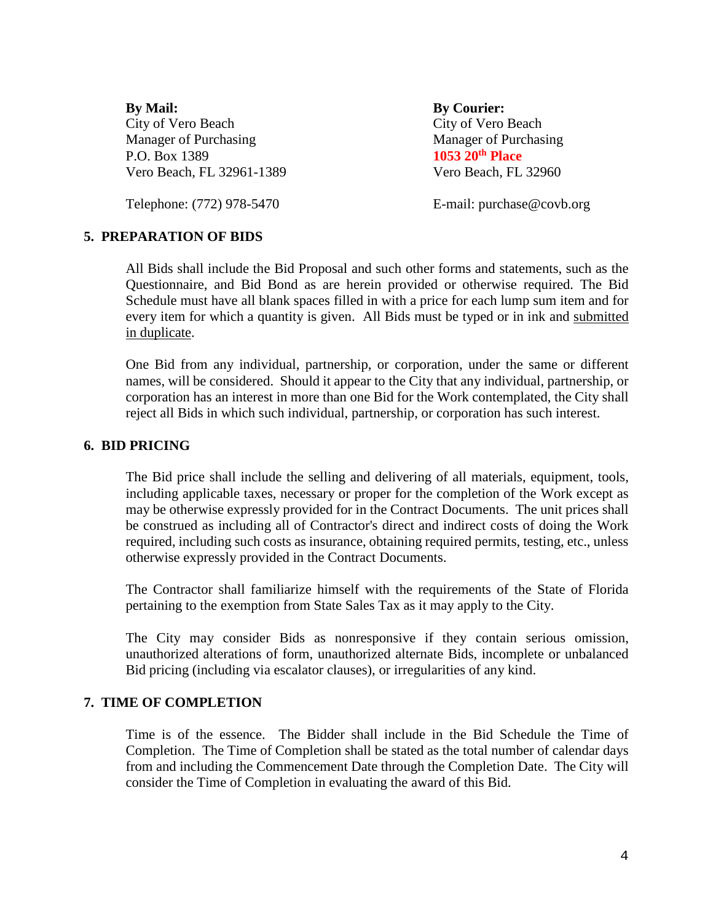**By Mail:**
City of Vero Beach
Manager of Purchasing
P.O. Box 1389
Vero Beach, FL 32961-1389

Telephone: (772) 978-5470

**By Courier:**
City of Vero Beach
Manager of Purchasing
**1053 20th Place**
Vero Beach, FL 32960

E-mail: purchase@covb.org

## 5. PREPARATION OF BIDS

All Bids shall include the Bid Proposal and such other forms and statements, such as the Questionnaire, and Bid Bond as are herein provided or otherwise required. The Bid Schedule must have all blank spaces filled in with a price for each lump sum item and for every item for which a quantity is given. All Bids must be typed or in ink and submitted in duplicate.

One Bid from any individual, partnership, or corporation, under the same or different names, will be considered. Should it appear to the City that any individual, partnership, or corporation has an interest in more than one Bid for the Work contemplated, the City shall reject all Bids in which such individual, partnership, or corporation has such interest.

## 6. BID PRICING

The Bid price shall include the selling and delivering of all materials, equipment, tools, including applicable taxes, necessary or proper for the completion of the Work except as may be otherwise expressly provided for in the Contract Documents. The unit prices shall be construed as including all of Contractor's direct and indirect costs of doing the Work required, including such costs as insurance, obtaining required permits, testing, etc., unless otherwise expressly provided in the Contract Documents.

The Contractor shall familiarize himself with the requirements of the State of Florida pertaining to the exemption from State Sales Tax as it may apply to the City.

The City may consider Bids as nonresponsive if they contain serious omission, unauthorized alterations of form, unauthorized alternate Bids, incomplete or unbalanced Bid pricing (including via escalator clauses), or irregularities of any kind.

## 7. TIME OF COMPLETION

Time is of the essence. The Bidder shall include in the Bid Schedule the Time of Completion. The Time of Completion shall be stated as the total number of calendar days from and including the Commencement Date through the Completion Date. The City will consider the Time of Completion in evaluating the award of this Bid.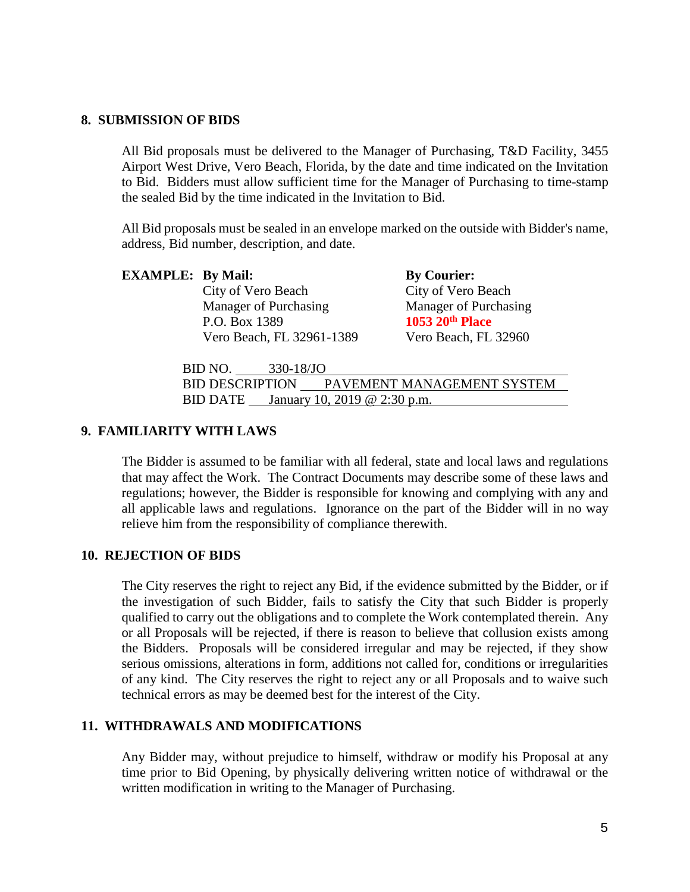## 8. SUBMISSION OF BIDS

All Bid proposals must be delivered to the Manager of Purchasing, T&D Facility, 3455 Airport West Drive, Vero Beach, Florida, by the date and time indicated on the Invitation to Bid. Bidders must allow sufficient time for the Manager of Purchasing to time-stamp the sealed Bid by the time indicated in the Invitation to Bid.

All Bid proposals must be sealed in an envelope marked on the outside with Bidder's name, address, Bid number, description, and date.

**EXAMPLE:**

**By Mail:**
City of Vero Beach
Manager of Purchasing
P.O. Box 1389
Vero Beach, FL 32961-1389

**By Courier:**
City of Vero Beach
Manager of Purchasing
**1053 20th Place**
Vero Beach, FL 32960

BID NO. 330-18/JO
BID DESCRIPTION PAVEMENT MANAGEMENT SYSTEM
BID DATE January 10, 2019 @ 2:30 p.m.

## 9. FAMILIARITY WITH LAWS

The Bidder is assumed to be familiar with all federal, state and local laws and regulations that may affect the Work. The Contract Documents may describe some of these laws and regulations; however, the Bidder is responsible for knowing and complying with any and all applicable laws and regulations. Ignorance on the part of the Bidder will in no way relieve him from the responsibility of compliance therewith.

## 10. REJECTION OF BIDS

The City reserves the right to reject any Bid, if the evidence submitted by the Bidder, or if the investigation of such Bidder, fails to satisfy the City that such Bidder is properly qualified to carry out the obligations and to complete the Work contemplated therein. Any or all Proposals will be rejected, if there is reason to believe that collusion exists among the Bidders. Proposals will be considered irregular and may be rejected, if they show serious omissions, alterations in form, additions not called for, conditions or irregularities of any kind. The City reserves the right to reject any or all Proposals and to waive such technical errors as may be deemed best for the interest of the City.

## 11. WITHDRAWALS AND MODIFICATIONS

Any Bidder may, without prejudice to himself, withdraw or modify his Proposal at any time prior to Bid Opening, by physically delivering written notice of withdrawal or the written modification in writing to the Manager of Purchasing.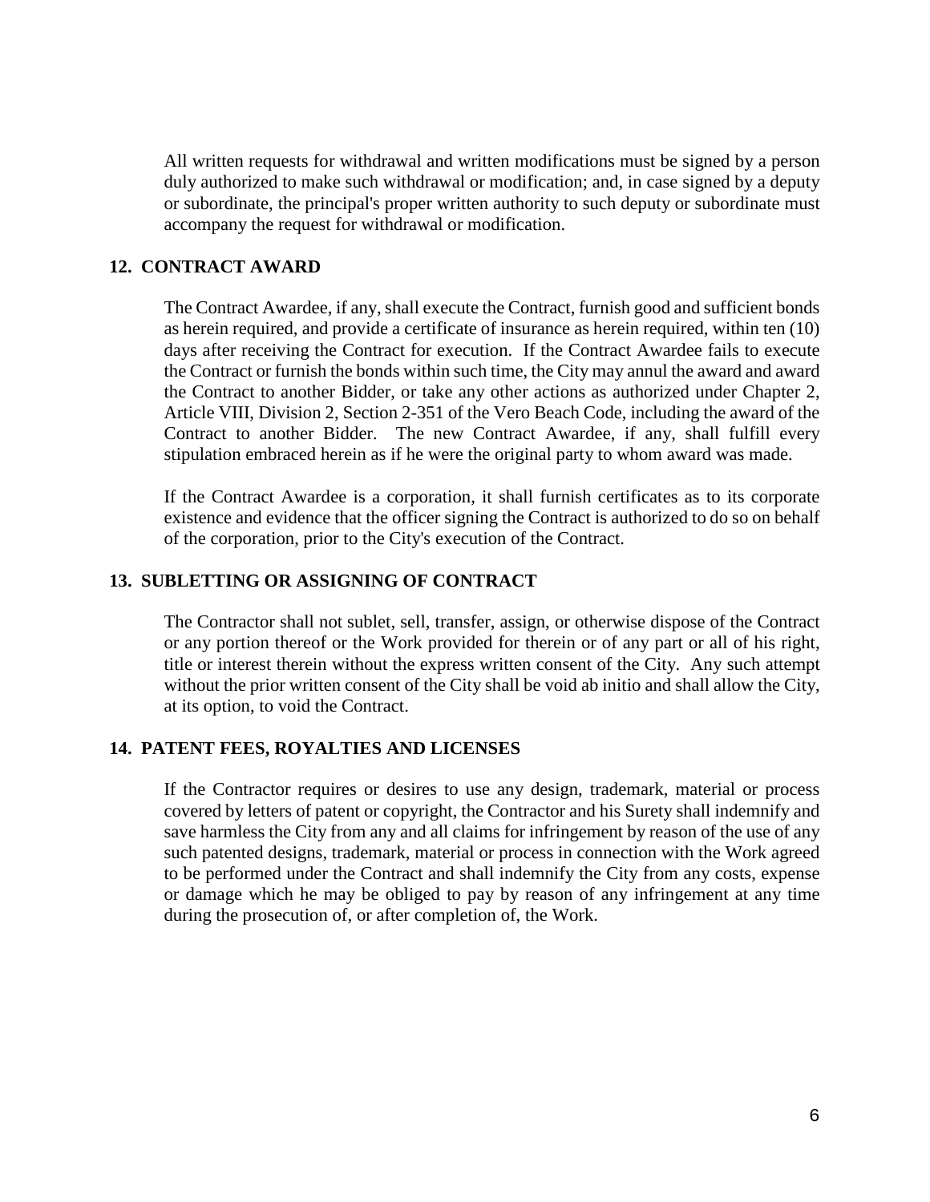All written requests for withdrawal and written modifications must be signed by a person duly authorized to make such withdrawal or modification; and, in case signed by a deputy or subordinate, the principal's proper written authority to such deputy or subordinate must accompany the request for withdrawal or modification.

## 12. CONTRACT AWARD

The Contract Awardee, if any, shall execute the Contract, furnish good and sufficient bonds as herein required, and provide a certificate of insurance as herein required, within ten (10) days after receiving the Contract for execution. If the Contract Awardee fails to execute the Contract or furnish the bonds within such time, the City may annul the award and award the Contract to another Bidder, or take any other actions as authorized under Chapter 2, Article VIII, Division 2, Section 2-351 of the Vero Beach Code, including the award of the Contract to another Bidder. The new Contract Awardee, if any, shall fulfill every stipulation embraced herein as if he were the original party to whom award was made.

If the Contract Awardee is a corporation, it shall furnish certificates as to its corporate existence and evidence that the officer signing the Contract is authorized to do so on behalf of the corporation, prior to the City's execution of the Contract.

## 13. SUBLETTING OR ASSIGNING OF CONTRACT

The Contractor shall not sublet, sell, transfer, assign, or otherwise dispose of the Contract or any portion thereof or the Work provided for therein or of any part or all of his right, title or interest therein without the express written consent of the City. Any such attempt without the prior written consent of the City shall be void ab initio and shall allow the City, at its option, to void the Contract.

## 14. PATENT FEES, ROYALTIES AND LICENSES

If the Contractor requires or desires to use any design, trademark, material or process covered by letters of patent or copyright, the Contractor and his Surety shall indemnify and save harmless the City from any and all claims for infringement by reason of the use of any such patented designs, trademark, material or process in connection with the Work agreed to be performed under the Contract and shall indemnify the City from any costs, expense or damage which he may be obliged to pay by reason of any infringement at any time during the prosecution of, or after completion of, the Work.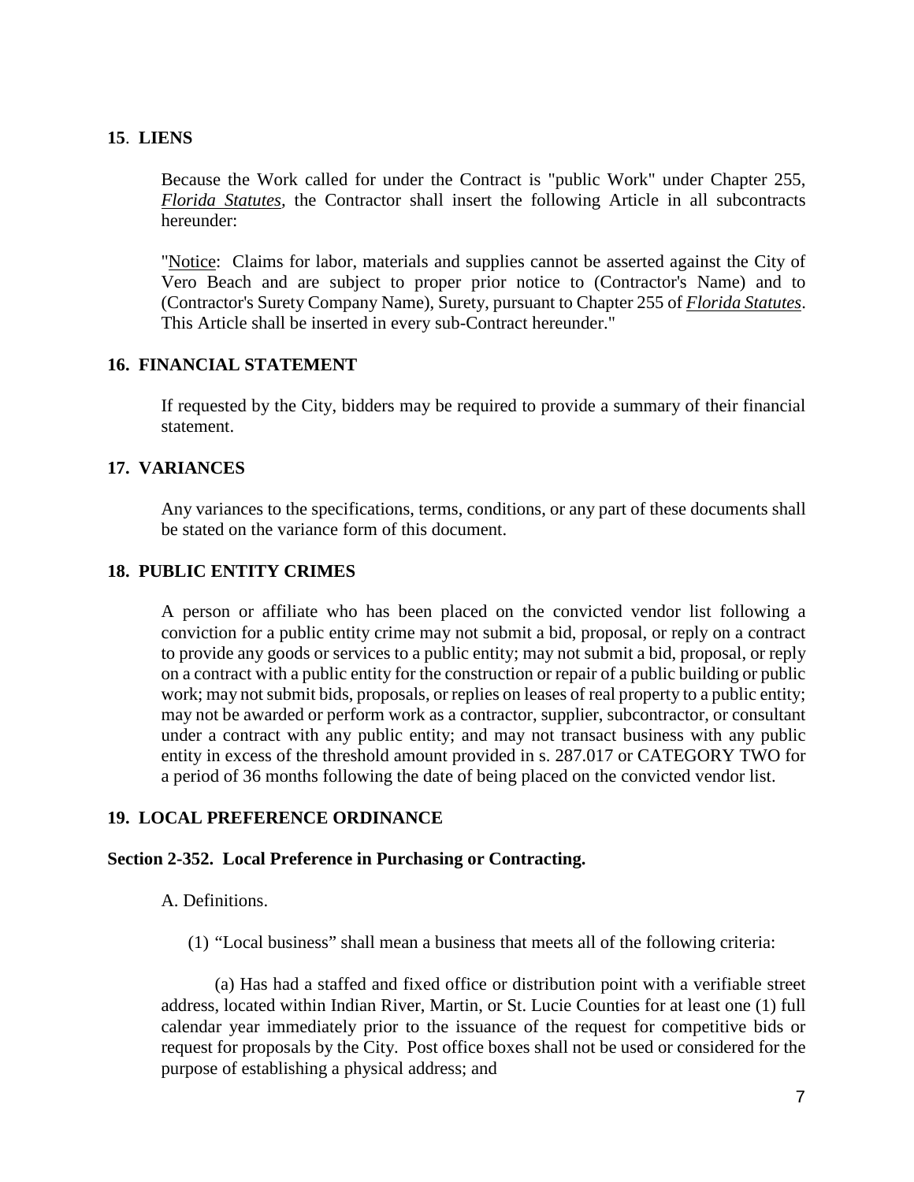## 15. LIENS

Because the Work called for under the Contract is "public Work" under Chapter 255, *Florida Statutes*, the Contractor shall insert the following Article in all subcontracts hereunder:

"Notice: Claims for labor, materials and supplies cannot be asserted against the City of Vero Beach and are subject to proper prior notice to (Contractor's Name) and to (Contractor's Surety Company Name), Surety, pursuant to Chapter 255 of *Florida Statutes*. This Article shall be inserted in every sub-Contract hereunder."

## 16. FINANCIAL STATEMENT

If requested by the City, bidders may be required to provide a summary of their financial statement.

## 17. VARIANCES

Any variances to the specifications, terms, conditions, or any part of these documents shall be stated on the variance form of this document.

## 18. PUBLIC ENTITY CRIMES

A person or affiliate who has been placed on the convicted vendor list following a conviction for a public entity crime may not submit a bid, proposal, or reply on a contract to provide any goods or services to a public entity; may not submit a bid, proposal, or reply on a contract with a public entity for the construction or repair of a public building or public work; may not submit bids, proposals, or replies on leases of real property to a public entity; may not be awarded or perform work as a contractor, supplier, subcontractor, or consultant under a contract with any public entity; and may not transact business with any public entity in excess of the threshold amount provided in s. 287.017 or CATEGORY TWO for a period of 36 months following the date of being placed on the convicted vendor list.

## 19. LOCAL PREFERENCE ORDINANCE

### Section 2-352. Local Preference in Purchasing or Contracting.

A. Definitions.

(1) “Local business” shall mean a business that meets all of the following criteria:

(a) Has had a staffed and fixed office or distribution point with a verifiable street address, located within Indian River, Martin, or St. Lucie Counties for at least one (1) full calendar year immediately prior to the issuance of the request for competitive bids or request for proposals by the City. Post office boxes shall not be used or considered for the purpose of establishing a physical address; and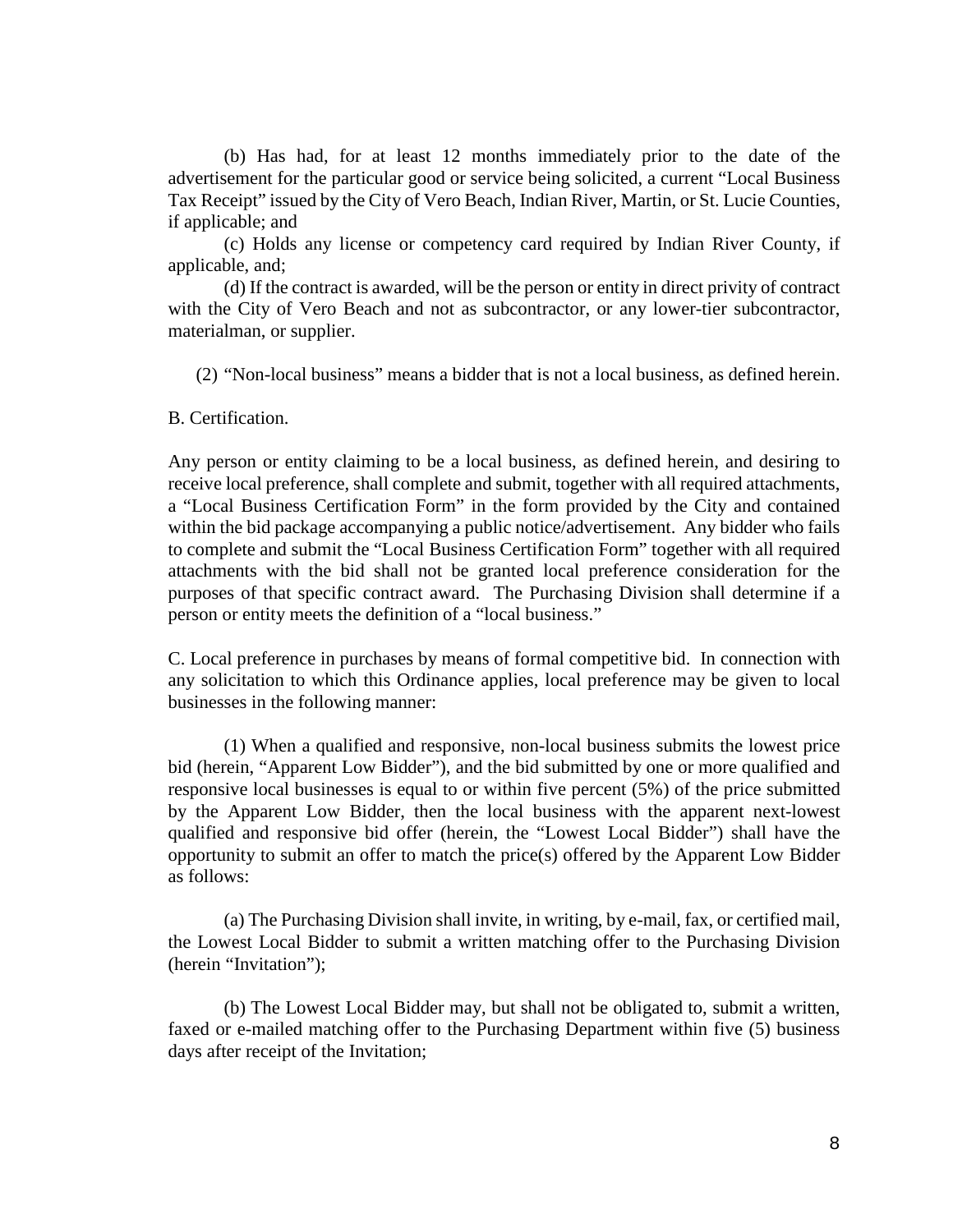(b) Has had, for at least 12 months immediately prior to the date of the advertisement for the particular good or service being solicited, a current "Local Business Tax Receipt" issued by the City of Vero Beach, Indian River, Martin, or St. Lucie Counties, if applicable; and

(c) Holds any license or competency card required by Indian River County, if applicable, and;

(d) If the contract is awarded, will be the person or entity in direct privity of contract with the City of Vero Beach and not as subcontractor, or any lower-tier subcontractor, materialman, or supplier.

(2) "Non-local business" means a bidder that is not a local business, as defined herein.

B. Certification.

Any person or entity claiming to be a local business, as defined herein, and desiring to receive local preference, shall complete and submit, together with all required attachments, a "Local Business Certification Form" in the form provided by the City and contained within the bid package accompanying a public notice/advertisement. Any bidder who fails to complete and submit the "Local Business Certification Form" together with all required attachments with the bid shall not be granted local preference consideration for the purposes of that specific contract award. The Purchasing Division shall determine if a person or entity meets the definition of a "local business."

C. Local preference in purchases by means of formal competitive bid. In connection with any solicitation to which this Ordinance applies, local preference may be given to local businesses in the following manner:

(1) When a qualified and responsive, non-local business submits the lowest price bid (herein, "Apparent Low Bidder"), and the bid submitted by one or more qualified and responsive local businesses is equal to or within five percent (5%) of the price submitted by the Apparent Low Bidder, then the local business with the apparent next-lowest qualified and responsive bid offer (herein, the "Lowest Local Bidder") shall have the opportunity to submit an offer to match the price(s) offered by the Apparent Low Bidder as follows:

(a) The Purchasing Division shall invite, in writing, by e-mail, fax, or certified mail, the Lowest Local Bidder to submit a written matching offer to the Purchasing Division (herein "Invitation");

(b) The Lowest Local Bidder may, but shall not be obligated to, submit a written, faxed or e-mailed matching offer to the Purchasing Department within five (5) business days after receipt of the Invitation;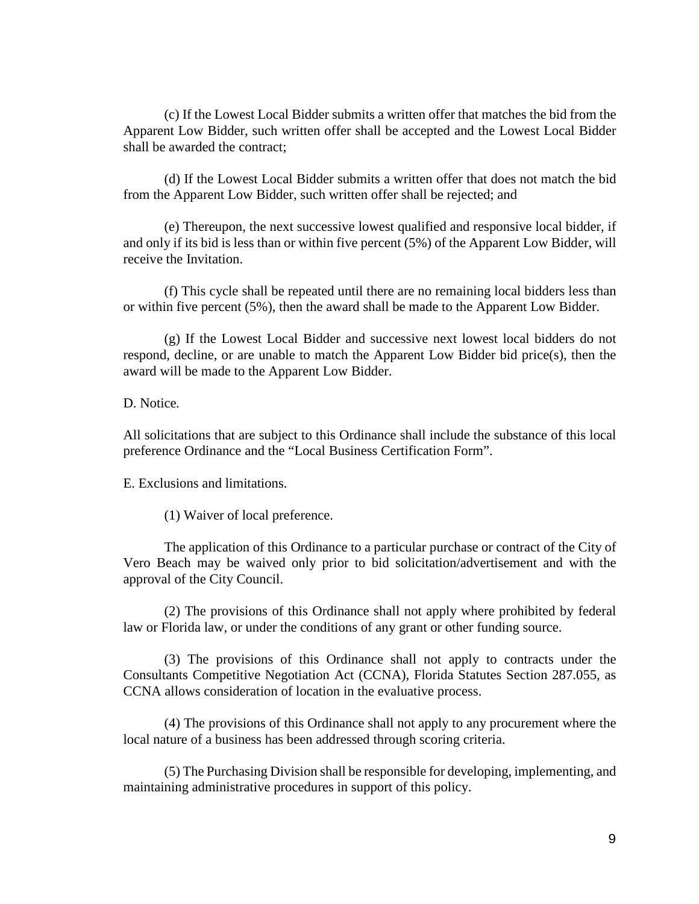(c) If the Lowest Local Bidder submits a written offer that matches the bid from the Apparent Low Bidder, such written offer shall be accepted and the Lowest Local Bidder shall be awarded the contract;

(d) If the Lowest Local Bidder submits a written offer that does not match the bid from the Apparent Low Bidder, such written offer shall be rejected; and

(e) Thereupon, the next successive lowest qualified and responsive local bidder, if and only if its bid is less than or within five percent (5%) of the Apparent Low Bidder, will receive the Invitation.

(f) This cycle shall be repeated until there are no remaining local bidders less than or within five percent (5%), then the award shall be made to the Apparent Low Bidder.

(g) If the Lowest Local Bidder and successive next lowest local bidders do not respond, decline, or are unable to match the Apparent Low Bidder bid price(s), then the award will be made to the Apparent Low Bidder.

D. Notice.

All solicitations that are subject to this Ordinance shall include the substance of this local preference Ordinance and the “Local Business Certification Form”.

E. Exclusions and limitations.

(1) Waiver of local preference.

The application of this Ordinance to a particular purchase or contract of the City of Vero Beach may be waived only prior to bid solicitation/advertisement and with the approval of the City Council.

(2) The provisions of this Ordinance shall not apply where prohibited by federal law or Florida law, or under the conditions of any grant or other funding source.

(3) The provisions of this Ordinance shall not apply to contracts under the Consultants Competitive Negotiation Act (CCNA), Florida Statutes Section 287.055, as CCNA allows consideration of location in the evaluative process.

(4) The provisions of this Ordinance shall not apply to any procurement where the local nature of a business has been addressed through scoring criteria.

(5) The Purchasing Division shall be responsible for developing, implementing, and maintaining administrative procedures in support of this policy.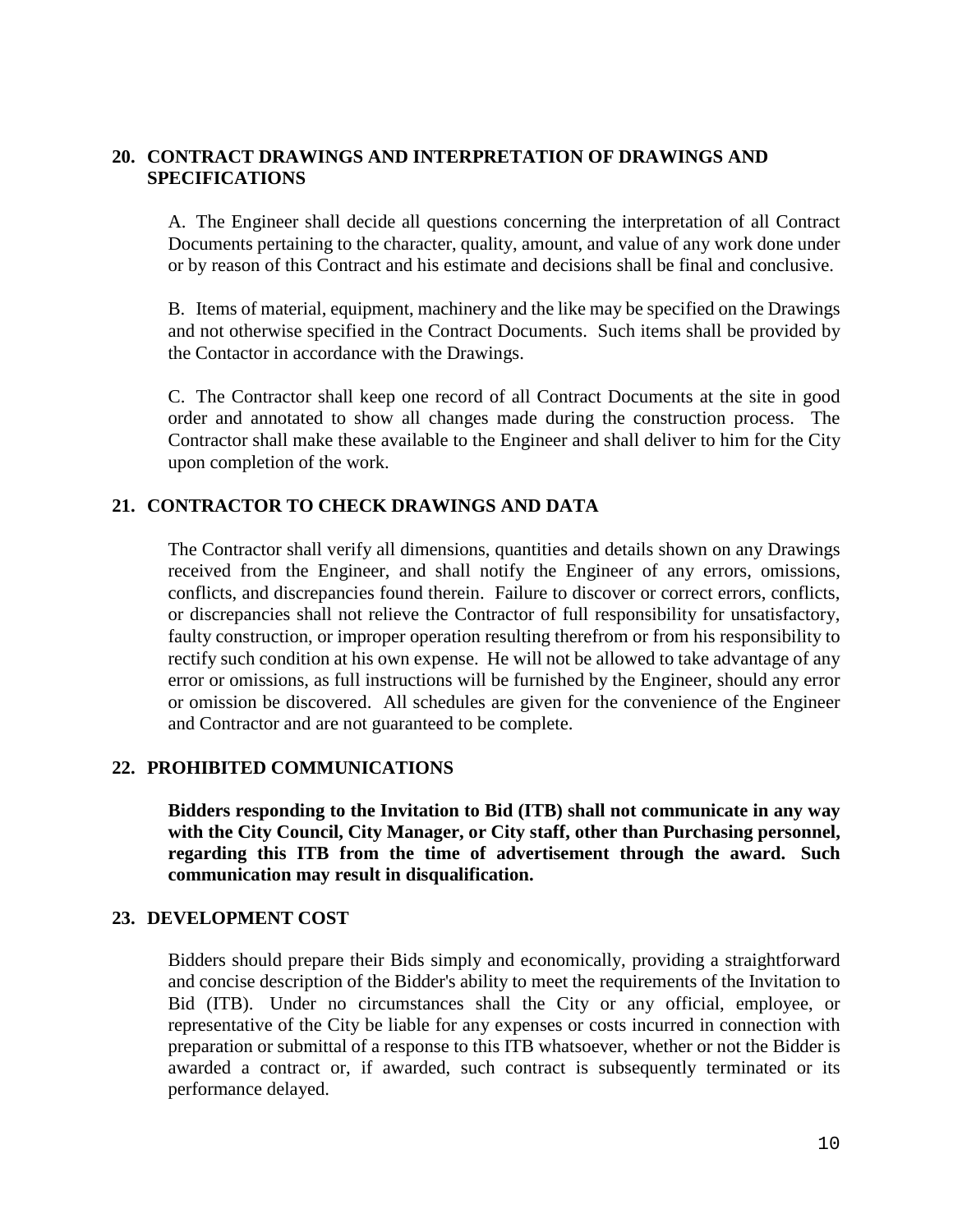## 20. CONTRACT DRAWINGS AND INTERPRETATION OF DRAWINGS AND SPECIFICATIONS

A. The Engineer shall decide all questions concerning the interpretation of all Contract Documents pertaining to the character, quality, amount, and value of any work done under or by reason of this Contract and his estimate and decisions shall be final and conclusive.

B. Items of material, equipment, machinery and the like may be specified on the Drawings and not otherwise specified in the Contract Documents. Such items shall be provided by the Contactor in accordance with the Drawings.

C. The Contractor shall keep one record of all Contract Documents at the site in good order and annotated to show all changes made during the construction process. The Contractor shall make these available to the Engineer and shall deliver to him for the City upon completion of the work.

## 21. CONTRACTOR TO CHECK DRAWINGS AND DATA

The Contractor shall verify all dimensions, quantities and details shown on any Drawings received from the Engineer, and shall notify the Engineer of any errors, omissions, conflicts, and discrepancies found therein. Failure to discover or correct errors, conflicts, or discrepancies shall not relieve the Contractor of full responsibility for unsatisfactory, faulty construction, or improper operation resulting therefrom or from his responsibility to rectify such condition at his own expense. He will not be allowed to take advantage of any error or omissions, as full instructions will be furnished by the Engineer, should any error or omission be discovered. All schedules are given for the convenience of the Engineer and Contractor and are not guaranteed to be complete.

## 22. PROHIBITED COMMUNICATIONS

**Bidders responding to the Invitation to Bid (ITB) shall not communicate in any way with the City Council, City Manager, or City staff, other than Purchasing personnel, regarding this ITB from the time of advertisement through the award. Such communication may result in disqualification.**

## 23. DEVELOPMENT COST

Bidders should prepare their Bids simply and economically, providing a straightforward and concise description of the Bidder's ability to meet the requirements of the Invitation to Bid (ITB). Under no circumstances shall the City or any official, employee, or representative of the City be liable for any expenses or costs incurred in connection with preparation or submittal of a response to this ITB whatsoever, whether or not the Bidder is awarded a contract or, if awarded, such contract is subsequently terminated or its performance delayed.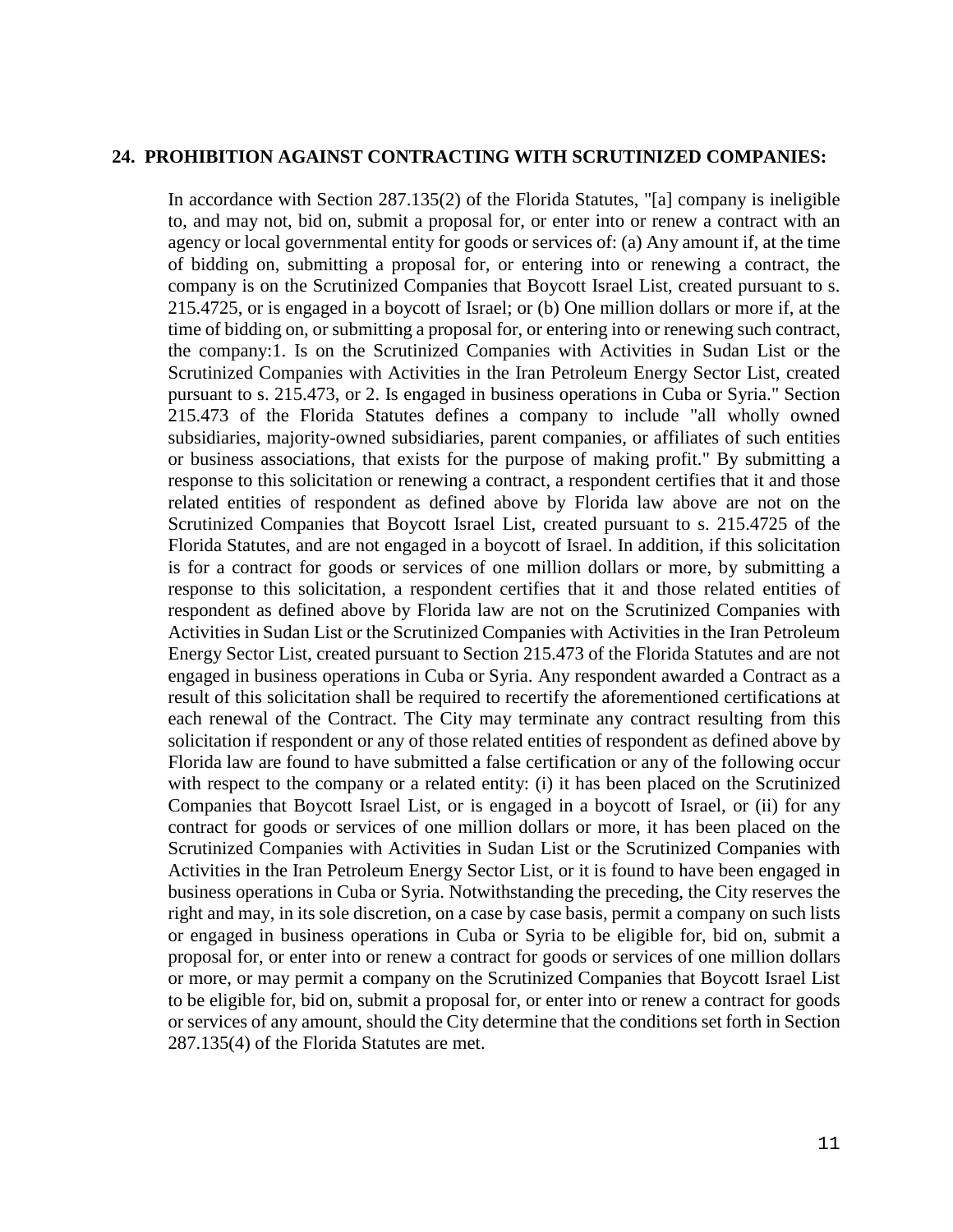## 24. PROHIBITION AGAINST CONTRACTING WITH SCRUTINIZED COMPANIES:

In accordance with Section 287.135(2) of the Florida Statutes, "[a] company is ineligible to, and may not, bid on, submit a proposal for, or enter into or renew a contract with an agency or local governmental entity for goods or services of: (a) Any amount if, at the time of bidding on, submitting a proposal for, or entering into or renewing a contract, the company is on the Scrutinized Companies that Boycott Israel List, created pursuant to s. 215.4725, or is engaged in a boycott of Israel; or (b) One million dollars or more if, at the time of bidding on, or submitting a proposal for, or entering into or renewing such contract, the company:1. Is on the Scrutinized Companies with Activities in Sudan List or the Scrutinized Companies with Activities in the Iran Petroleum Energy Sector List, created pursuant to s. 215.473, or 2. Is engaged in business operations in Cuba or Syria." Section 215.473 of the Florida Statutes defines a company to include "all wholly owned subsidiaries, majority-owned subsidiaries, parent companies, or affiliates of such entities or business associations, that exists for the purpose of making profit." By submitting a response to this solicitation or renewing a contract, a respondent certifies that it and those related entities of respondent as defined above by Florida law above are not on the Scrutinized Companies that Boycott Israel List, created pursuant to s. 215.4725 of the Florida Statutes, and are not engaged in a boycott of Israel. In addition, if this solicitation is for a contract for goods or services of one million dollars or more, by submitting a response to this solicitation, a respondent certifies that it and those related entities of respondent as defined above by Florida law are not on the Scrutinized Companies with Activities in Sudan List or the Scrutinized Companies with Activities in the Iran Petroleum Energy Sector List, created pursuant to Section 215.473 of the Florida Statutes and are not engaged in business operations in Cuba or Syria. Any respondent awarded a Contract as a result of this solicitation shall be required to recertify the aforementioned certifications at each renewal of the Contract. The City may terminate any contract resulting from this solicitation if respondent or any of those related entities of respondent as defined above by Florida law are found to have submitted a false certification or any of the following occur with respect to the company or a related entity: (i) it has been placed on the Scrutinized Companies that Boycott Israel List, or is engaged in a boycott of Israel, or (ii) for any contract for goods or services of one million dollars or more, it has been placed on the Scrutinized Companies with Activities in Sudan List or the Scrutinized Companies with Activities in the Iran Petroleum Energy Sector List, or it is found to have been engaged in business operations in Cuba or Syria. Notwithstanding the preceding, the City reserves the right and may, in its sole discretion, on a case by case basis, permit a company on such lists or engaged in business operations in Cuba or Syria to be eligible for, bid on, submit a proposal for, or enter into or renew a contract for goods or services of one million dollars or more, or may permit a company on the Scrutinized Companies that Boycott Israel List to be eligible for, bid on, submit a proposal for, or enter into or renew a contract for goods or services of any amount, should the City determine that the conditions set forth in Section 287.135(4) of the Florida Statutes are met.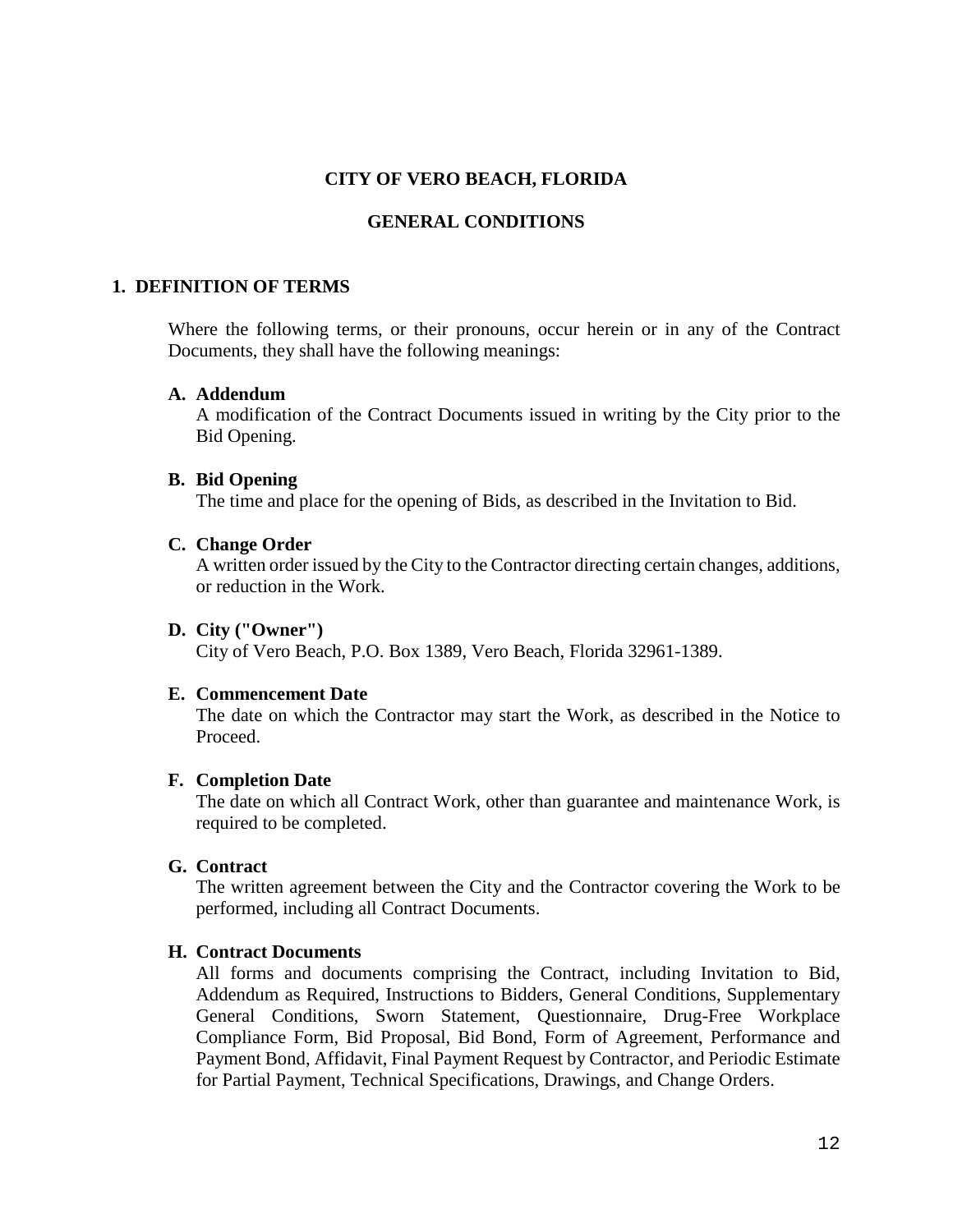# CITY OF VERO BEACH, FLORIDA

## GENERAL CONDITIONS

### 1. DEFINITION OF TERMS

Where the following terms, or their pronouns, occur herein or in any of the Contract Documents, they shall have the following meanings:

**A. Addendum**
A modification of the Contract Documents issued in writing by the City prior to the Bid Opening.

**B. Bid Opening**
The time and place for the opening of Bids, as described in the Invitation to Bid.

**C. Change Order**
A written order issued by the City to the Contractor directing certain changes, additions, or reduction in the Work.

**D. City ("Owner")**
City of Vero Beach, P.O. Box 1389, Vero Beach, Florida 32961-1389.

**E. Commencement Date**
The date on which the Contractor may start the Work, as described in the Notice to Proceed.

**F. Completion Date**
The date on which all Contract Work, other than guarantee and maintenance Work, is required to be completed.

**G. Contract**
The written agreement between the City and the Contractor covering the Work to be performed, including all Contract Documents.

**H. Contract Documents**
All forms and documents comprising the Contract, including Invitation to Bid, Addendum as Required, Instructions to Bidders, General Conditions, Supplementary General Conditions, Sworn Statement, Questionnaire, Drug-Free Workplace Compliance Form, Bid Proposal, Bid Bond, Form of Agreement, Performance and Payment Bond, Affidavit, Final Payment Request by Contractor, and Periodic Estimate for Partial Payment, Technical Specifications, Drawings, and Change Orders.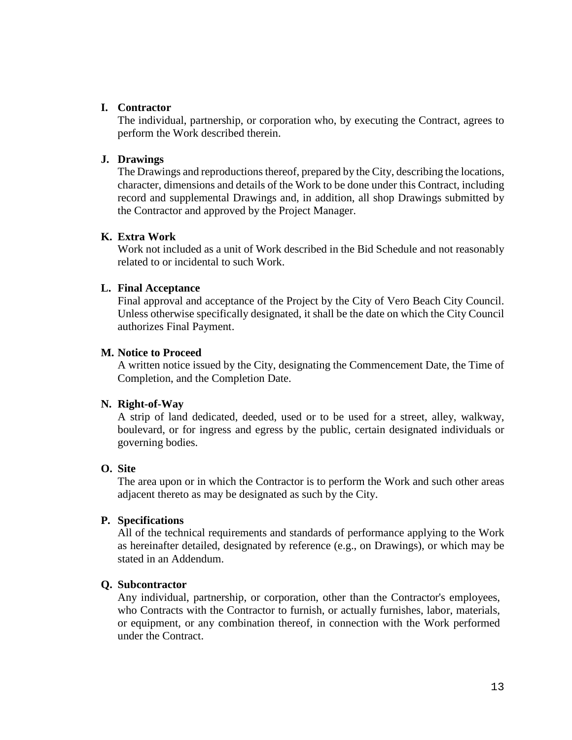**I. Contractor**

The individual, partnership, or corporation who, by executing the Contract, agrees to perform the Work described therein.

**J. Drawings**

The Drawings and reproductions thereof, prepared by the City, describing the locations, character, dimensions and details of the Work to be done under this Contract, including record and supplemental Drawings and, in addition, all shop Drawings submitted by the Contractor and approved by the Project Manager.

**K. Extra Work**

Work not included as a unit of Work described in the Bid Schedule and not reasonably related to or incidental to such Work.

**L. Final Acceptance**

Final approval and acceptance of the Project by the City of Vero Beach City Council. Unless otherwise specifically designated, it shall be the date on which the City Council authorizes Final Payment.

**M. Notice to Proceed**

A written notice issued by the City, designating the Commencement Date, the Time of Completion, and the Completion Date.

**N. Right-of-Way**

A strip of land dedicated, deeded, used or to be used for a street, alley, walkway, boulevard, or for ingress and egress by the public, certain designated individuals or governing bodies.

**O. Site**

The area upon or in which the Contractor is to perform the Work and such other areas adjacent thereto as may be designated as such by the City.

**P. Specifications**

All of the technical requirements and standards of performance applying to the Work as hereinafter detailed, designated by reference (e.g., on Drawings), or which may be stated in an Addendum.

**Q. Subcontractor**

Any individual, partnership, or corporation, other than the Contractor's employees, who Contracts with the Contractor to furnish, or actually furnishes, labor, materials, or equipment, or any combination thereof, in connection with the Work performed under the Contract.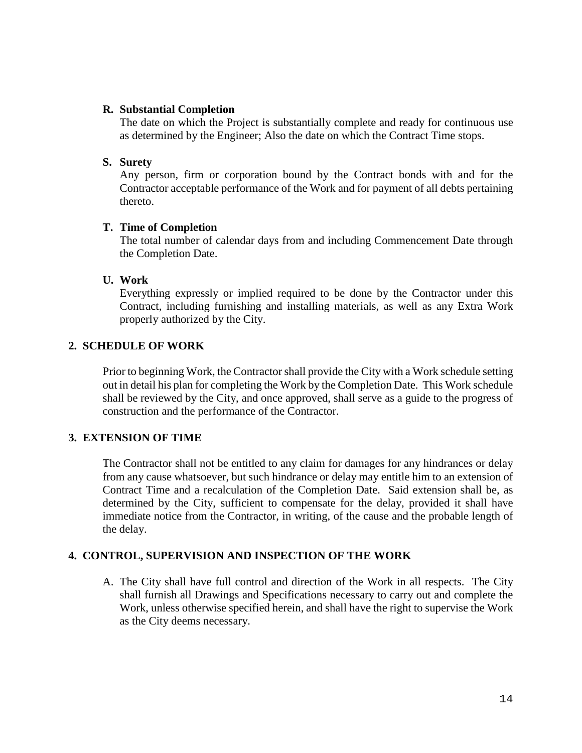**R. Substantial Completion**

The date on which the Project is substantially complete and ready for continuous use as determined by the Engineer; Also the date on which the Contract Time stops.

**S. Surety**

Any person, firm or corporation bound by the Contract bonds with and for the Contractor acceptable performance of the Work and for payment of all debts pertaining thereto.

**T. Time of Completion**

The total number of calendar days from and including Commencement Date through the Completion Date.

**U. Work**

Everything expressly or implied required to be done by the Contractor under this Contract, including furnishing and installing materials, as well as any Extra Work properly authorized by the City.

## 2. SCHEDULE OF WORK

Prior to beginning Work, the Contractor shall provide the City with a Work schedule setting out in detail his plan for completing the Work by the Completion Date. This Work schedule shall be reviewed by the City, and once approved, shall serve as a guide to the progress of construction and the performance of the Contractor.

## 3. EXTENSION OF TIME

The Contractor shall not be entitled to any claim for damages for any hindrances or delay from any cause whatsoever, but such hindrance or delay may entitle him to an extension of Contract Time and a recalculation of the Completion Date. Said extension shall be, as determined by the City, sufficient to compensate for the delay, provided it shall have immediate notice from the Contractor, in writing, of the cause and the probable length of the delay.

## 4. CONTROL, SUPERVISION AND INSPECTION OF THE WORK

A. The City shall have full control and direction of the Work in all respects. The City shall furnish all Drawings and Specifications necessary to carry out and complete the Work, unless otherwise specified herein, and shall have the right to supervise the Work as the City deems necessary.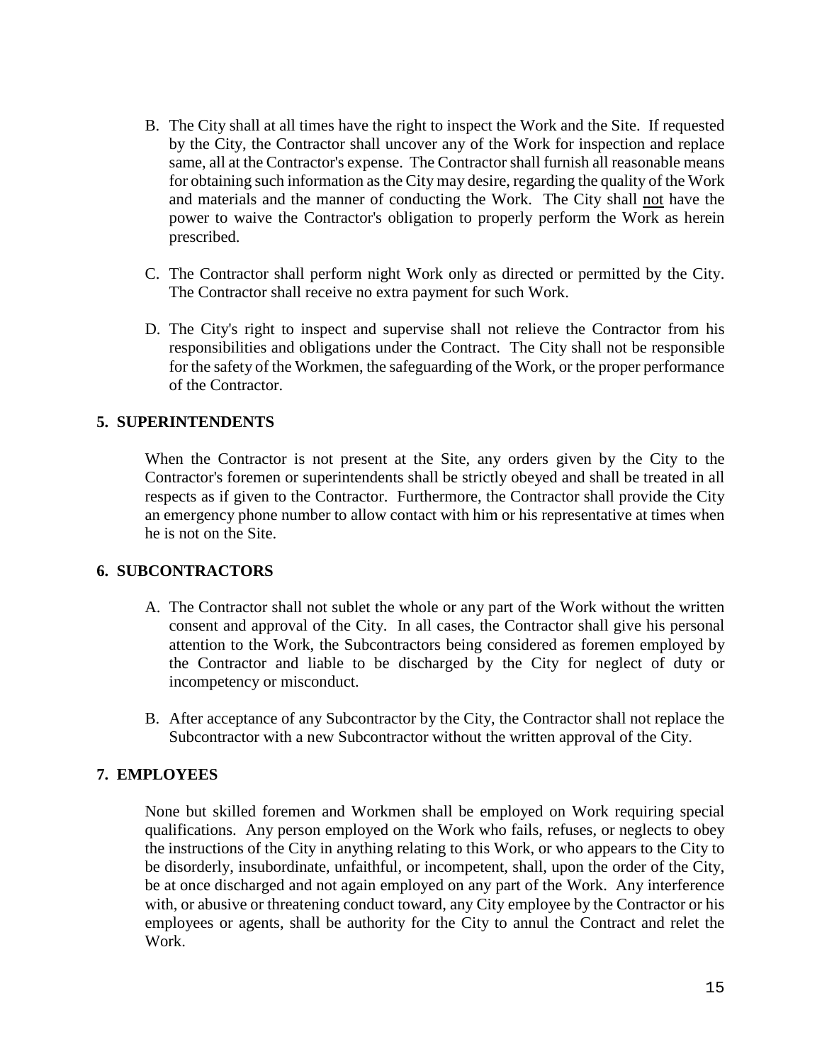B. The City shall at all times have the right to inspect the Work and the Site. If requested by the City, the Contractor shall uncover any of the Work for inspection and replace same, all at the Contractor's expense. The Contractor shall furnish all reasonable means for obtaining such information as the City may desire, regarding the quality of the Work and materials and the manner of conducting the Work. The City shall not have the power to waive the Contractor's obligation to properly perform the Work as herein prescribed.

C. The Contractor shall perform night Work only as directed or permitted by the City. The Contractor shall receive no extra payment for such Work.

D. The City's right to inspect and supervise shall not relieve the Contractor from his responsibilities and obligations under the Contract. The City shall not be responsible for the safety of the Workmen, the safeguarding of the Work, or the proper performance of the Contractor.

## 5. SUPERINTENDENTS

When the Contractor is not present at the Site, any orders given by the City to the Contractor's foremen or superintendents shall be strictly obeyed and shall be treated in all respects as if given to the Contractor. Furthermore, the Contractor shall provide the City an emergency phone number to allow contact with him or his representative at times when he is not on the Site.

## 6. SUBCONTRACTORS

A. The Contractor shall not sublet the whole or any part of the Work without the written consent and approval of the City. In all cases, the Contractor shall give his personal attention to the Work, the Subcontractors being considered as foremen employed by the Contractor and liable to be discharged by the City for neglect of duty or incompetency or misconduct.

B. After acceptance of any Subcontractor by the City, the Contractor shall not replace the Subcontractor with a new Subcontractor without the written approval of the City.

## 7. EMPLOYEES

None but skilled foremen and Workmen shall be employed on Work requiring special qualifications. Any person employed on the Work who fails, refuses, or neglects to obey the instructions of the City in anything relating to this Work, or who appears to the City to be disorderly, insubordinate, unfaithful, or incompetent, shall, upon the order of the City, be at once discharged and not again employed on any part of the Work. Any interference with, or abusive or threatening conduct toward, any City employee by the Contractor or his employees or agents, shall be authority for the City to annul the Contract and relet the Work.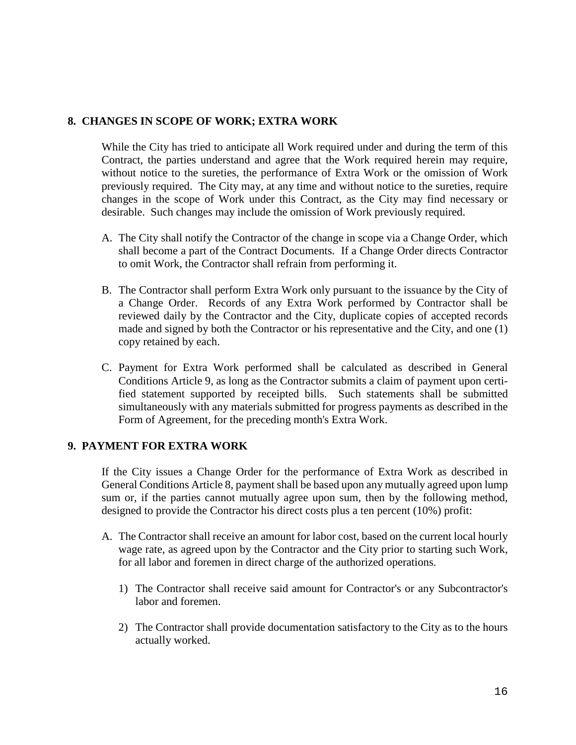## 8. CHANGES IN SCOPE OF WORK; EXTRA WORK

While the City has tried to anticipate all Work required under and during the term of this Contract, the parties understand and agree that the Work required herein may require, without notice to the sureties, the performance of Extra Work or the omission of Work previously required. The City may, at any time and without notice to the sureties, require changes in the scope of Work under this Contract, as the City may find necessary or desirable. Such changes may include the omission of Work previously required.

A. The City shall notify the Contractor of the change in scope via a Change Order, which shall become a part of the Contract Documents. If a Change Order directs Contractor to omit Work, the Contractor shall refrain from performing it.

B. The Contractor shall perform Extra Work only pursuant to the issuance by the City of a Change Order. Records of any Extra Work performed by Contractor shall be reviewed daily by the Contractor and the City, duplicate copies of accepted records made and signed by both the Contractor or his representative and the City, and one (1) copy retained by each.

C. Payment for Extra Work performed shall be calculated as described in General Conditions Article 9, as long as the Contractor submits a claim of payment upon certified statement supported by receipted bills. Such statements shall be submitted simultaneously with any materials submitted for progress payments as described in the Form of Agreement, for the preceding month's Extra Work.

## 9. PAYMENT FOR EXTRA WORK

If the City issues a Change Order for the performance of Extra Work as described in General Conditions Article 8, payment shall be based upon any mutually agreed upon lump sum or, if the parties cannot mutually agree upon sum, then by the following method, designed to provide the Contractor his direct costs plus a ten percent (10%) profit:

A. The Contractor shall receive an amount for labor cost, based on the current local hourly wage rate, as agreed upon by the Contractor and the City prior to starting such Work, for all labor and foremen in direct charge of the authorized operations.

   1) The Contractor shall receive said amount for Contractor's or any Subcontractor's labor and foremen.

   2) The Contractor shall provide documentation satisfactory to the City as to the hours actually worked.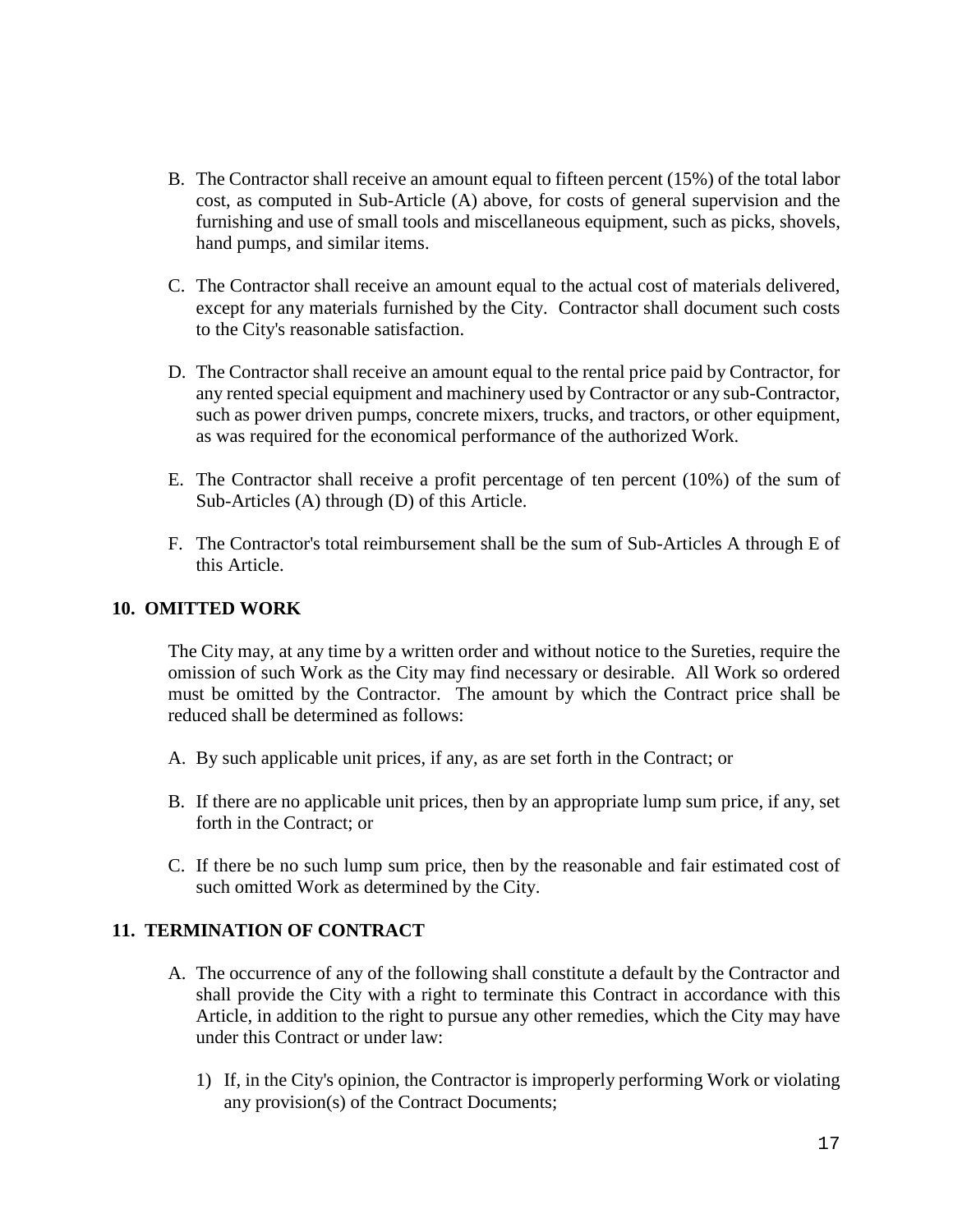B. The Contractor shall receive an amount equal to fifteen percent (15%) of the total labor cost, as computed in Sub-Article (A) above, for costs of general supervision and the furnishing and use of small tools and miscellaneous equipment, such as picks, shovels, hand pumps, and similar items.

C. The Contractor shall receive an amount equal to the actual cost of materials delivered, except for any materials furnished by the City. Contractor shall document such costs to the City's reasonable satisfaction.

D. The Contractor shall receive an amount equal to the rental price paid by Contractor, for any rented special equipment and machinery used by Contractor or any sub-Contractor, such as power driven pumps, concrete mixers, trucks, and tractors, or other equipment, as was required for the economical performance of the authorized Work.

E. The Contractor shall receive a profit percentage of ten percent (10%) of the sum of Sub-Articles (A) through (D) of this Article.

F. The Contractor's total reimbursement shall be the sum of Sub-Articles A through E of this Article.

## 10. OMITTED WORK

The City may, at any time by a written order and without notice to the Sureties, require the omission of such Work as the City may find necessary or desirable. All Work so ordered must be omitted by the Contractor. The amount by which the Contract price shall be reduced shall be determined as follows:

A. By such applicable unit prices, if any, as are set forth in the Contract; or

B. If there are no applicable unit prices, then by an appropriate lump sum price, if any, set forth in the Contract; or

C. If there be no such lump sum price, then by the reasonable and fair estimated cost of such omitted Work as determined by the City.

## 11. TERMINATION OF CONTRACT

A. The occurrence of any of the following shall constitute a default by the Contractor and shall provide the City with a right to terminate this Contract in accordance with this Article, in addition to the right to pursue any other remedies, which the City may have under this Contract or under law:

   1) If, in the City's opinion, the Contractor is improperly performing Work or violating any provision(s) of the Contract Documents;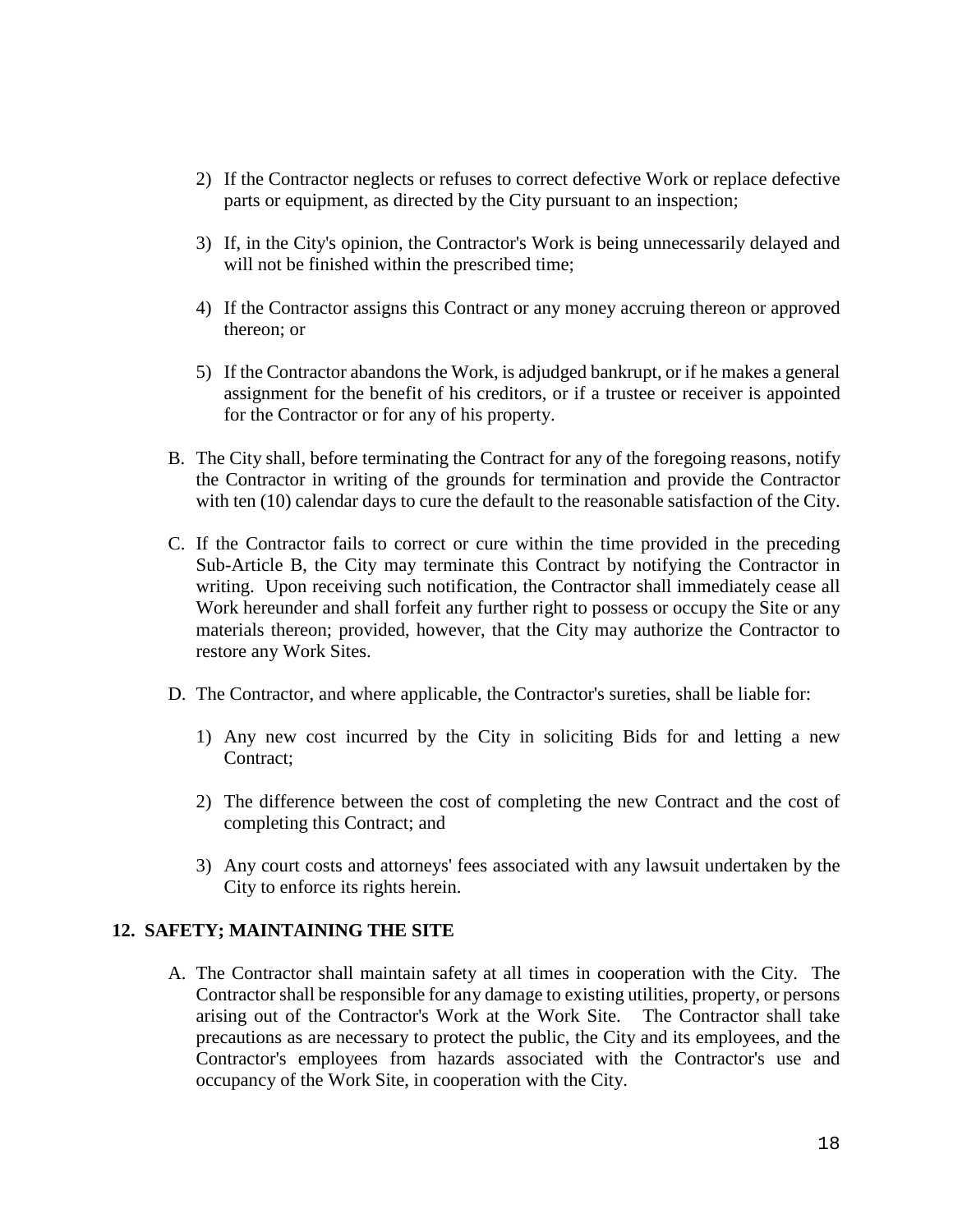2) If the Contractor neglects or refuses to correct defective Work or replace defective parts or equipment, as directed by the City pursuant to an inspection;

3) If, in the City's opinion, the Contractor's Work is being unnecessarily delayed and will not be finished within the prescribed time;

4) If the Contractor assigns this Contract or any money accruing thereon or approved thereon; or

5) If the Contractor abandons the Work, is adjudged bankrupt, or if he makes a general assignment for the benefit of his creditors, or if a trustee or receiver is appointed for the Contractor or for any of his property.

B. The City shall, before terminating the Contract for any of the foregoing reasons, notify the Contractor in writing of the grounds for termination and provide the Contractor with ten (10) calendar days to cure the default to the reasonable satisfaction of the City.

C. If the Contractor fails to correct or cure within the time provided in the preceding Sub-Article B, the City may terminate this Contract by notifying the Contractor in writing. Upon receiving such notification, the Contractor shall immediately cease all Work hereunder and shall forfeit any further right to possess or occupy the Site or any materials thereon; provided, however, that the City may authorize the Contractor to restore any Work Sites.

D. The Contractor, and where applicable, the Contractor's sureties, shall be liable for:

1) Any new cost incurred by the City in soliciting Bids for and letting a new Contract;

2) The difference between the cost of completing the new Contract and the cost of completing this Contract; and

3) Any court costs and attorneys' fees associated with any lawsuit undertaken by the City to enforce its rights herein.

## 12. SAFETY; MAINTAINING THE SITE

A. The Contractor shall maintain safety at all times in cooperation with the City. The Contractor shall be responsible for any damage to existing utilities, property, or persons arising out of the Contractor's Work at the Work Site. The Contractor shall take precautions as are necessary to protect the public, the City and its employees, and the Contractor's employees from hazards associated with the Contractor's use and occupancy of the Work Site, in cooperation with the City.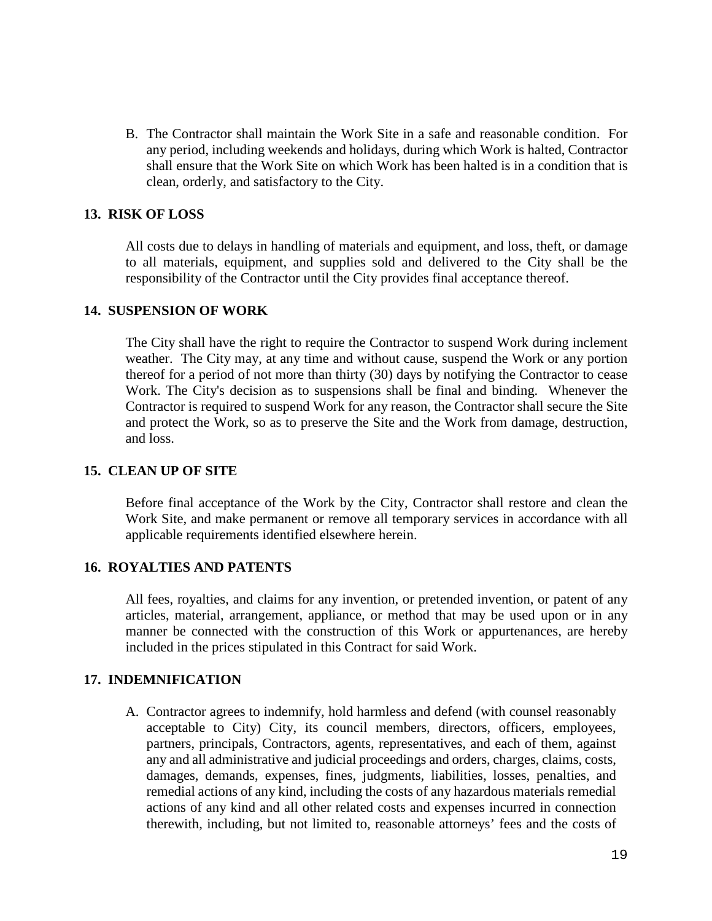B. The Contractor shall maintain the Work Site in a safe and reasonable condition. For any period, including weekends and holidays, during which Work is halted, Contractor shall ensure that the Work Site on which Work has been halted is in a condition that is clean, orderly, and satisfactory to the City.

## 13. RISK OF LOSS

All costs due to delays in handling of materials and equipment, and loss, theft, or damage to all materials, equipment, and supplies sold and delivered to the City shall be the responsibility of the Contractor until the City provides final acceptance thereof.

## 14. SUSPENSION OF WORK

The City shall have the right to require the Contractor to suspend Work during inclement weather. The City may, at any time and without cause, suspend the Work or any portion thereof for a period of not more than thirty (30) days by notifying the Contractor to cease Work. The City's decision as to suspensions shall be final and binding. Whenever the Contractor is required to suspend Work for any reason, the Contractor shall secure the Site and protect the Work, so as to preserve the Site and the Work from damage, destruction, and loss.

## 15. CLEAN UP OF SITE

Before final acceptance of the Work by the City, Contractor shall restore and clean the Work Site, and make permanent or remove all temporary services in accordance with all applicable requirements identified elsewhere herein.

## 16. ROYALTIES AND PATENTS

All fees, royalties, and claims for any invention, or pretended invention, or patent of any articles, material, arrangement, appliance, or method that may be used upon or in any manner be connected with the construction of this Work or appurtenances, are hereby included in the prices stipulated in this Contract for said Work.

## 17. INDEMNIFICATION

A. Contractor agrees to indemnify, hold harmless and defend (with counsel reasonably acceptable to City) City, its council members, directors, officers, employees, partners, principals, Contractors, agents, representatives, and each of them, against any and all administrative and judicial proceedings and orders, charges, claims, costs, damages, demands, expenses, fines, judgments, liabilities, losses, penalties, and remedial actions of any kind, including the costs of any hazardous materials remedial actions of any kind and all other related costs and expenses incurred in connection therewith, including, but not limited to, reasonable attorneys' fees and the costs of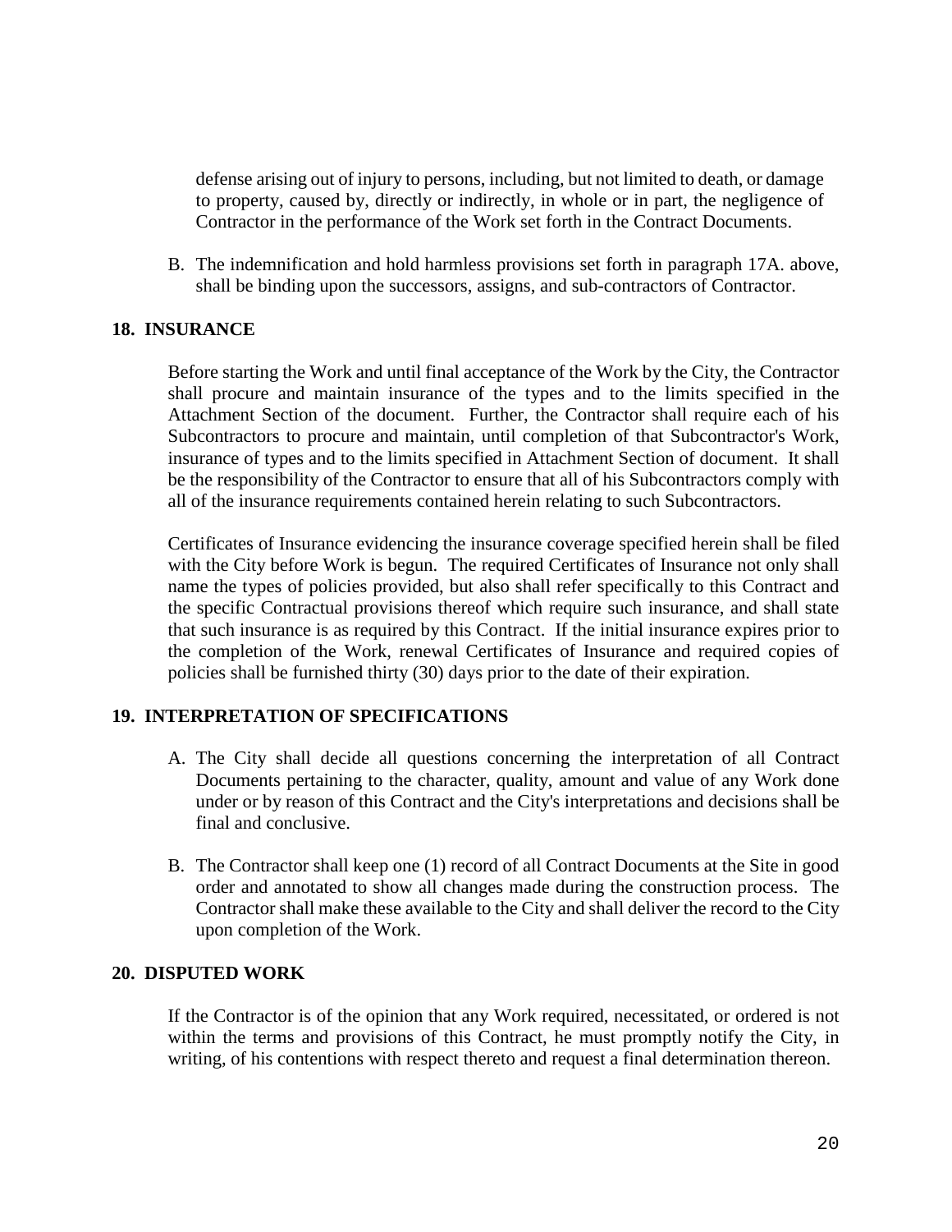defense arising out of injury to persons, including, but not limited to death, or damage to property, caused by, directly or indirectly, in whole or in part, the negligence of Contractor in the performance of the Work set forth in the Contract Documents.

B. The indemnification and hold harmless provisions set forth in paragraph 17A. above, shall be binding upon the successors, assigns, and sub-contractors of Contractor.

## 18. INSURANCE

Before starting the Work and until final acceptance of the Work by the City, the Contractor shall procure and maintain insurance of the types and to the limits specified in the Attachment Section of the document. Further, the Contractor shall require each of his Subcontractors to procure and maintain, until completion of that Subcontractor's Work, insurance of types and to the limits specified in Attachment Section of document. It shall be the responsibility of the Contractor to ensure that all of his Subcontractors comply with all of the insurance requirements contained herein relating to such Subcontractors.

Certificates of Insurance evidencing the insurance coverage specified herein shall be filed with the City before Work is begun. The required Certificates of Insurance not only shall name the types of policies provided, but also shall refer specifically to this Contract and the specific Contractual provisions thereof which require such insurance, and shall state that such insurance is as required by this Contract. If the initial insurance expires prior to the completion of the Work, renewal Certificates of Insurance and required copies of policies shall be furnished thirty (30) days prior to the date of their expiration.

## 19. INTERPRETATION OF SPECIFICATIONS

A. The City shall decide all questions concerning the interpretation of all Contract Documents pertaining to the character, quality, amount and value of any Work done under or by reason of this Contract and the City's interpretations and decisions shall be final and conclusive.

B. The Contractor shall keep one (1) record of all Contract Documents at the Site in good order and annotated to show all changes made during the construction process. The Contractor shall make these available to the City and shall deliver the record to the City upon completion of the Work.

## 20. DISPUTED WORK

If the Contractor is of the opinion that any Work required, necessitated, or ordered is not within the terms and provisions of this Contract, he must promptly notify the City, in writing, of his contentions with respect thereto and request a final determination thereon.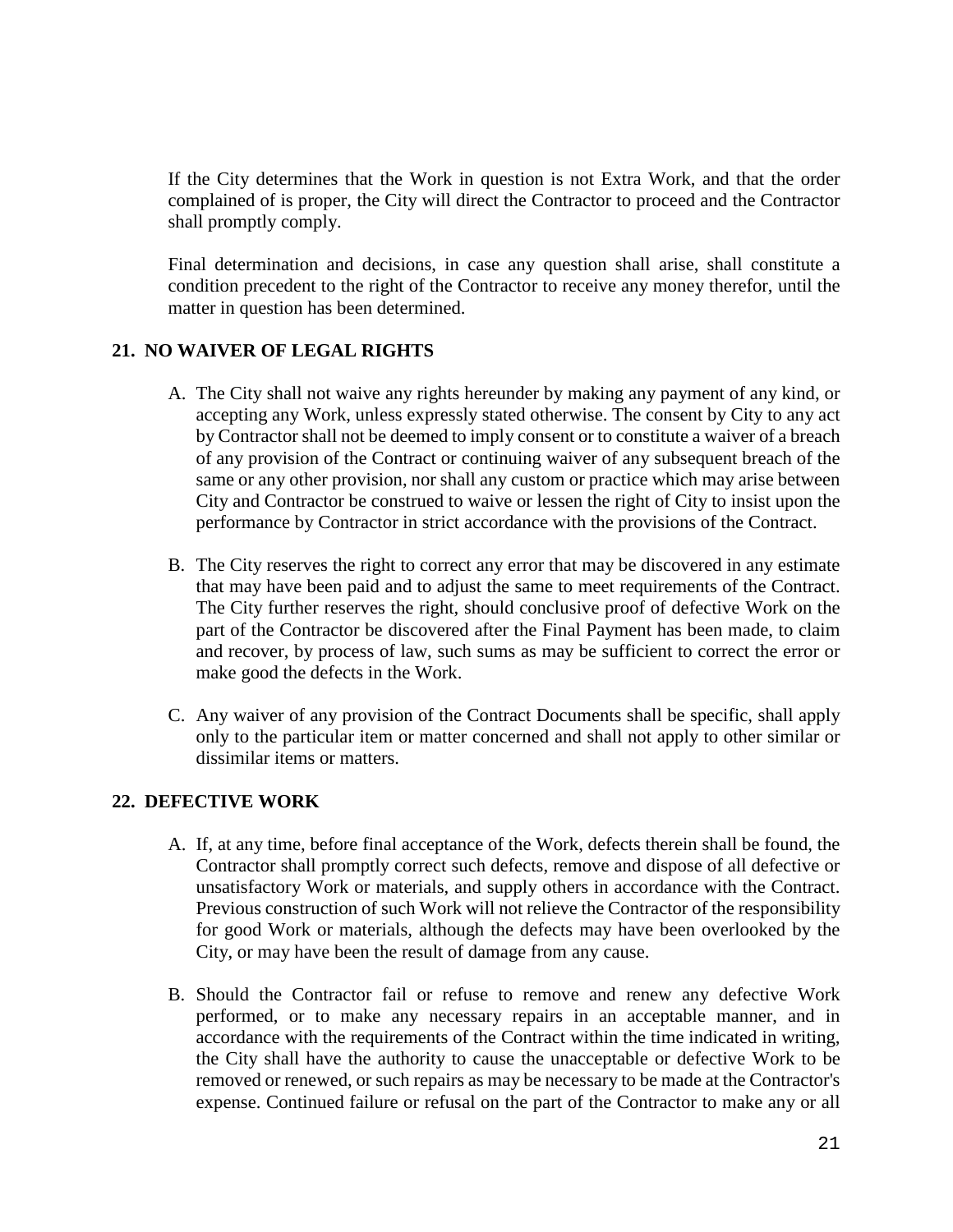If the City determines that the Work in question is not Extra Work, and that the order complained of is proper, the City will direct the Contractor to proceed and the Contractor shall promptly comply.

Final determination and decisions, in case any question shall arise, shall constitute a condition precedent to the right of the Contractor to receive any money therefor, until the matter in question has been determined.

## 21. NO WAIVER OF LEGAL RIGHTS

A. The City shall not waive any rights hereunder by making any payment of any kind, or accepting any Work, unless expressly stated otherwise. The consent by City to any act by Contractor shall not be deemed to imply consent or to constitute a waiver of a breach of any provision of the Contract or continuing waiver of any subsequent breach of the same or any other provision, nor shall any custom or practice which may arise between City and Contractor be construed to waive or lessen the right of City to insist upon the performance by Contractor in strict accordance with the provisions of the Contract.

B. The City reserves the right to correct any error that may be discovered in any estimate that may have been paid and to adjust the same to meet requirements of the Contract. The City further reserves the right, should conclusive proof of defective Work on the part of the Contractor be discovered after the Final Payment has been made, to claim and recover, by process of law, such sums as may be sufficient to correct the error or make good the defects in the Work.

C. Any waiver of any provision of the Contract Documents shall be specific, shall apply only to the particular item or matter concerned and shall not apply to other similar or dissimilar items or matters.

## 22. DEFECTIVE WORK

A. If, at any time, before final acceptance of the Work, defects therein shall be found, the Contractor shall promptly correct such defects, remove and dispose of all defective or unsatisfactory Work or materials, and supply others in accordance with the Contract. Previous construction of such Work will not relieve the Contractor of the responsibility for good Work or materials, although the defects may have been overlooked by the City, or may have been the result of damage from any cause.

B. Should the Contractor fail or refuse to remove and renew any defective Work performed, or to make any necessary repairs in an acceptable manner, and in accordance with the requirements of the Contract within the time indicated in writing, the City shall have the authority to cause the unacceptable or defective Work to be removed or renewed, or such repairs as may be necessary to be made at the Contractor's expense. Continued failure or refusal on the part of the Contractor to make any or all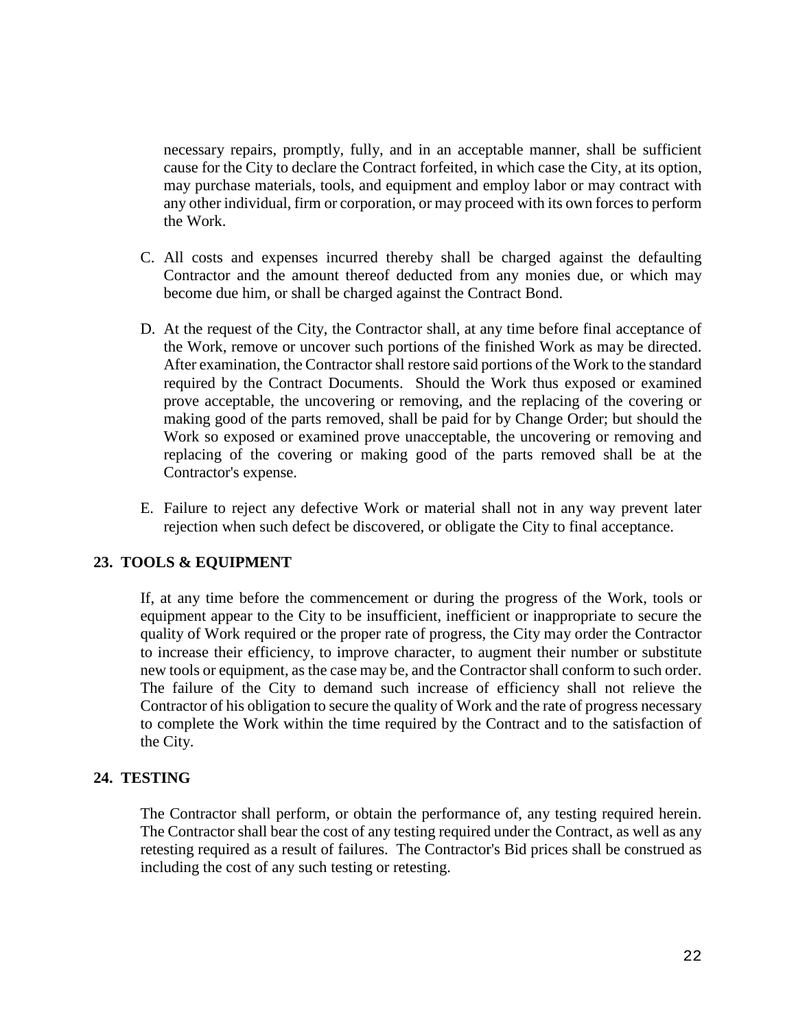necessary repairs, promptly, fully, and in an acceptable manner, shall be sufficient cause for the City to declare the Contract forfeited, in which case the City, at its option, may purchase materials, tools, and equipment and employ labor or may contract with any other individual, firm or corporation, or may proceed with its own forces to perform the Work.

C. All costs and expenses incurred thereby shall be charged against the defaulting Contractor and the amount thereof deducted from any monies due, or which may become due him, or shall be charged against the Contract Bond.

D. At the request of the City, the Contractor shall, at any time before final acceptance of the Work, remove or uncover such portions of the finished Work as may be directed. After examination, the Contractor shall restore said portions of the Work to the standard required by the Contract Documents. Should the Work thus exposed or examined prove acceptable, the uncovering or removing, and the replacing of the covering or making good of the parts removed, shall be paid for by Change Order; but should the Work so exposed or examined prove unacceptable, the uncovering or removing and replacing of the covering or making good of the parts removed shall be at the Contractor's expense.

E. Failure to reject any defective Work or material shall not in any way prevent later rejection when such defect be discovered, or obligate the City to final acceptance.

## 23. TOOLS & EQUIPMENT

If, at any time before the commencement or during the progress of the Work, tools or equipment appear to the City to be insufficient, inefficient or inappropriate to secure the quality of Work required or the proper rate of progress, the City may order the Contractor to increase their efficiency, to improve character, to augment their number or substitute new tools or equipment, as the case may be, and the Contractor shall conform to such order. The failure of the City to demand such increase of efficiency shall not relieve the Contractor of his obligation to secure the quality of Work and the rate of progress necessary to complete the Work within the time required by the Contract and to the satisfaction of the City.

## 24. TESTING

The Contractor shall perform, or obtain the performance of, any testing required herein. The Contractor shall bear the cost of any testing required under the Contract, as well as any retesting required as a result of failures. The Contractor's Bid prices shall be construed as including the cost of any such testing or retesting.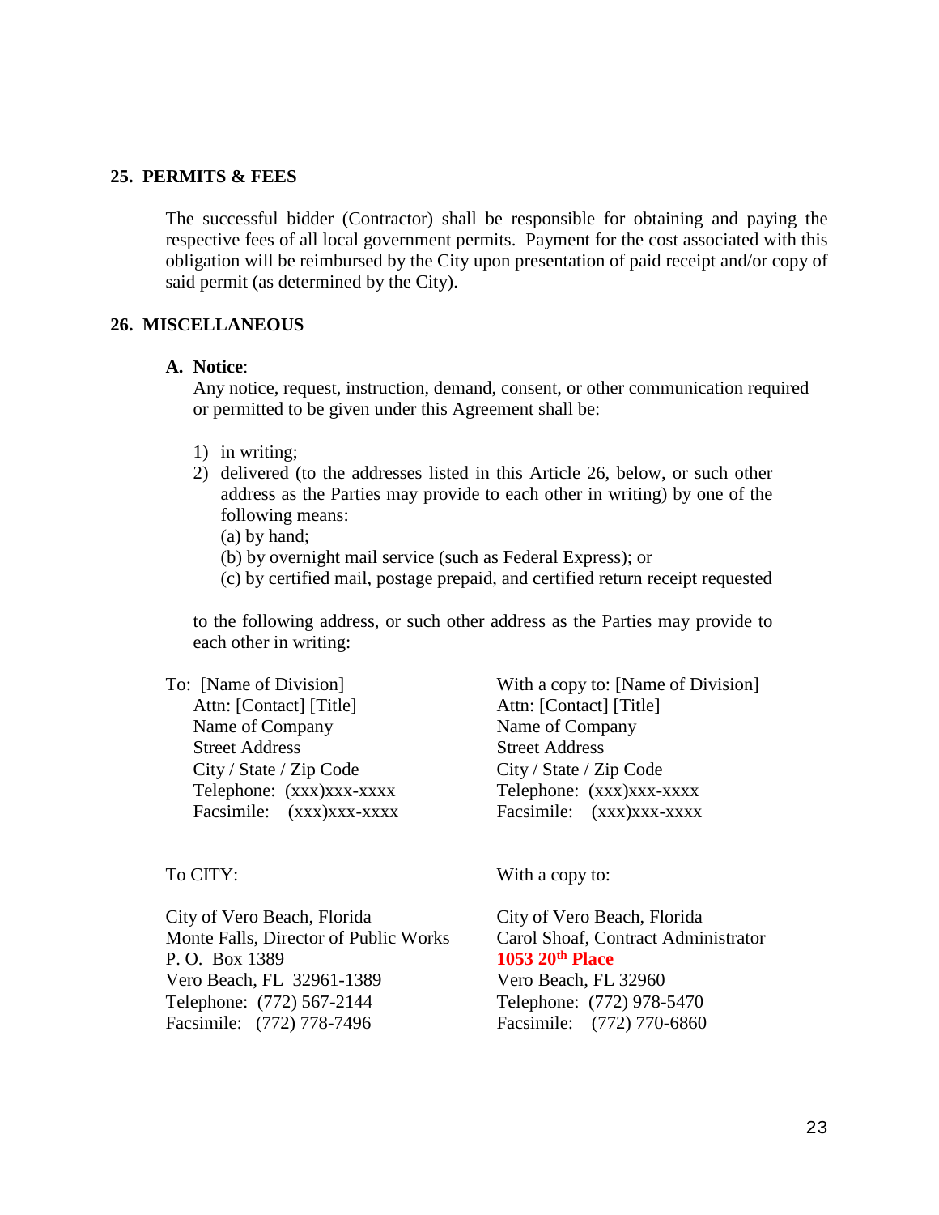## 25. PERMITS & FEES

The successful bidder (Contractor) shall be responsible for obtaining and paying the respective fees of all local government permits. Payment for the cost associated with this obligation will be reimbursed by the City upon presentation of paid receipt and/or copy of said permit (as determined by the City).

## 26. MISCELLANEOUS

**A. Notice**:

Any notice, request, instruction, demand, consent, or other communication required or permitted to be given under this Agreement shall be:

1) in writing;
2) delivered (to the addresses listed in this Article 26, below, or such other address as the Parties may provide to each other in writing) by one of the following means:
   (a) by hand;
   (b) by overnight mail service (such as Federal Express); or
   (c) by certified mail, postage prepaid, and certified return receipt requested

to the following address, or such other address as the Parties may provide to each other in writing:

To: [Name of Division]
Attn: [Contact] [Title]
Name of Company
Street Address
City / State / Zip Code
Telephone: (xxx)xxx-xxxx
Facsimile: (xxx)xxx-xxxx

With a copy to: [Name of Division]
Attn: [Contact] [Title]
Name of Company
Street Address
City / State / Zip Code
Telephone: (xxx)xxx-xxxx
Facsimile: (xxx)xxx-xxxx

To CITY:

City of Vero Beach, Florida
Monte Falls, Director of Public Works
P. O. Box 1389
Vero Beach, FL 32961-1389
Telephone: (772) 567-2144
Facsimile: (772) 778-7496

With a copy to:

City of Vero Beach, Florida
Carol Shoaf, Contract Administrator
**1053 20th Place**
Vero Beach, FL 32960
Telephone: (772) 978-5470
Facsimile: (772) 770-6860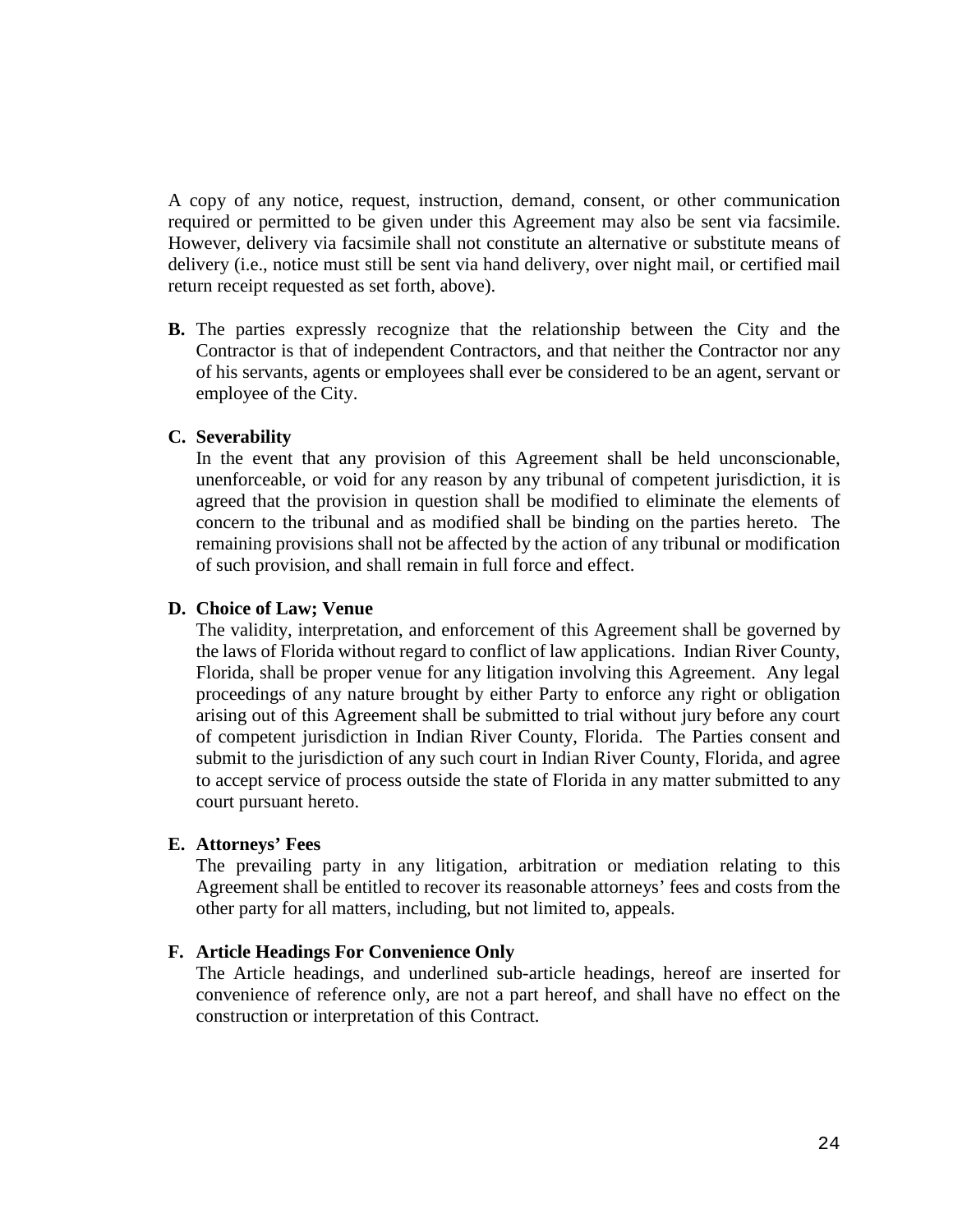A copy of any notice, request, instruction, demand, consent, or other communication required or permitted to be given under this Agreement may also be sent via facsimile. However, delivery via facsimile shall not constitute an alternative or substitute means of delivery (i.e., notice must still be sent via hand delivery, over night mail, or certified mail return receipt requested as set forth, above).

**B.** The parties expressly recognize that the relationship between the City and the Contractor is that of independent Contractors, and that neither the Contractor nor any of his servants, agents or employees shall ever be considered to be an agent, servant or employee of the City.

**C. Severability**

In the event that any provision of this Agreement shall be held unconscionable, unenforceable, or void for any reason by any tribunal of competent jurisdiction, it is agreed that the provision in question shall be modified to eliminate the elements of concern to the tribunal and as modified shall be binding on the parties hereto. The remaining provisions shall not be affected by the action of any tribunal or modification of such provision, and shall remain in full force and effect.

**D. Choice of Law; Venue**

The validity, interpretation, and enforcement of this Agreement shall be governed by the laws of Florida without regard to conflict of law applications. Indian River County, Florida, shall be proper venue for any litigation involving this Agreement. Any legal proceedings of any nature brought by either Party to enforce any right or obligation arising out of this Agreement shall be submitted to trial without jury before any court of competent jurisdiction in Indian River County, Florida. The Parties consent and submit to the jurisdiction of any such court in Indian River County, Florida, and agree to accept service of process outside the state of Florida in any matter submitted to any court pursuant hereto.

**E. Attorneys' Fees**

The prevailing party in any litigation, arbitration or mediation relating to this Agreement shall be entitled to recover its reasonable attorneys' fees and costs from the other party for all matters, including, but not limited to, appeals.

**F. Article Headings For Convenience Only**

The Article headings, and underlined sub-article headings, hereof are inserted for convenience of reference only, are not a part hereof, and shall have no effect on the construction or interpretation of this Contract.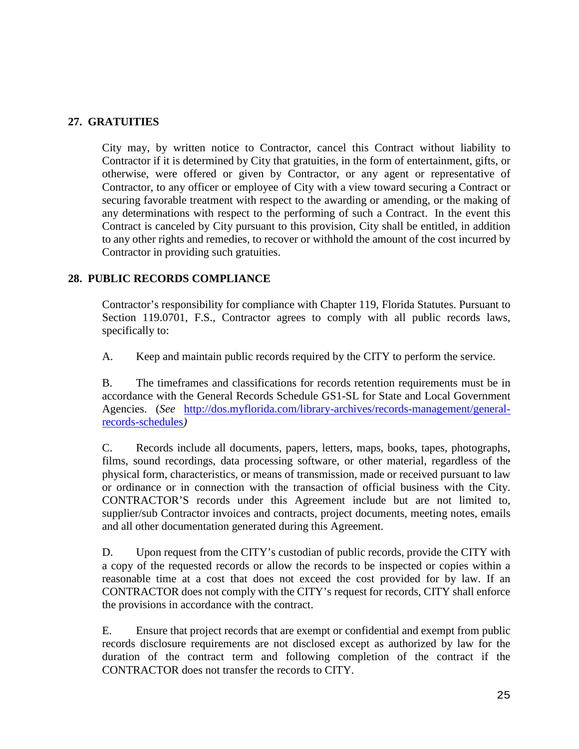## 27. GRATUITIES

City may, by written notice to Contractor, cancel this Contract without liability to Contractor if it is determined by City that gratuities, in the form of entertainment, gifts, or otherwise, were offered or given by Contractor, or any agent or representative of Contractor, to any officer or employee of City with a view toward securing a Contract or securing favorable treatment with respect to the awarding or amending, or the making of any determinations with respect to the performing of such a Contract. In the event this Contract is canceled by City pursuant to this provision, City shall be entitled, in addition to any other rights and remedies, to recover or withhold the amount of the cost incurred by Contractor in providing such gratuities.

## 28. PUBLIC RECORDS COMPLIANCE

Contractor's responsibility for compliance with Chapter 119, Florida Statutes. Pursuant to Section 119.0701, F.S., Contractor agrees to comply with all public records laws, specifically to:

A. Keep and maintain public records required by the CITY to perform the service.

B. The timeframes and classifications for records retention requirements must be in accordance with the General Records Schedule GS1-SL for State and Local Government Agencies. (*See* [http://dos.myflorida.com/library-archives/records-management/general-records-schedules](http://dos.myflorida.com/library-archives/records-management/general-records-schedules)*)*

C. Records include all documents, papers, letters, maps, books, tapes, photographs, films, sound recordings, data processing software, or other material, regardless of the physical form, characteristics, or means of transmission, made or received pursuant to law or ordinance or in connection with the transaction of official business with the City. CONTRACTOR'S records under this Agreement include but are not limited to, supplier/sub Contractor invoices and contracts, project documents, meeting notes, emails and all other documentation generated during this Agreement.

D. Upon request from the CITY's custodian of public records, provide the CITY with a copy of the requested records or allow the records to be inspected or copies within a reasonable time at a cost that does not exceed the cost provided for by law. If an CONTRACTOR does not comply with the CITY's request for records, CITY shall enforce the provisions in accordance with the contract.

E. Ensure that project records that are exempt or confidential and exempt from public records disclosure requirements are not disclosed except as authorized by law for the duration of the contract term and following completion of the contract if the CONTRACTOR does not transfer the records to CITY.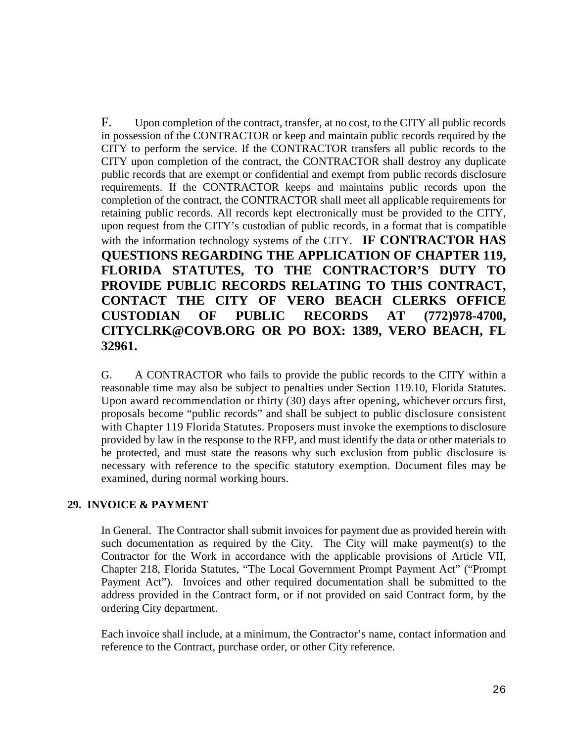F. Upon completion of the contract, transfer, at no cost, to the CITY all public records in possession of the CONTRACTOR or keep and maintain public records required by the CITY to perform the service. If the CONTRACTOR transfers all public records to the CITY upon completion of the contract, the CONTRACTOR shall destroy any duplicate public records that are exempt or confidential and exempt from public records disclosure requirements. If the CONTRACTOR keeps and maintains public records upon the completion of the contract, the CONTRACTOR shall meet all applicable requirements for retaining public records. All records kept electronically must be provided to the CITY, upon request from the CITY's custodian of public records, in a format that is compatible with the information technology systems of the CITY. **IF CONTRACTOR HAS QUESTIONS REGARDING THE APPLICATION OF CHAPTER 119, FLORIDA STATUTES, TO THE CONTRACTOR'S DUTY TO PROVIDE PUBLIC RECORDS RELATING TO THIS CONTRACT, CONTACT THE CITY OF VERO BEACH CLERKS OFFICE CUSTODIAN OF PUBLIC RECORDS AT (772)978-4700, CITYCLRK@COVB.ORG OR PO BOX: 1389, VERO BEACH, FL 32961.**

G. A CONTRACTOR who fails to provide the public records to the CITY within a reasonable time may also be subject to penalties under Section 119.10, Florida Statutes. Upon award recommendation or thirty (30) days after opening, whichever occurs first, proposals become "public records" and shall be subject to public disclosure consistent with Chapter 119 Florida Statutes. Proposers must invoke the exemptions to disclosure provided by law in the response to the RFP, and must identify the data or other materials to be protected, and must state the reasons why such exclusion from public disclosure is necessary with reference to the specific statutory exemption. Document files may be examined, during normal working hours.

## 29. INVOICE & PAYMENT

In General. The Contractor shall submit invoices for payment due as provided herein with such documentation as required by the City. The City will make payment(s) to the Contractor for the Work in accordance with the applicable provisions of Article VII, Chapter 218, Florida Statutes, "The Local Government Prompt Payment Act" ("Prompt Payment Act"). Invoices and other required documentation shall be submitted to the address provided in the Contract form, or if not provided on said Contract form, by the ordering City department.

Each invoice shall include, at a minimum, the Contractor's name, contact information and reference to the Contract, purchase order, or other City reference.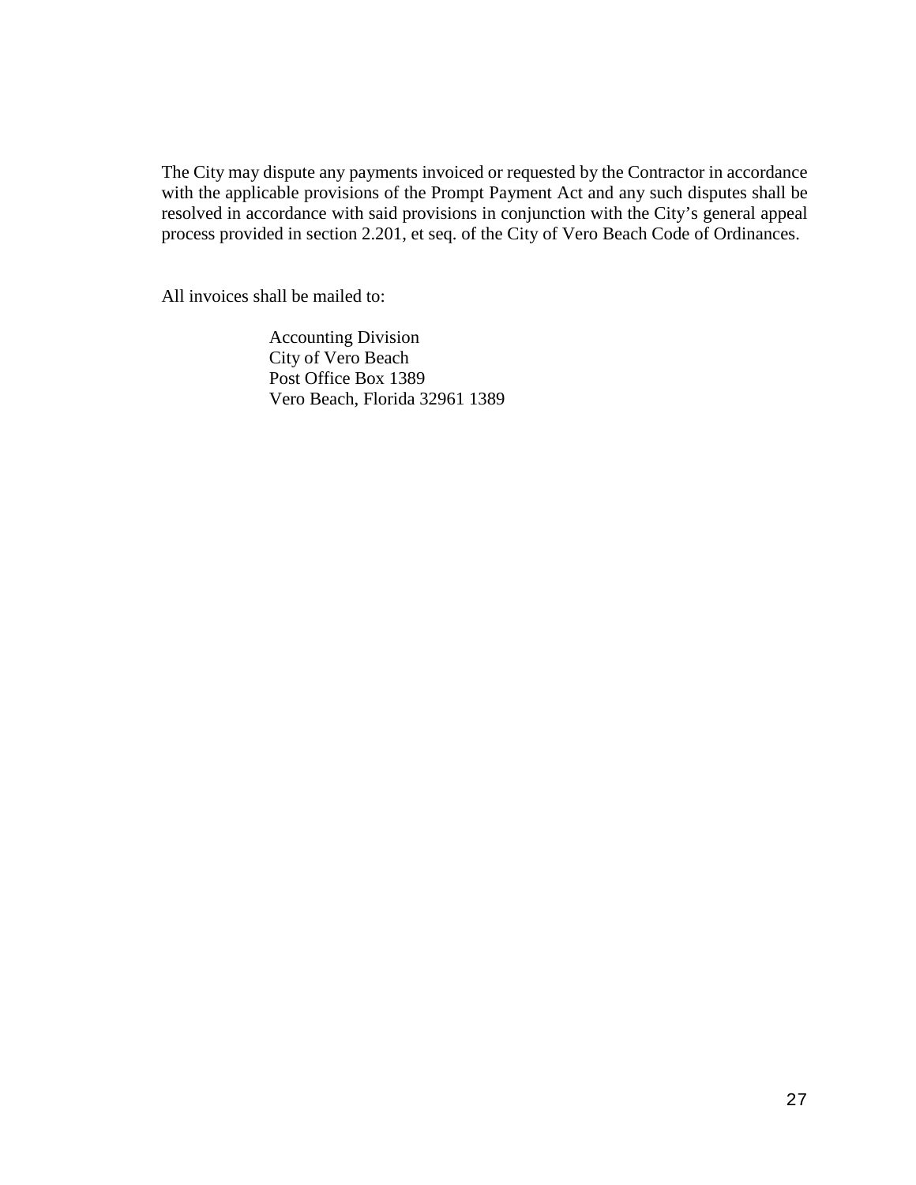The City may dispute any payments invoiced or requested by the Contractor in accordance with the applicable provisions of the Prompt Payment Act and any such disputes shall be resolved in accordance with said provisions in conjunction with the City's general appeal process provided in section 2.201, et seq. of the City of Vero Beach Code of Ordinances.

All invoices shall be mailed to:

Accounting Division
City of Vero Beach
Post Office Box 1389
Vero Beach, Florida 32961 1389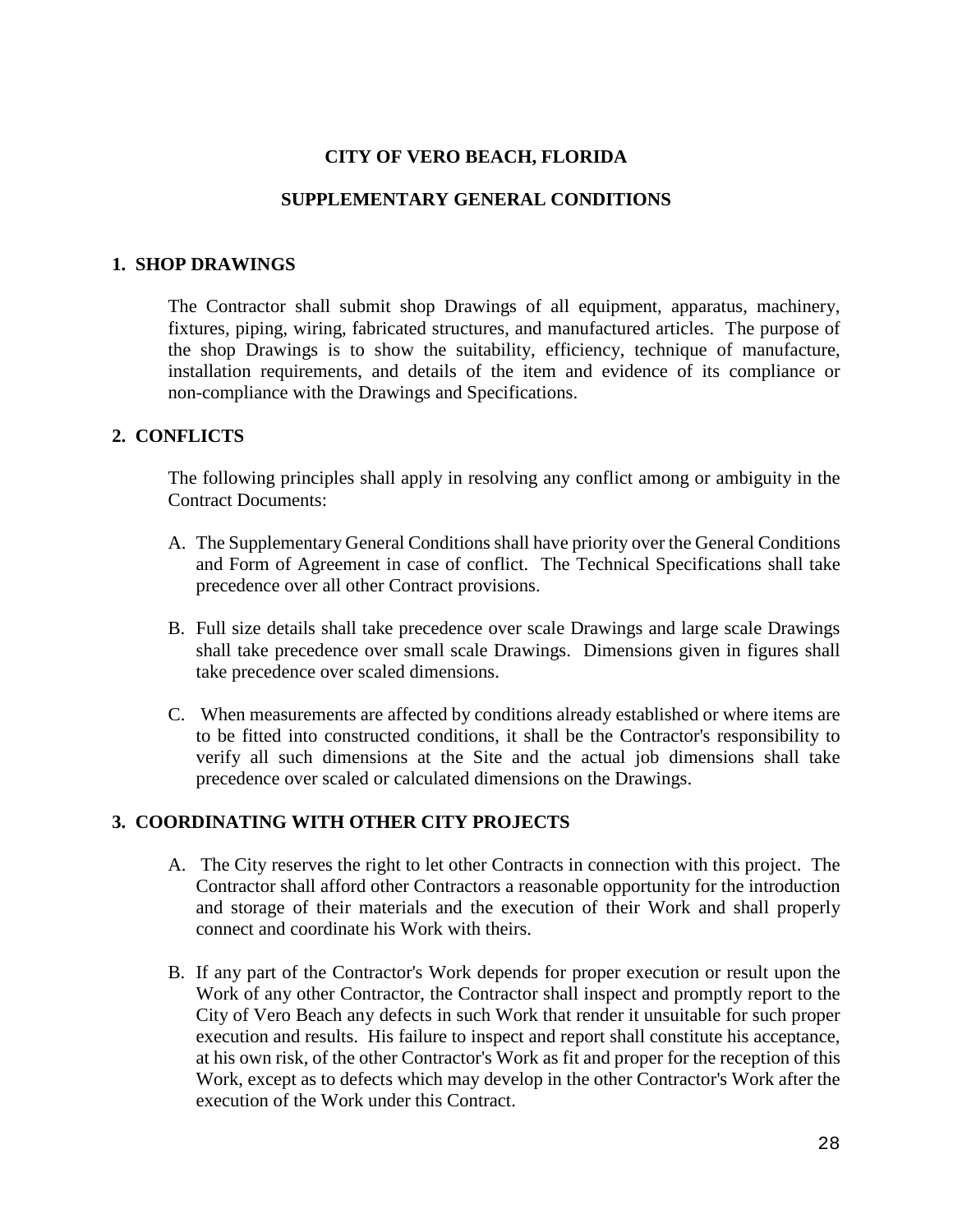# CITY OF VERO BEACH, FLORIDA

## SUPPLEMENTARY GENERAL CONDITIONS

### 1. SHOP DRAWINGS

The Contractor shall submit shop Drawings of all equipment, apparatus, machinery, fixtures, piping, wiring, fabricated structures, and manufactured articles. The purpose of the shop Drawings is to show the suitability, efficiency, technique of manufacture, installation requirements, and details of the item and evidence of its compliance or non-compliance with the Drawings and Specifications.

### 2. CONFLICTS

The following principles shall apply in resolving any conflict among or ambiguity in the Contract Documents:

A. The Supplementary General Conditions shall have priority over the General Conditions and Form of Agreement in case of conflict. The Technical Specifications shall take precedence over all other Contract provisions.

B. Full size details shall take precedence over scale Drawings and large scale Drawings shall take precedence over small scale Drawings. Dimensions given in figures shall take precedence over scaled dimensions.

C. When measurements are affected by conditions already established or where items are to be fitted into constructed conditions, it shall be the Contractor's responsibility to verify all such dimensions at the Site and the actual job dimensions shall take precedence over scaled or calculated dimensions on the Drawings.

### 3. COORDINATING WITH OTHER CITY PROJECTS

A. The City reserves the right to let other Contracts in connection with this project. The Contractor shall afford other Contractors a reasonable opportunity for the introduction and storage of their materials and the execution of their Work and shall properly connect and coordinate his Work with theirs.

B. If any part of the Contractor's Work depends for proper execution or result upon the Work of any other Contractor, the Contractor shall inspect and promptly report to the City of Vero Beach any defects in such Work that render it unsuitable for such proper execution and results. His failure to inspect and report shall constitute his acceptance, at his own risk, of the other Contractor's Work as fit and proper for the reception of this Work, except as to defects which may develop in the other Contractor's Work after the execution of the Work under this Contract.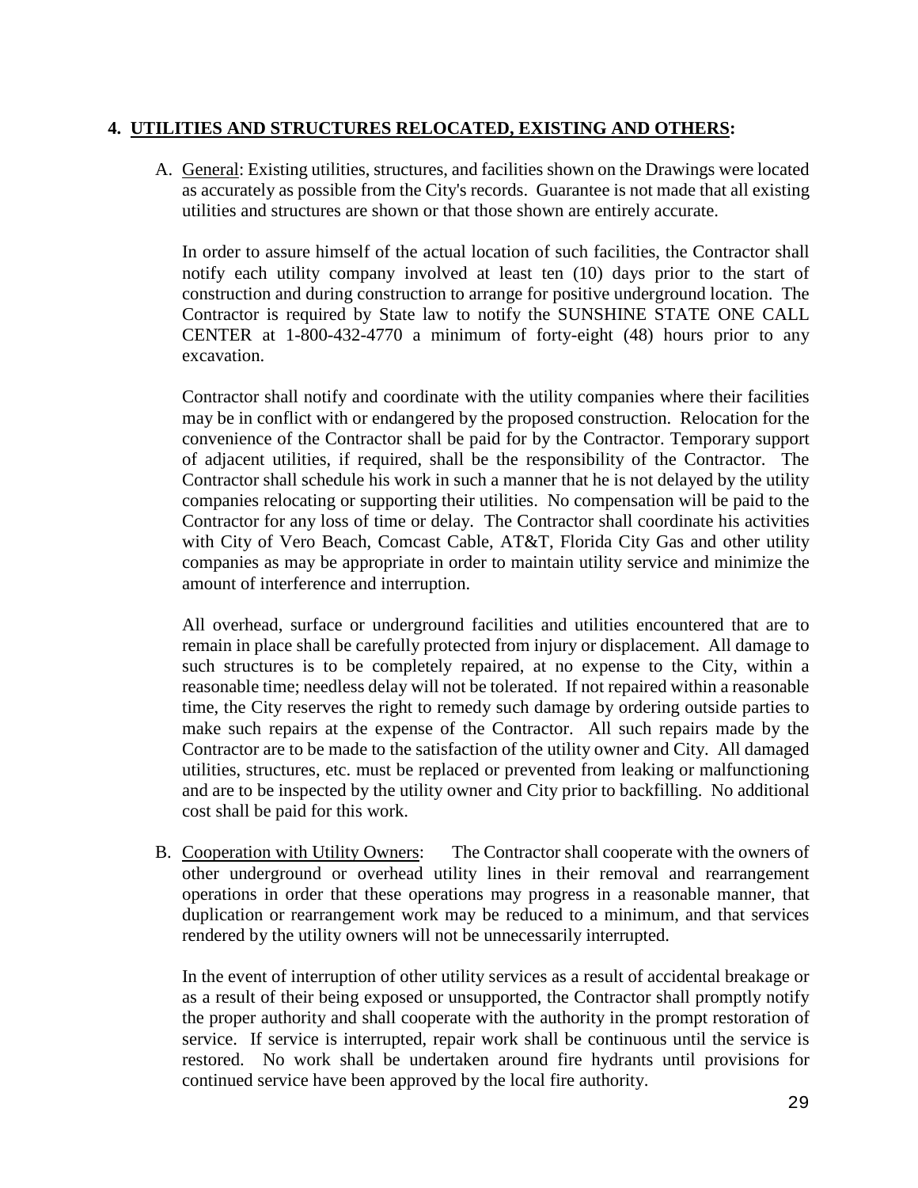## 4. UTILITIES AND STRUCTURES RELOCATED, EXISTING AND OTHERS:

A. General: Existing utilities, structures, and facilities shown on the Drawings were located as accurately as possible from the City's records. Guarantee is not made that all existing utilities and structures are shown or that those shown are entirely accurate.

   In order to assure himself of the actual location of such facilities, the Contractor shall notify each utility company involved at least ten (10) days prior to the start of construction and during construction to arrange for positive underground location. The Contractor is required by State law to notify the SUNSHINE STATE ONE CALL CENTER at 1-800-432-4770 a minimum of forty-eight (48) hours prior to any excavation.

   Contractor shall notify and coordinate with the utility companies where their facilities may be in conflict with or endangered by the proposed construction. Relocation for the convenience of the Contractor shall be paid for by the Contractor. Temporary support of adjacent utilities, if required, shall be the responsibility of the Contractor. The Contractor shall schedule his work in such a manner that he is not delayed by the utility companies relocating or supporting their utilities. No compensation will be paid to the Contractor for any loss of time or delay. The Contractor shall coordinate his activities with City of Vero Beach, Comcast Cable, AT&T, Florida City Gas and other utility companies as may be appropriate in order to maintain utility service and minimize the amount of interference and interruption.

   All overhead, surface or underground facilities and utilities encountered that are to remain in place shall be carefully protected from injury or displacement. All damage to such structures is to be completely repaired, at no expense to the City, within a reasonable time; needless delay will not be tolerated. If not repaired within a reasonable time, the City reserves the right to remedy such damage by ordering outside parties to make such repairs at the expense of the Contractor. All such repairs made by the Contractor are to be made to the satisfaction of the utility owner and City. All damaged utilities, structures, etc. must be replaced or prevented from leaking or malfunctioning and are to be inspected by the utility owner and City prior to backfilling. No additional cost shall be paid for this work.

B. Cooperation with Utility Owners: The Contractor shall cooperate with the owners of other underground or overhead utility lines in their removal and rearrangement operations in order that these operations may progress in a reasonable manner, that duplication or rearrangement work may be reduced to a minimum, and that services rendered by the utility owners will not be unnecessarily interrupted.

   In the event of interruption of other utility services as a result of accidental breakage or as a result of their being exposed or unsupported, the Contractor shall promptly notify the proper authority and shall cooperate with the authority in the prompt restoration of service. If service is interrupted, repair work shall be continuous until the service is restored. No work shall be undertaken around fire hydrants until provisions for continued service have been approved by the local fire authority.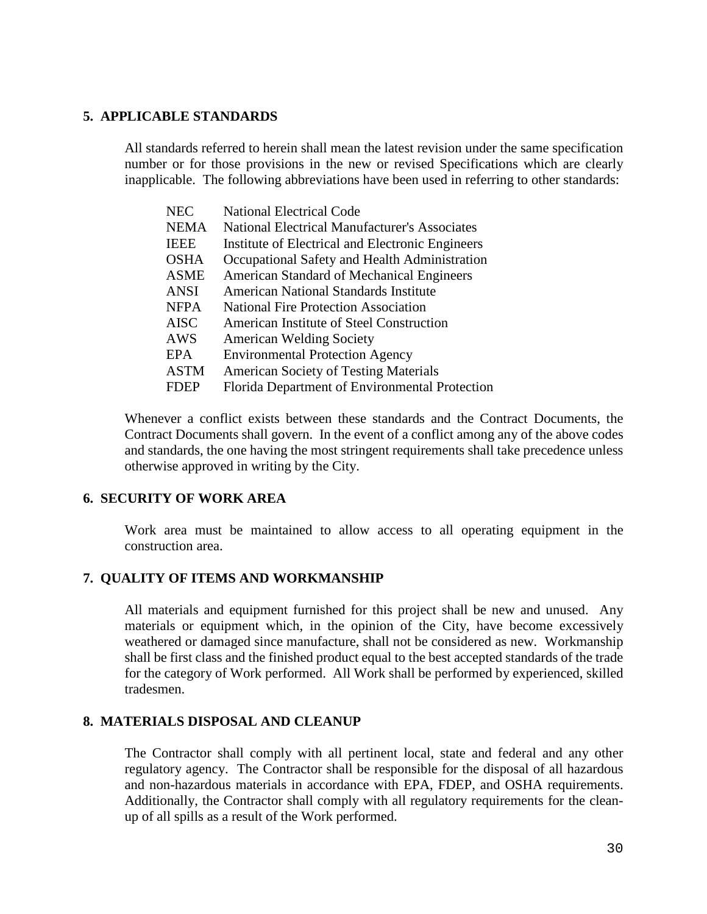## 5. APPLICABLE STANDARDS

All standards referred to herein shall mean the latest revision under the same specification number or for those provisions in the new or revised Specifications which are clearly inapplicable. The following abbreviations have been used in referring to other standards:

| | |
|---|---|
| NEC | National Electrical Code |
| NEMA | National Electrical Manufacturer's Associates |
| IEEE | Institute of Electrical and Electronic Engineers |
| OSHA | Occupational Safety and Health Administration |
| ASME | American Standard of Mechanical Engineers |
| ANSI | American National Standards Institute |
| NFPA | National Fire Protection Association |
| AISC | American Institute of Steel Construction |
| AWS | American Welding Society |
| EPA | Environmental Protection Agency |
| ASTM | American Society of Testing Materials |
| FDEP | Florida Department of Environmental Protection |

Whenever a conflict exists between these standards and the Contract Documents, the Contract Documents shall govern. In the event of a conflict among any of the above codes and standards, the one having the most stringent requirements shall take precedence unless otherwise approved in writing by the City.

## 6. SECURITY OF WORK AREA

Work area must be maintained to allow access to all operating equipment in the construction area.

## 7. QUALITY OF ITEMS AND WORKMANSHIP

All materials and equipment furnished for this project shall be new and unused. Any materials or equipment which, in the opinion of the City, have become excessively weathered or damaged since manufacture, shall not be considered as new. Workmanship shall be first class and the finished product equal to the best accepted standards of the trade for the category of Work performed. All Work shall be performed by experienced, skilled tradesmen.

## 8. MATERIALS DISPOSAL AND CLEANUP

The Contractor shall comply with all pertinent local, state and federal and any other regulatory agency. The Contractor shall be responsible for the disposal of all hazardous and non-hazardous materials in accordance with EPA, FDEP, and OSHA requirements. Additionally, the Contractor shall comply with all regulatory requirements for the clean-up of all spills as a result of the Work performed.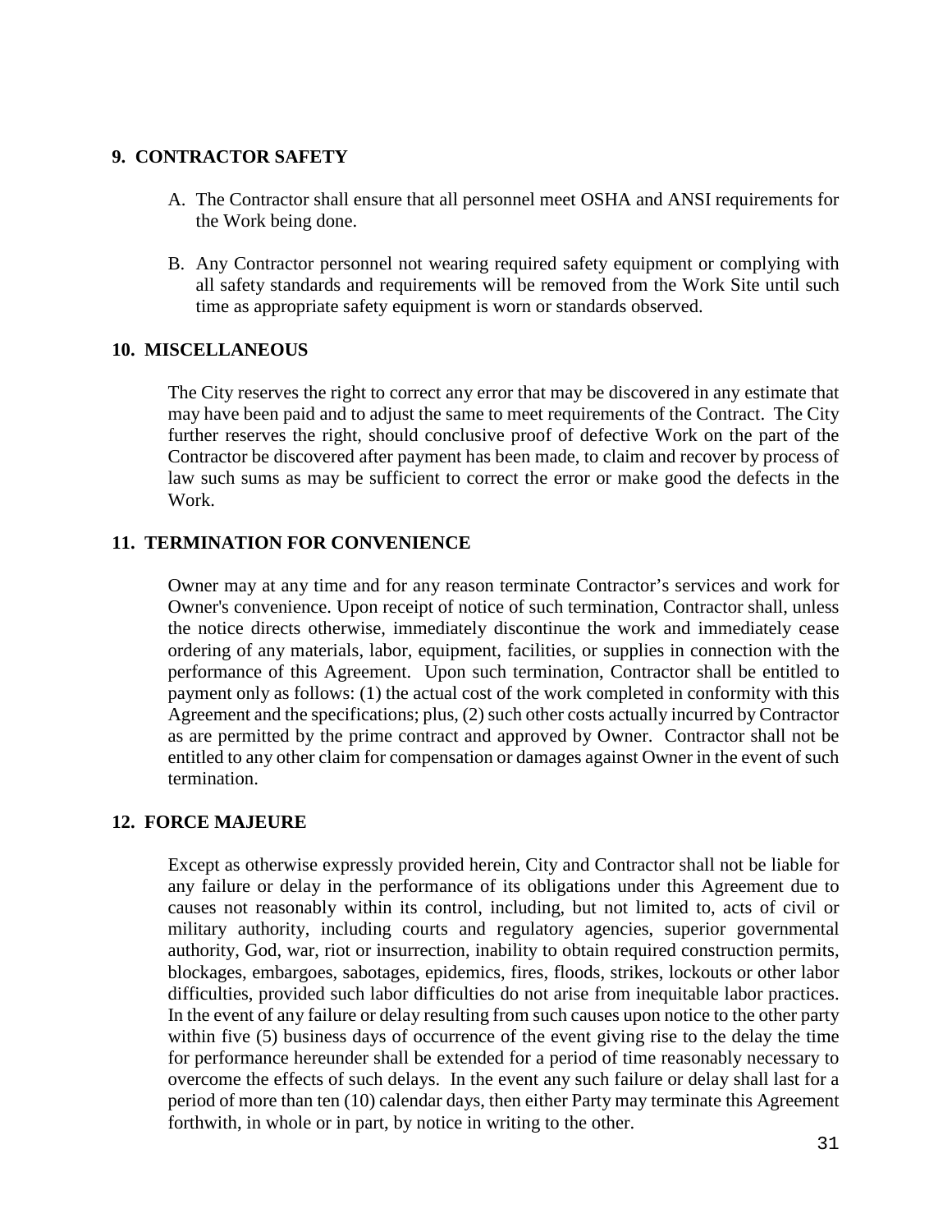### 9. CONTRACTOR SAFETY

A. The Contractor shall ensure that all personnel meet OSHA and ANSI requirements for the Work being done.

B. Any Contractor personnel not wearing required safety equipment or complying with all safety standards and requirements will be removed from the Work Site until such time as appropriate safety equipment is worn or standards observed.

### 10. MISCELLANEOUS

The City reserves the right to correct any error that may be discovered in any estimate that may have been paid and to adjust the same to meet requirements of the Contract. The City further reserves the right, should conclusive proof of defective Work on the part of the Contractor be discovered after payment has been made, to claim and recover by process of law such sums as may be sufficient to correct the error or make good the defects in the Work.

### 11. TERMINATION FOR CONVENIENCE

Owner may at any time and for any reason terminate Contractor's services and work for Owner's convenience. Upon receipt of notice of such termination, Contractor shall, unless the notice directs otherwise, immediately discontinue the work and immediately cease ordering of any materials, labor, equipment, facilities, or supplies in connection with the performance of this Agreement. Upon such termination, Contractor shall be entitled to payment only as follows: (1) the actual cost of the work completed in conformity with this Agreement and the specifications; plus, (2) such other costs actually incurred by Contractor as are permitted by the prime contract and approved by Owner. Contractor shall not be entitled to any other claim for compensation or damages against Owner in the event of such termination.

### 12. FORCE MAJEURE

Except as otherwise expressly provided herein, City and Contractor shall not be liable for any failure or delay in the performance of its obligations under this Agreement due to causes not reasonably within its control, including, but not limited to, acts of civil or military authority, including courts and regulatory agencies, superior governmental authority, God, war, riot or insurrection, inability to obtain required construction permits, blockages, embargoes, sabotages, epidemics, fires, floods, strikes, lockouts or other labor difficulties, provided such labor difficulties do not arise from inequitable labor practices. In the event of any failure or delay resulting from such causes upon notice to the other party within five (5) business days of occurrence of the event giving rise to the delay the time for performance hereunder shall be extended for a period of time reasonably necessary to overcome the effects of such delays. In the event any such failure or delay shall last for a period of more than ten (10) calendar days, then either Party may terminate this Agreement forthwith, in whole or in part, by notice in writing to the other.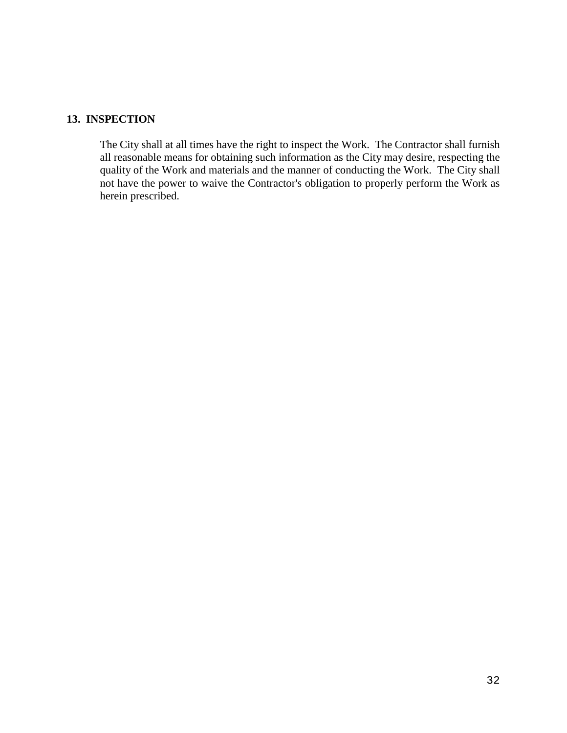## 13. INSPECTION

The City shall at all times have the right to inspect the Work. The Contractor shall furnish all reasonable means for obtaining such information as the City may desire, respecting the quality of the Work and materials and the manner of conducting the Work. The City shall not have the power to waive the Contractor's obligation to properly perform the Work as herein prescribed.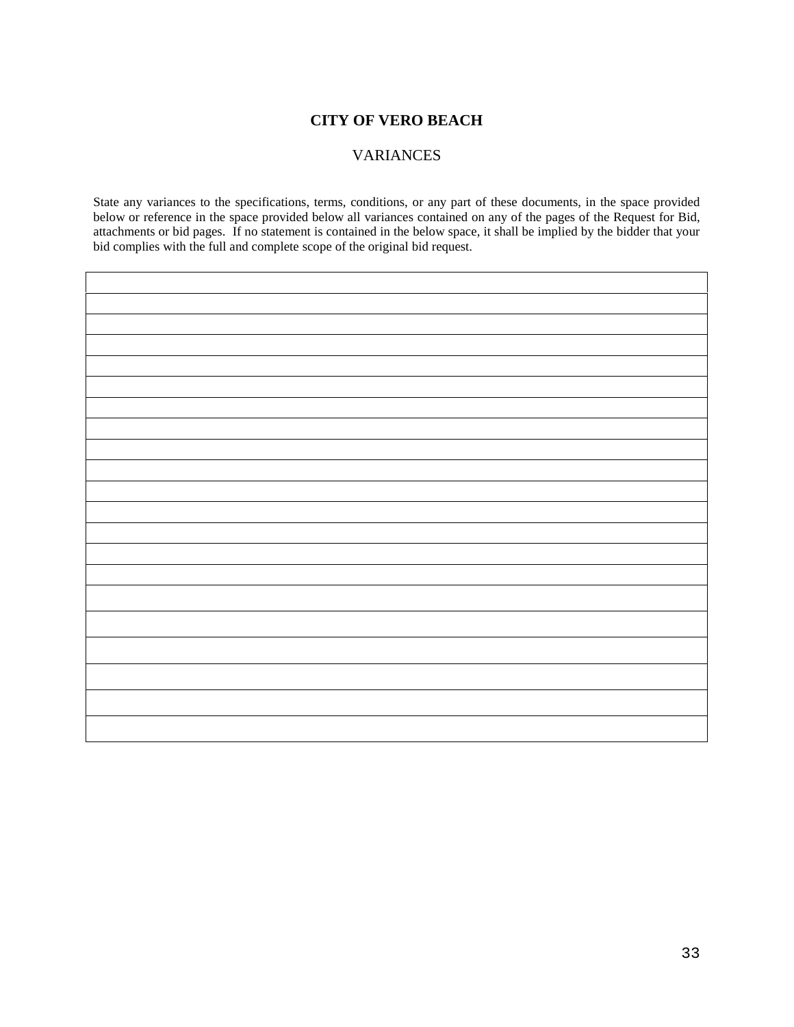**CITY OF VERO BEACH**

VARIANCES

State any variances to the specifications, terms, conditions, or any part of these documents, in the space provided below or reference in the space provided below all variances contained on any of the pages of the Request for Bid, attachments or bid pages. If no statement is contained in the below space, it shall be implied by the bidder that your bid complies with the full and complete scope of the original bid request.

| |
|---|
| |
| |
| |
| |
| |
| |
| |
| |
| |
| |
| |
| |
| |
| |
| |
| |
| |
| |
| |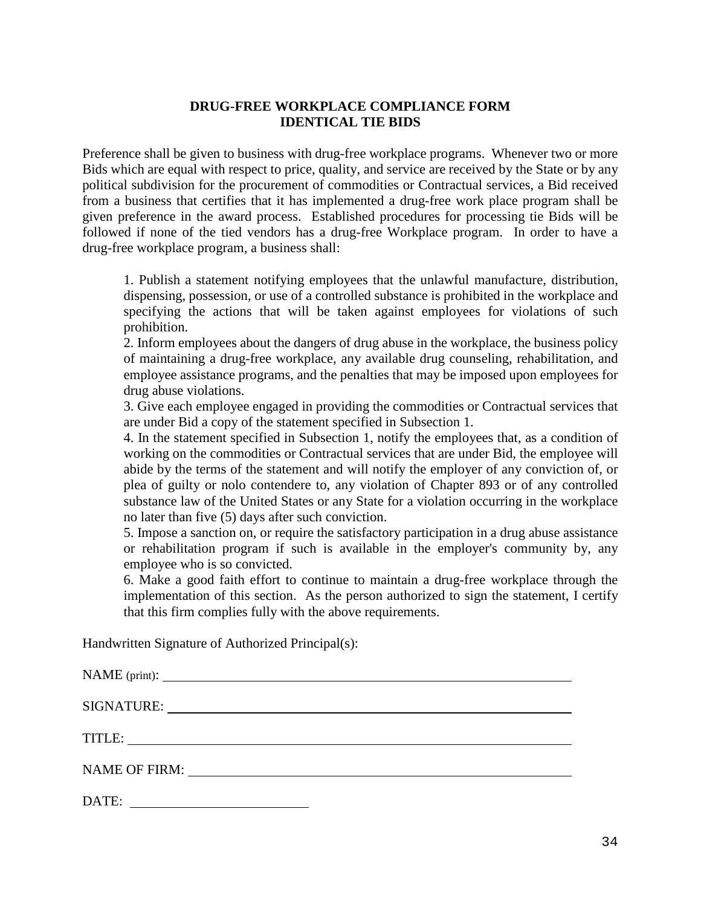## DRUG-FREE WORKPLACE COMPLIANCE FORM
## IDENTICAL TIE BIDS

Preference shall be given to business with drug-free workplace programs. Whenever two or more Bids which are equal with respect to price, quality, and service are received by the State or by any political subdivision for the procurement of commodities or Contractual services, a Bid received from a business that certifies that it has implemented a drug-free work place program shall be given preference in the award process. Established procedures for processing tie Bids will be followed if none of the tied vendors has a drug-free Workplace program. In order to have a drug-free workplace program, a business shall:

1. Publish a statement notifying employees that the unlawful manufacture, distribution, dispensing, possession, or use of a controlled substance is prohibited in the workplace and specifying the actions that will be taken against employees for violations of such prohibition.
2. Inform employees about the dangers of drug abuse in the workplace, the business policy of maintaining a drug-free workplace, any available drug counseling, rehabilitation, and employee assistance programs, and the penalties that may be imposed upon employees for drug abuse violations.
3. Give each employee engaged in providing the commodities or Contractual services that are under Bid a copy of the statement specified in Subsection 1.
4. In the statement specified in Subsection 1, notify the employees that, as a condition of working on the commodities or Contractual services that are under Bid, the employee will abide by the terms of the statement and will notify the employer of any conviction of, or plea of guilty or nolo contendere to, any violation of Chapter 893 or of any controlled substance law of the United States or any State for a violation occurring in the workplace no later than five (5) days after such conviction.
5. Impose a sanction on, or require the satisfactory participation in a drug abuse assistance or rehabilitation program if such is available in the employer's community by, any employee who is so convicted.
6. Make a good faith effort to continue to maintain a drug-free workplace through the implementation of this section. As the person authorized to sign the statement, I certify that this firm complies fully with the above requirements.

Handwritten Signature of Authorized Principal(s):

NAME (print): ____________________________________________

SIGNATURE: ____________________________________________

TITLE: ____________________________________________

NAME OF FIRM: ____________________________________________

DATE: ____________________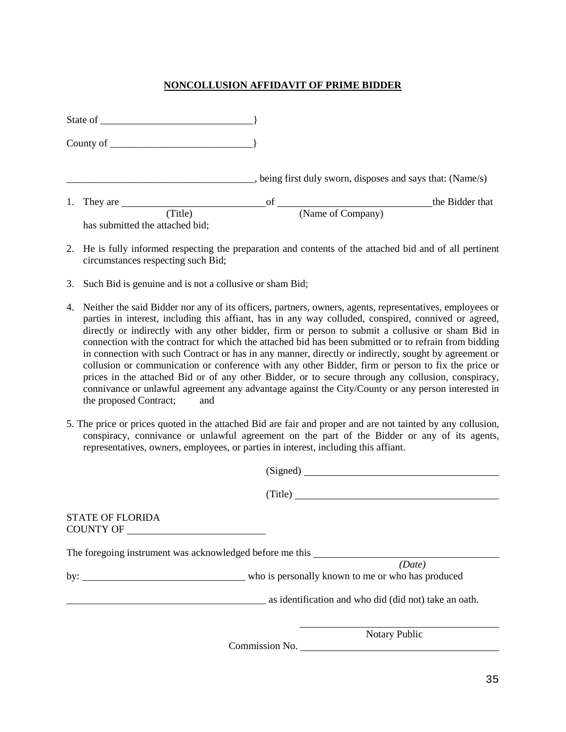**NONCOLLUSION AFFIDAVIT OF PRIME BIDDER**

State of ______________________________}

County of ____________________________}

____________________________________, being first duly sworn, disposes and says that: (Name/s)

1. They are ____________________________ of ______________________________ the Bidder that
   (Title) (Name of Company)
   has submitted the attached bid;

2. He is fully informed respecting the preparation and contents of the attached bid and of all pertinent circumstances respecting such Bid;

3. Such Bid is genuine and is not a collusive or sham Bid;

4. Neither the said Bidder nor any of its officers, partners, owners, agents, representatives, employees or parties in interest, including this affiant, has in any way colluded, conspired, connived or agreed, directly or indirectly with any other bidder, firm or person to submit a collusive or sham Bid in connection with the contract for which the attached bid has been submitted or to refrain from bidding in connection with such Contract or has in any manner, directly or indirectly, sought by agreement or collusion or communication or conference with any other Bidder, firm or person to fix the price or prices in the attached Bid or of any other Bidder, or to secure through any collusion, conspiracy, connivance or unlawful agreement any advantage against the City/County or any person interested in the proposed Contract; and

5. The price or prices quoted in the attached Bid are fair and proper and are not tainted by any collusion, conspiracy, connivance or unlawful agreement on the part of the Bidder or any of its agents, representatives, owners, employees, or parties in interest, including this affiant.

(Signed) ______________________________________

(Title) ________________________________________

STATE OF FLORIDA
COUNTY OF ___________________________

The foregoing instrument was acknowledged before me this ______________________________________
*(Date)*
by: ________________________________ who is personally known to me or who has produced

________________________________________ as identification and who did (did not) take an oath.

________________________________________
Notary Public

Commission No. ________________________________________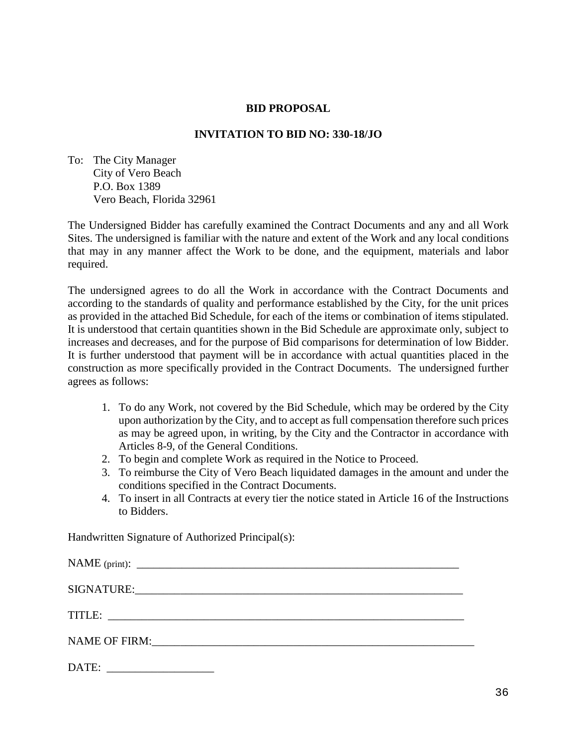**BID PROPOSAL**

**INVITATION TO BID NO: 330-18/JO**

To: The City Manager
City of Vero Beach
P.O. Box 1389
Vero Beach, Florida 32961

The Undersigned Bidder has carefully examined the Contract Documents and any and all Work Sites. The undersigned is familiar with the nature and extent of the Work and any local conditions that may in any manner affect the Work to be done, and the equipment, materials and labor required.

The undersigned agrees to do all the Work in accordance with the Contract Documents and according to the standards of quality and performance established by the City, for the unit prices as provided in the attached Bid Schedule, for each of the items or combination of items stipulated. It is understood that certain quantities shown in the Bid Schedule are approximate only, subject to increases and decreases, and for the purpose of Bid comparisons for determination of low Bidder. It is further understood that payment will be in accordance with actual quantities placed in the construction as more specifically provided in the Contract Documents. The undersigned further agrees as follows:

1. To do any Work, not covered by the Bid Schedule, which may be ordered by the City upon authorization by the City, and to accept as full compensation therefore such prices as may be agreed upon, in writing, by the City and the Contractor in accordance with Articles 8-9, of the General Conditions.
2. To begin and complete Work as required in the Notice to Proceed.
3. To reimburse the City of Vero Beach liquidated damages in the amount and under the conditions specified in the Contract Documents.
4. To insert in all Contracts at every tier the notice stated in Article 16 of the Instructions to Bidders.

Handwritten Signature of Authorized Principal(s):

NAME (print): ____________________________________________________________

SIGNATURE:____________________________________________________________

TITLE: ________________________________________________________________

NAME OF FIRM:___________________________________________________________

DATE: ___________________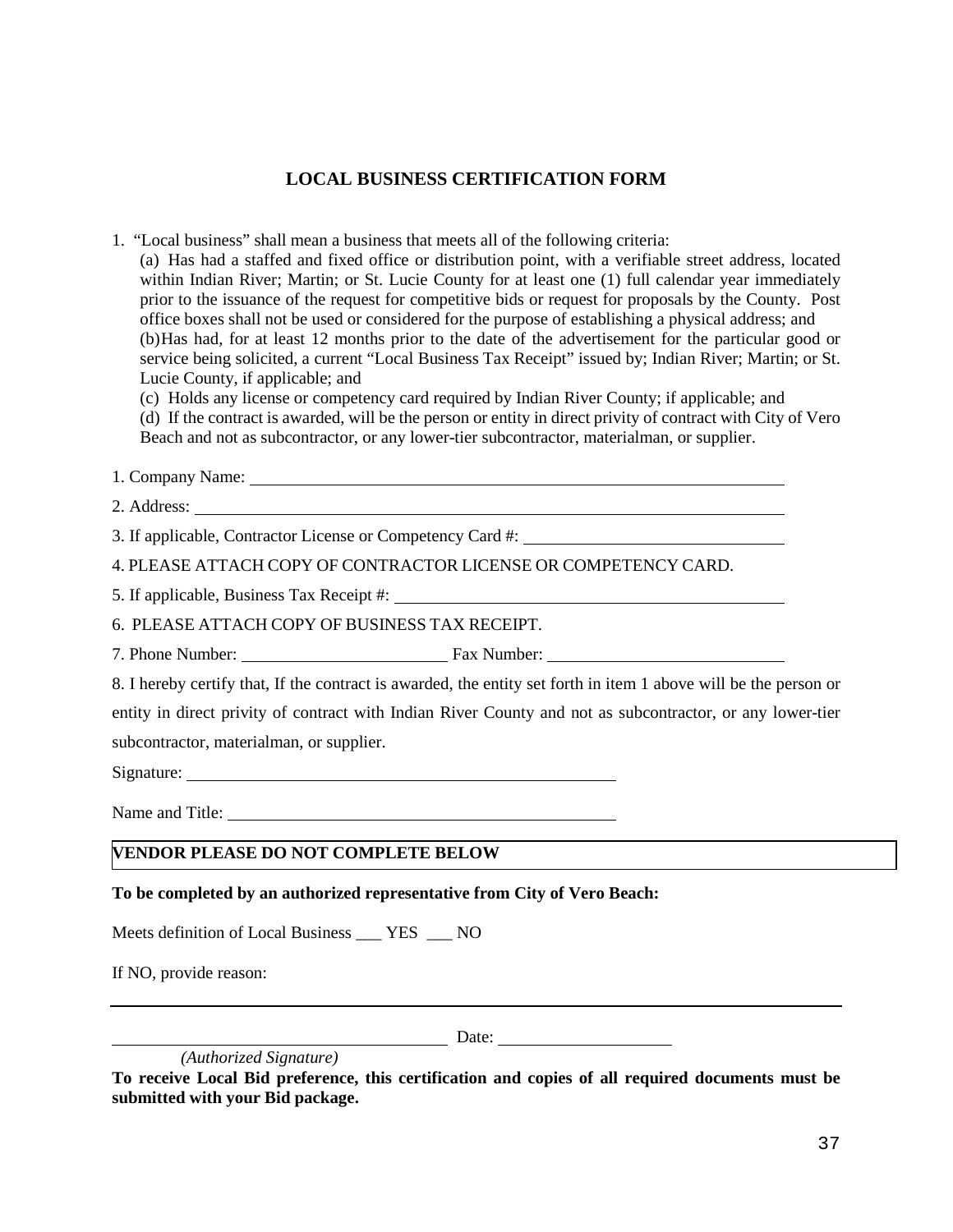## LOCAL BUSINESS CERTIFICATION FORM

1. "Local business" shall mean a business that meets all of the following criteria:
   (a) Has had a staffed and fixed office or distribution point, with a verifiable street address, located within Indian River; Martin; or St. Lucie County for at least one (1) full calendar year immediately prior to the issuance of the request for competitive bids or request for proposals by the County. Post office boxes shall not be used or considered for the purpose of establishing a physical address; and
   (b) Has had, for at least 12 months prior to the date of the advertisement for the particular good or service being solicited, a current "Local Business Tax Receipt" issued by; Indian River; Martin; or St. Lucie County, if applicable; and
   (c) Holds any license or competency card required by Indian River County; if applicable; and
   (d) If the contract is awarded, will be the person or entity in direct privity of contract with City of Vero Beach and not as subcontractor, or any lower-tier subcontractor, materialman, or supplier.

1. Company Name: ______________________________

2. Address: ______________________________

3. If applicable, Contractor License or Competency Card #: ______________________________

4. PLEASE ATTACH COPY OF CONTRACTOR LICENSE OR COMPETENCY CARD.

5. If applicable, Business Tax Receipt #: ______________________________

6. PLEASE ATTACH COPY OF BUSINESS TAX RECEIPT.

7. Phone Number: ____________________ Fax Number: ____________________

8. I hereby certify that, If the contract is awarded, the entity set forth in item 1 above will be the person or entity in direct privity of contract with Indian River County and not as subcontractor, or any lower-tier subcontractor, materialman, or supplier.

Signature: ______________________________

Name and Title: ______________________________

**VENDOR PLEASE DO NOT COMPLETE BELOW**

**To be completed by an authorized representative from City of Vero Beach:**

Meets definition of Local Business ___ YES ___ NO

If NO, provide reason:

______________________________

______________________________ Date: ____________________

*(Authorized Signature)*

**To receive Local Bid preference, this certification and copies of all required documents must be submitted with your Bid package.**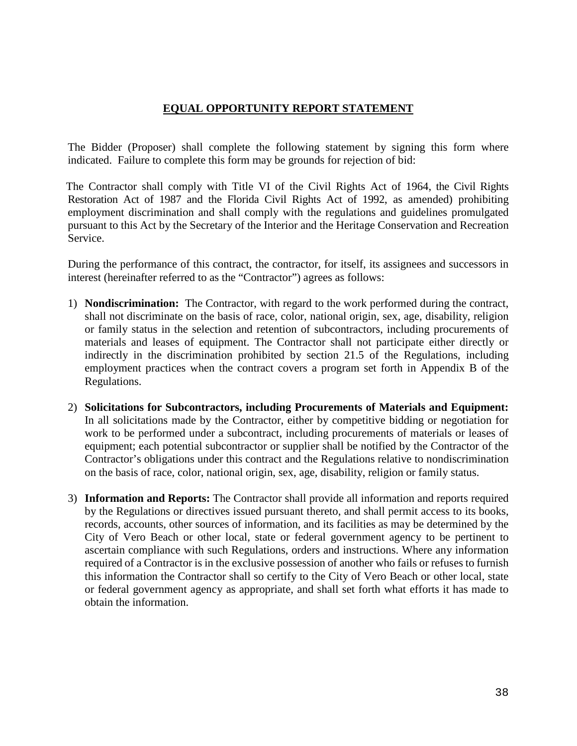# EQUAL OPPORTUNITY REPORT STATEMENT

The Bidder (Proposer) shall complete the following statement by signing this form where indicated. Failure to complete this form may be grounds for rejection of bid:

The Contractor shall comply with Title VI of the Civil Rights Act of 1964, the Civil Rights Restoration Act of 1987 and the Florida Civil Rights Act of 1992, as amended) prohibiting employment discrimination and shall comply with the regulations and guidelines promulgated pursuant to this Act by the Secretary of the Interior and the Heritage Conservation and Recreation Service.

During the performance of this contract, the contractor, for itself, its assignees and successors in interest (hereinafter referred to as the "Contractor") agrees as follows:

1) **Nondiscrimination:** The Contractor, with regard to the work performed during the contract, shall not discriminate on the basis of race, color, national origin, sex, age, disability, religion or family status in the selection and retention of subcontractors, including procurements of materials and leases of equipment. The Contractor shall not participate either directly or indirectly in the discrimination prohibited by section 21.5 of the Regulations, including employment practices when the contract covers a program set forth in Appendix B of the Regulations.

2) **Solicitations for Subcontractors, including Procurements of Materials and Equipment:** In all solicitations made by the Contractor, either by competitive bidding or negotiation for work to be performed under a subcontract, including procurements of materials or leases of equipment; each potential subcontractor or supplier shall be notified by the Contractor of the Contractor's obligations under this contract and the Regulations relative to nondiscrimination on the basis of race, color, national origin, sex, age, disability, religion or family status.

3) **Information and Reports:** The Contractor shall provide all information and reports required by the Regulations or directives issued pursuant thereto, and shall permit access to its books, records, accounts, other sources of information, and its facilities as may be determined by the City of Vero Beach or other local, state or federal government agency to be pertinent to ascertain compliance with such Regulations, orders and instructions. Where any information required of a Contractor is in the exclusive possession of another who fails or refuses to furnish this information the Contractor shall so certify to the City of Vero Beach or other local, state or federal government agency as appropriate, and shall set forth what efforts it has made to obtain the information.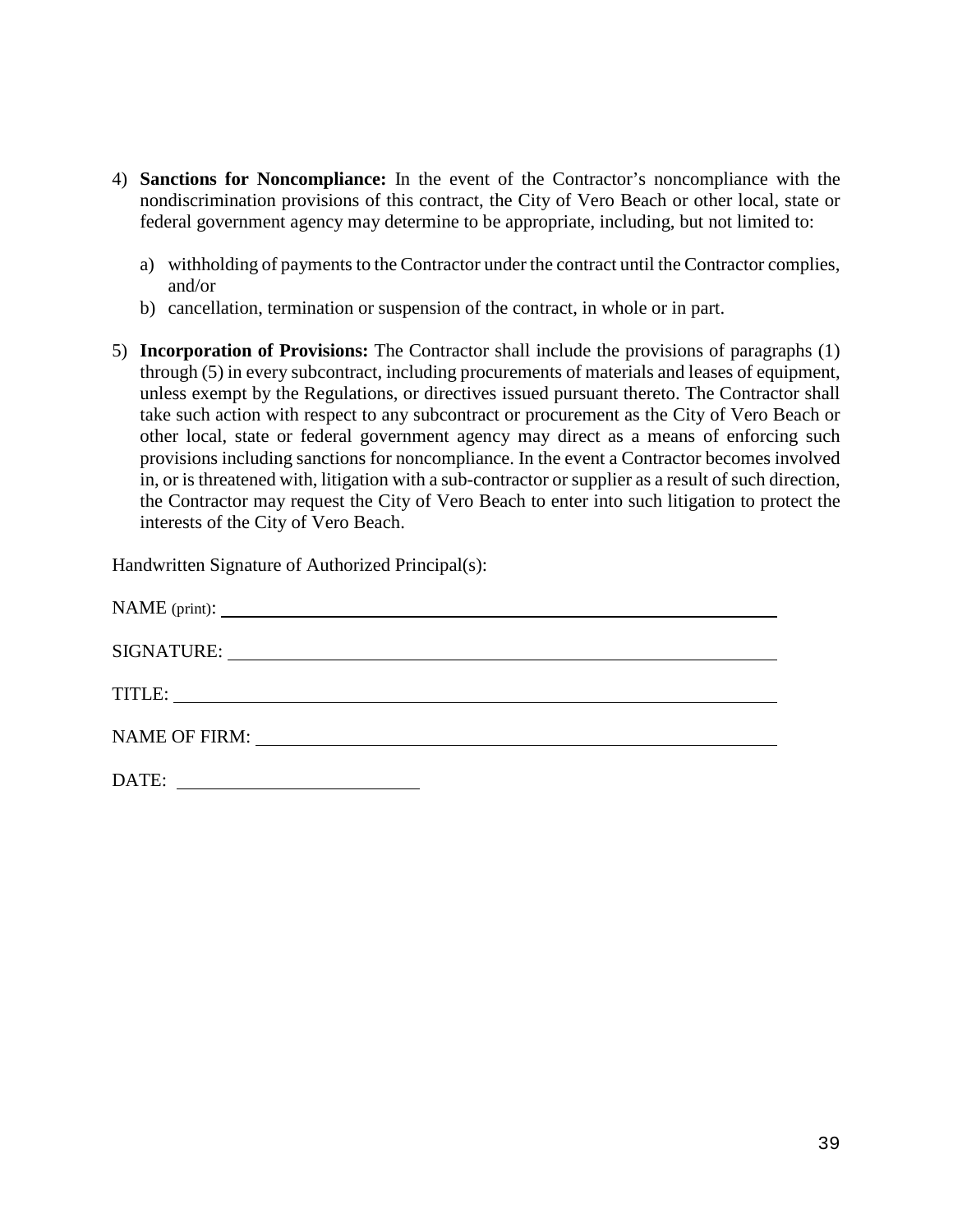4) **Sanctions for Noncompliance:** In the event of the Contractor's noncompliance with the nondiscrimination provisions of this contract, the City of Vero Beach or other local, state or federal government agency may determine to be appropriate, including, but not limited to:

   a) withholding of payments to the Contractor under the contract until the Contractor complies, and/or
   b) cancellation, termination or suspension of the contract, in whole or in part.

5) **Incorporation of Provisions:** The Contractor shall include the provisions of paragraphs (1) through (5) in every subcontract, including procurements of materials and leases of equipment, unless exempt by the Regulations, or directives issued pursuant thereto. The Contractor shall take such action with respect to any subcontract or procurement as the City of Vero Beach or other local, state or federal government agency may direct as a means of enforcing such provisions including sanctions for noncompliance. In the event a Contractor becomes involved in, or is threatened with, litigation with a sub-contractor or supplier as a result of such direction, the Contractor may request the City of Vero Beach to enter into such litigation to protect the interests of the City of Vero Beach.

Handwritten Signature of Authorized Principal(s):

NAME (print): ______________________________________________

SIGNATURE: ______________________________________________

TITLE: ______________________________________________

NAME OF FIRM: ______________________________________________

DATE: ____________________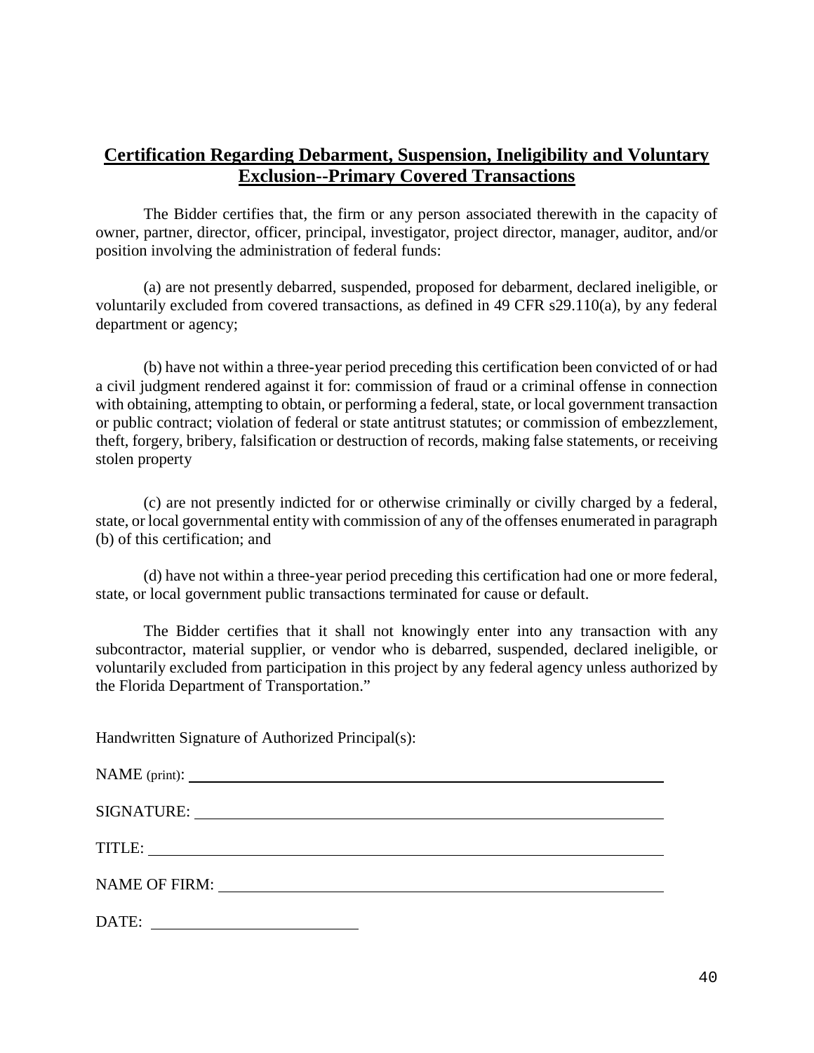## Certification Regarding Debarment, Suspension, Ineligibility and Voluntary Exclusion--Primary Covered Transactions

The Bidder certifies that, the firm or any person associated therewith in the capacity of owner, partner, director, officer, principal, investigator, project director, manager, auditor, and/or position involving the administration of federal funds:

(a) are not presently debarred, suspended, proposed for debarment, declared ineligible, or voluntarily excluded from covered transactions, as defined in 49 CFR s29.110(a), by any federal department or agency;

(b) have not within a three-year period preceding this certification been convicted of or had a civil judgment rendered against it for: commission of fraud or a criminal offense in connection with obtaining, attempting to obtain, or performing a federal, state, or local government transaction or public contract; violation of federal or state antitrust statutes; or commission of embezzlement, theft, forgery, bribery, falsification or destruction of records, making false statements, or receiving stolen property

(c) are not presently indicted for or otherwise criminally or civilly charged by a federal, state, or local governmental entity with commission of any of the offenses enumerated in paragraph (b) of this certification; and

(d) have not within a three-year period preceding this certification had one or more federal, state, or local government public transactions terminated for cause or default.

The Bidder certifies that it shall not knowingly enter into any transaction with any subcontractor, material supplier, or vendor who is debarred, suspended, declared ineligible, or voluntarily excluded from participation in this project by any federal agency unless authorized by the Florida Department of Transportation."

Handwritten Signature of Authorized Principal(s):

NAME (print): ______________________________________________

SIGNATURE: ______________________________________________

TITLE: ______________________________________________

NAME OF FIRM: ______________________________________________

DATE: ____________________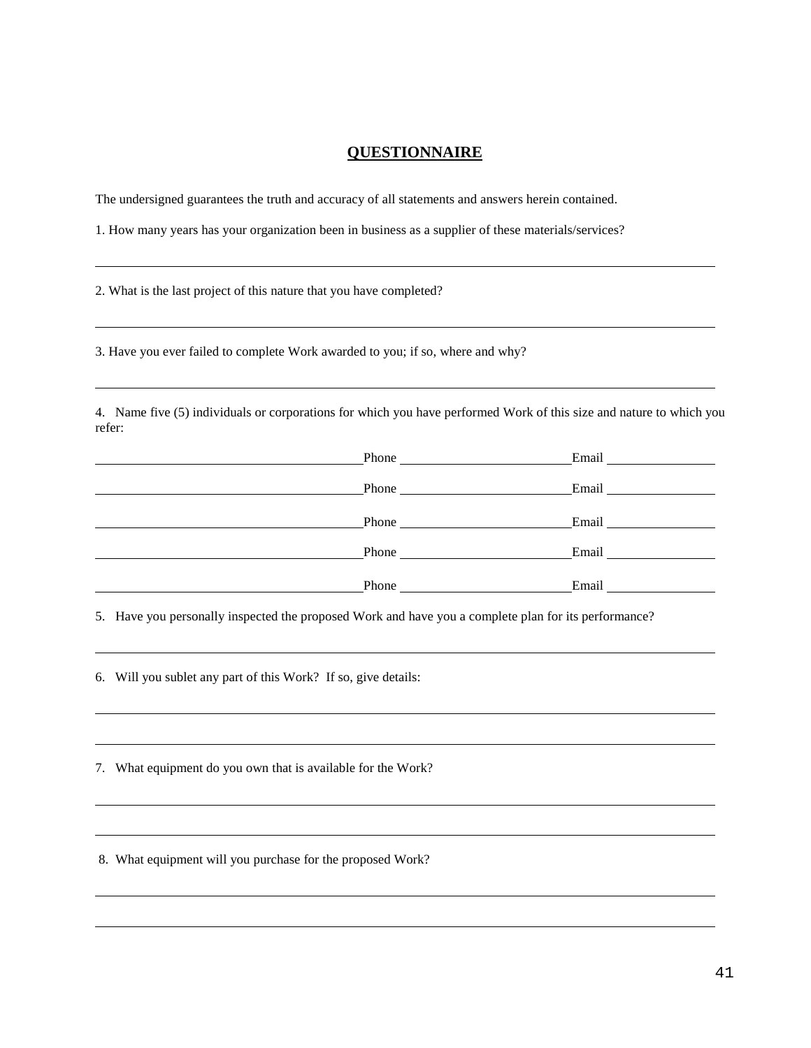## **QUESTIONNAIRE**

The undersigned guarantees the truth and accuracy of all statements and answers herein contained.

1. How many years has your organization been in business as a supplier of these materials/services?

______________________________________________________________________________

2. What is the last project of this nature that you have completed?

______________________________________________________________________________

3. Have you ever failed to complete Work awarded to you; if so, where and why?

______________________________________________________________________________

4. Name five (5) individuals or corporations for which you have performed Work of this size and nature to which you refer:

______________________________ Phone ____________________ Email ______________

______________________________ Phone ____________________ Email ______________

______________________________ Phone ____________________ Email ______________

______________________________ Phone ____________________ Email ______________

______________________________ Phone ____________________ Email ______________

5. Have you personally inspected the proposed Work and have you a complete plan for its performance?

______________________________________________________________________________

6. Will you sublet any part of this Work? If so, give details:

______________________________________________________________________________

______________________________________________________________________________

7. What equipment do you own that is available for the Work?

______________________________________________________________________________

______________________________________________________________________________

8. What equipment will you purchase for the proposed Work?

______________________________________________________________________________

______________________________________________________________________________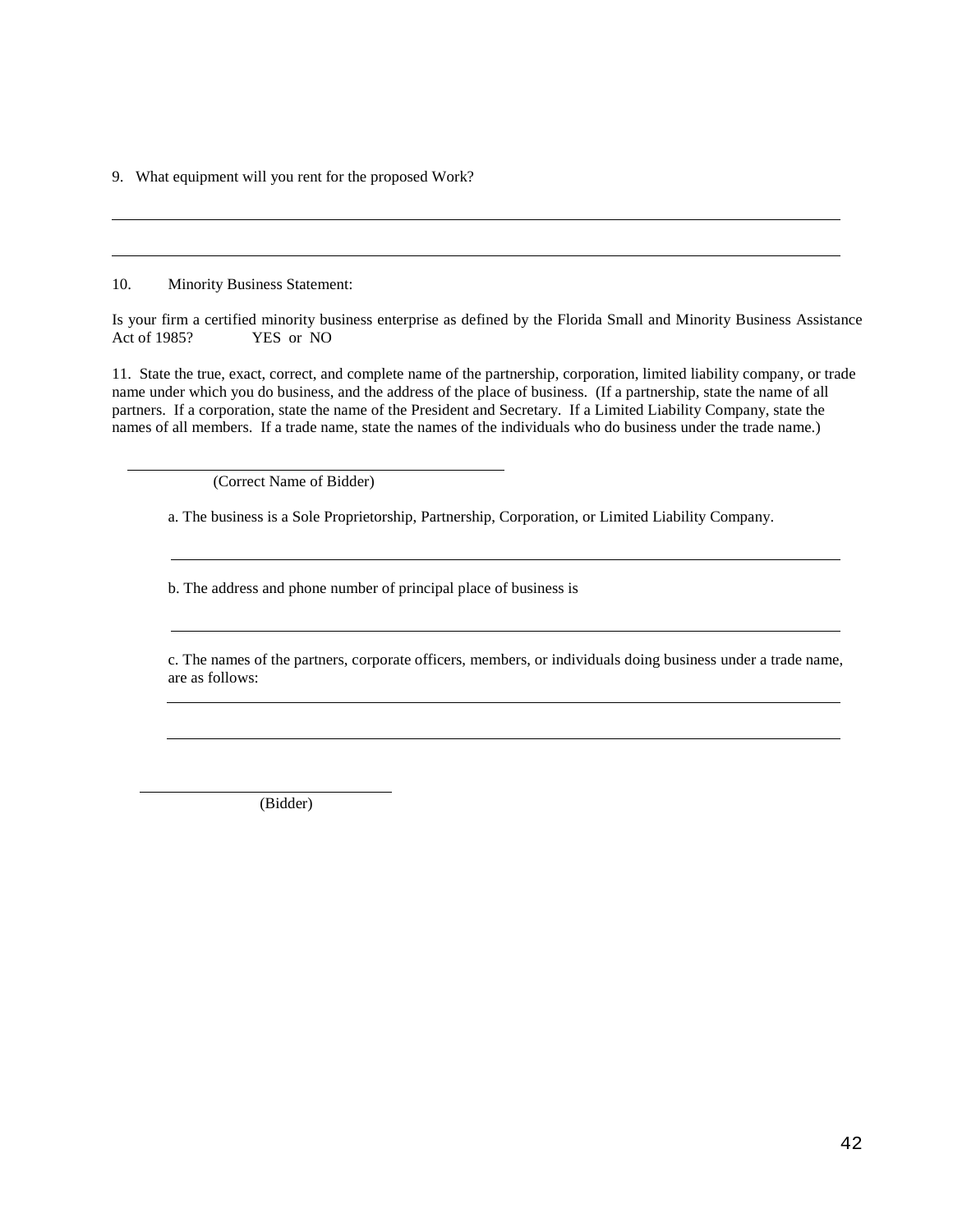9. What equipment will you rent for the proposed Work?

_______________________________________________________________________________

_______________________________________________________________________________

10. Minority Business Statement:

Is your firm a certified minority business enterprise as defined by the Florida Small and Minority Business Assistance Act of 1985? YES or NO

11. State the true, exact, correct, and complete name of the partnership, corporation, limited liability company, or trade name under which you do business, and the address of the place of business. (If a partnership, state the name of all partners. If a corporation, state the name of the President and Secretary. If a Limited Liability Company, state the names of all members. If a trade name, state the names of the individuals who do business under the trade name.)

_______________________________________
(Correct Name of Bidder)

a. The business is a Sole Proprietorship, Partnership, Corporation, or Limited Liability Company.

_______________________________________________________________________________

b. The address and phone number of principal place of business is

_______________________________________________________________________________

c. The names of the partners, corporate officers, members, or individuals doing business under a trade name, are as follows:

_______________________________________________________________________________

_______________________________________________________________________________

_______________________________
(Bidder)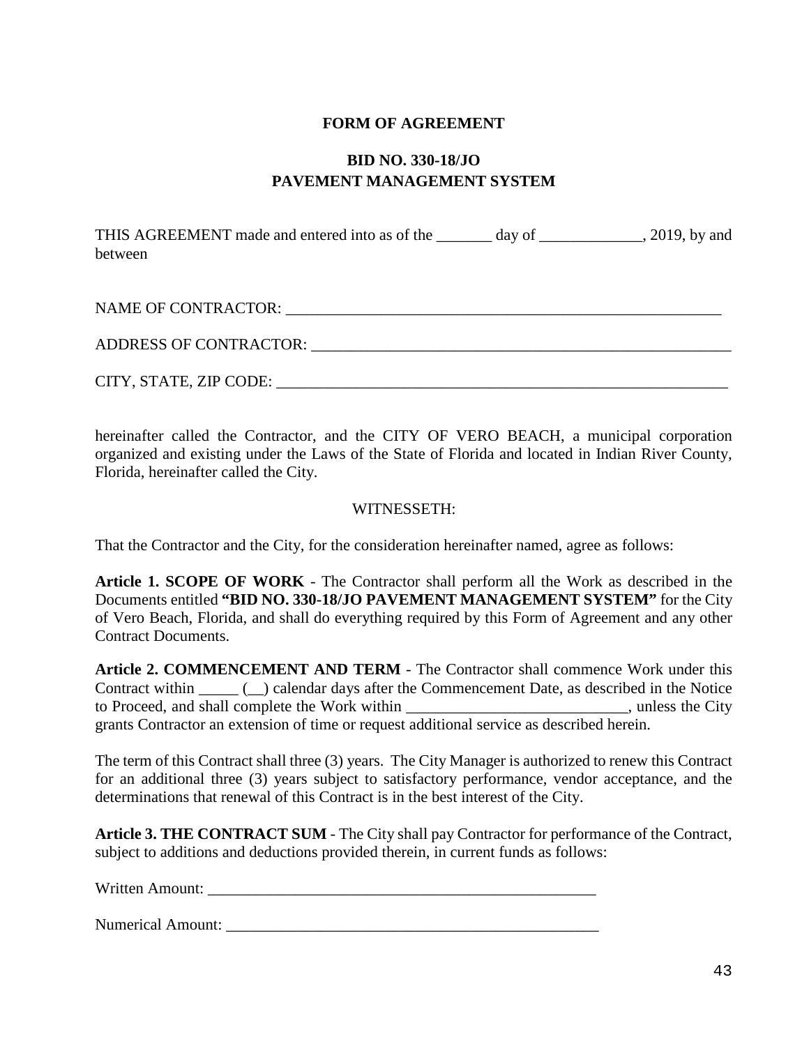# FORM OF AGREEMENT

## BID NO. 330-18/JO
## PAVEMENT MANAGEMENT SYSTEM

THIS AGREEMENT made and entered into as of the _______ day of _____________, 2019, by and between

NAME OF CONTRACTOR: _________________________________________________________

ADDRESS OF CONTRACTOR: _____________________________________________________

CITY, STATE, ZIP CODE: _________________________________________________________

hereinafter called the Contractor, and the CITY OF VERO BEACH, a municipal corporation organized and existing under the Laws of the State of Florida and located in Indian River County, Florida, hereinafter called the City.

WITNESSETH:

That the Contractor and the City, for the consideration hereinafter named, agree as follows:

**Article 1. SCOPE OF WORK** - The Contractor shall perform all the Work as described in the Documents entitled **"BID NO. 330-18/JO PAVEMENT MANAGEMENT SYSTEM"** for the City of Vero Beach, Florida, and shall do everything required by this Form of Agreement and any other Contract Documents.

**Article 2. COMMENCEMENT AND TERM** - The Contractor shall commence Work under this Contract within _____ (__) calendar days after the Commencement Date, as described in the Notice to Proceed, and shall complete the Work within ____________________________, unless the City grants Contractor an extension of time or request additional service as described herein.

The term of this Contract shall three (3) years. The City Manager is authorized to renew this Contract for an additional three (3) years subject to satisfactory performance, vendor acceptance, and the determinations that renewal of this Contract is in the best interest of the City.

**Article 3. THE CONTRACT SUM** - The City shall pay Contractor for performance of the Contract, subject to additions and deductions provided therein, in current funds as follows:

Written Amount: ___________________________________________________

Numerical Amount: _________________________________________________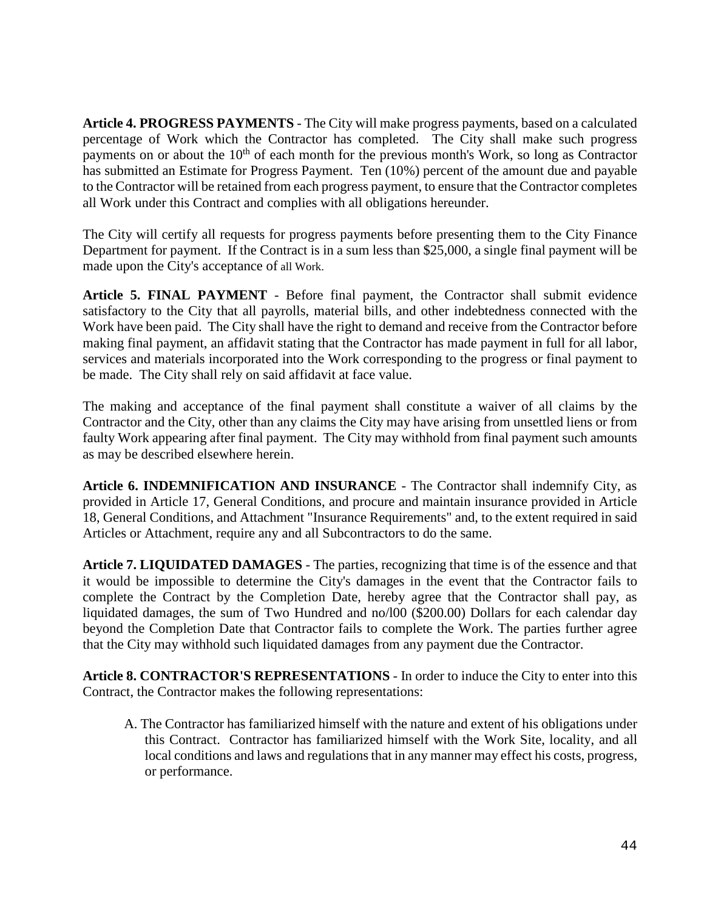**Article 4. PROGRESS PAYMENTS** - The City will make progress payments, based on a calculated percentage of Work which the Contractor has completed. The City shall make such progress payments on or about the 10th of each month for the previous month's Work, so long as Contractor has submitted an Estimate for Progress Payment. Ten (10%) percent of the amount due and payable to the Contractor will be retained from each progress payment, to ensure that the Contractor completes all Work under this Contract and complies with all obligations hereunder.

The City will certify all requests for progress payments before presenting them to the City Finance Department for payment. If the Contract is in a sum less than $25,000, a single final payment will be made upon the City's acceptance of all Work.

**Article 5. FINAL PAYMENT** - Before final payment, the Contractor shall submit evidence satisfactory to the City that all payrolls, material bills, and other indebtedness connected with the Work have been paid. The City shall have the right to demand and receive from the Contractor before making final payment, an affidavit stating that the Contractor has made payment in full for all labor, services and materials incorporated into the Work corresponding to the progress or final payment to be made. The City shall rely on said affidavit at face value.

The making and acceptance of the final payment shall constitute a waiver of all claims by the Contractor and the City, other than any claims the City may have arising from unsettled liens or from faulty Work appearing after final payment. The City may withhold from final payment such amounts as may be described elsewhere herein.

**Article 6. INDEMNIFICATION AND INSURANCE** - The Contractor shall indemnify City, as provided in Article 17, General Conditions, and procure and maintain insurance provided in Article 18, General Conditions, and Attachment "Insurance Requirements" and, to the extent required in said Articles or Attachment, require any and all Subcontractors to do the same.

**Article 7. LIQUIDATED DAMAGES** - The parties, recognizing that time is of the essence and that it would be impossible to determine the City's damages in the event that the Contractor fails to complete the Contract by the Completion Date, hereby agree that the Contractor shall pay, as liquidated damages, the sum of Two Hundred and no/l00 ($200.00) Dollars for each calendar day beyond the Completion Date that Contractor fails to complete the Work. The parties further agree that the City may withhold such liquidated damages from any payment due the Contractor.

**Article 8. CONTRACTOR'S REPRESENTATIONS** - In order to induce the City to enter into this Contract, the Contractor makes the following representations:

A. The Contractor has familiarized himself with the nature and extent of his obligations under this Contract. Contractor has familiarized himself with the Work Site, locality, and all local conditions and laws and regulations that in any manner may effect his costs, progress, or performance.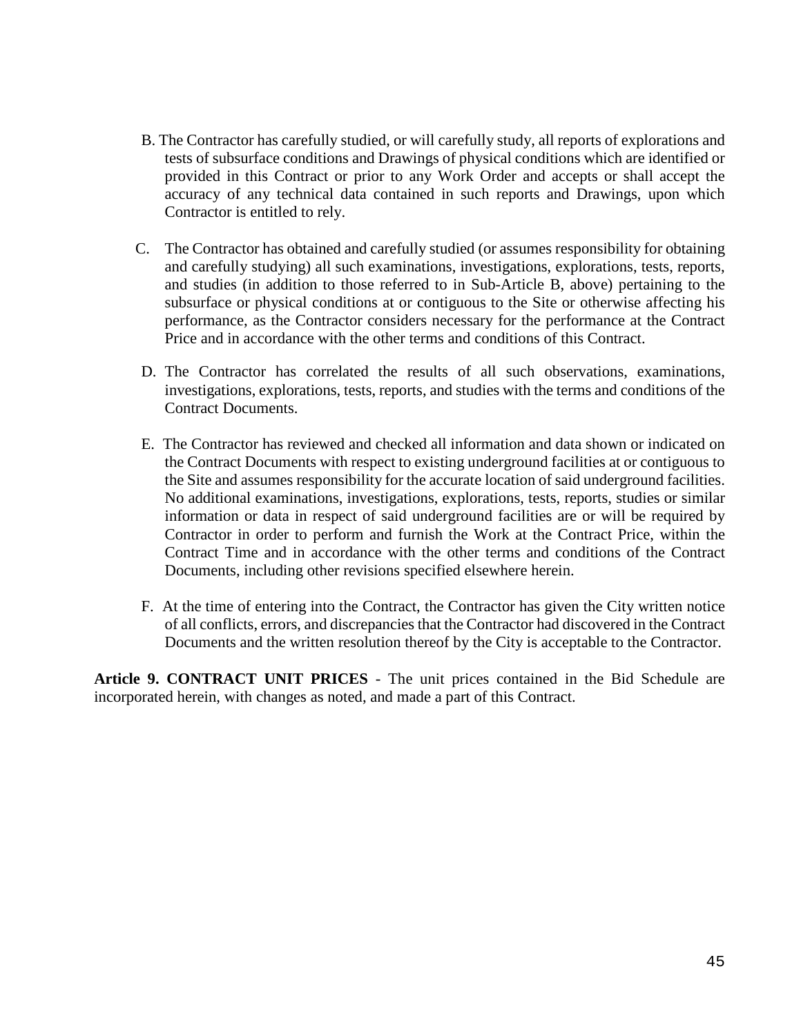B. The Contractor has carefully studied, or will carefully study, all reports of explorations and tests of subsurface conditions and Drawings of physical conditions which are identified or provided in this Contract or prior to any Work Order and accepts or shall accept the accuracy of any technical data contained in such reports and Drawings, upon which Contractor is entitled to rely.

C. The Contractor has obtained and carefully studied (or assumes responsibility for obtaining and carefully studying) all such examinations, investigations, explorations, tests, reports, and studies (in addition to those referred to in Sub-Article B, above) pertaining to the subsurface or physical conditions at or contiguous to the Site or otherwise affecting his performance, as the Contractor considers necessary for the performance at the Contract Price and in accordance with the other terms and conditions of this Contract.

D. The Contractor has correlated the results of all such observations, examinations, investigations, explorations, tests, reports, and studies with the terms and conditions of the Contract Documents.

E. The Contractor has reviewed and checked all information and data shown or indicated on the Contract Documents with respect to existing underground facilities at or contiguous to the Site and assumes responsibility for the accurate location of said underground facilities. No additional examinations, investigations, explorations, tests, reports, studies or similar information or data in respect of said underground facilities are or will be required by Contractor in order to perform and furnish the Work at the Contract Price, within the Contract Time and in accordance with the other terms and conditions of the Contract Documents, including other revisions specified elsewhere herein.

F. At the time of entering into the Contract, the Contractor has given the City written notice of all conflicts, errors, and discrepancies that the Contractor had discovered in the Contract Documents and the written resolution thereof by the City is acceptable to the Contractor.

**Article 9. CONTRACT UNIT PRICES** - The unit prices contained in the Bid Schedule are incorporated herein, with changes as noted, and made a part of this Contract.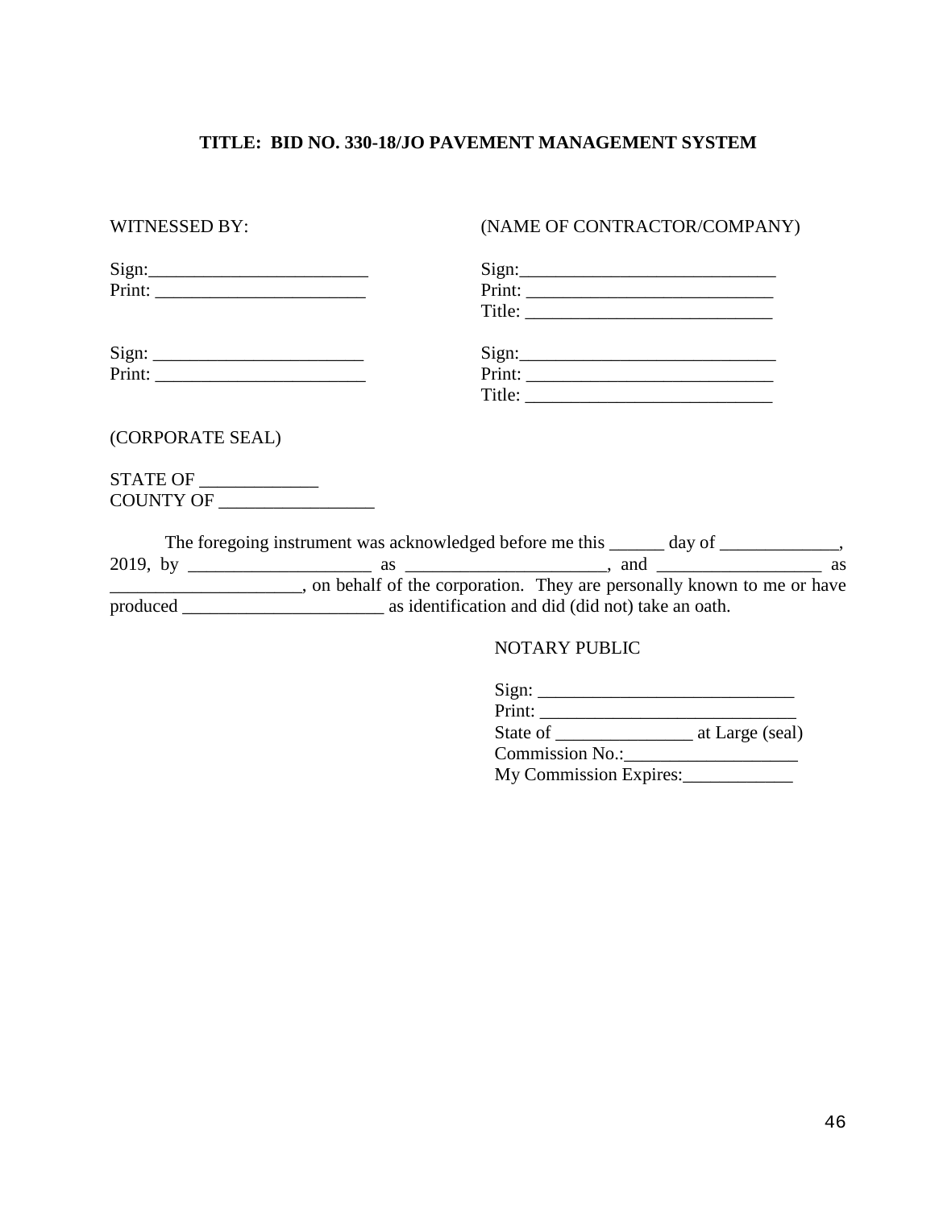**TITLE: BID NO. 330-18/JO PAVEMENT MANAGEMENT SYSTEM**

| WITNESSED BY: | (NAME OF CONTRACTOR/COMPANY) |
|---|---|
| Sign:________________________ | Sign:____________________________ |
| Print: _______________________ | Print: ___________________________ |
| | Title: ___________________________ |
| Sign: _______________________ | Sign:_____________________________ |
| Print: _______________________ | Print: ___________________________ |
| | Title: ___________________________ |

(CORPORATE SEAL)

STATE OF _____________
COUNTY OF _________________

The foregoing instrument was acknowledged before me this ______ day of _____________, 2019, by ____________________ as ______________________, and __________________ as _____________________, on behalf of the corporation. They are personally known to me or have produced ______________________ as identification and did (did not) take an oath.

NOTARY PUBLIC

Sign: ____________________________
Print: ____________________________
State of _______________ at Large (seal)
Commission No.:___________________
My Commission Expires:____________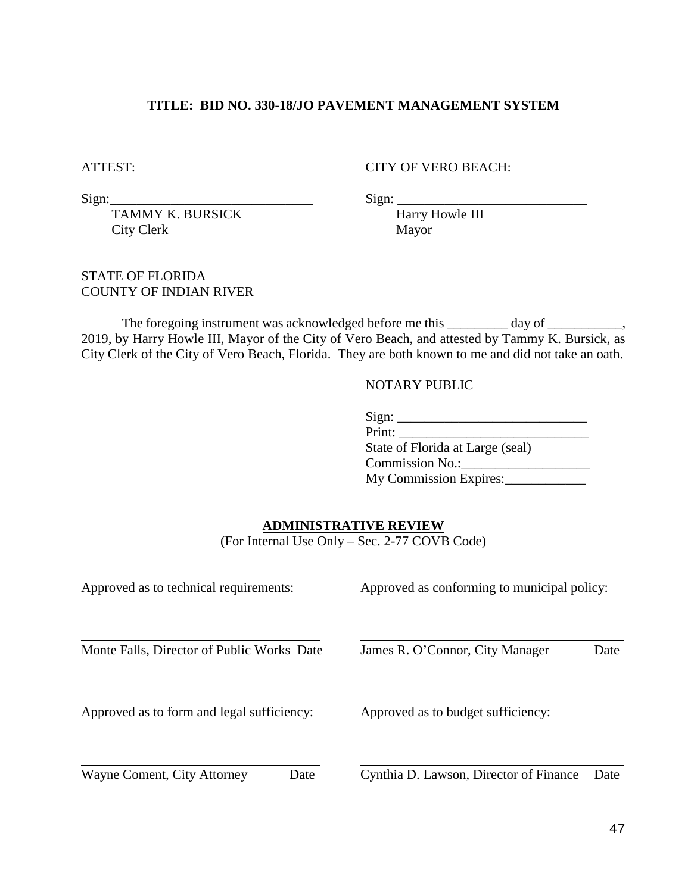**TITLE: BID NO. 330-18/JO PAVEMENT MANAGEMENT SYSTEM**

ATTEST:

Sign:______________________________
TAMMY K. BURSICK
City Clerk

CITY OF VERO BEACH:

Sign: ____________________________
Harry Howle III
Mayor

STATE OF FLORIDA
COUNTY OF INDIAN RIVER

The foregoing instrument was acknowledged before me this _________ day of ___________, 2019, by Harry Howle III, Mayor of the City of Vero Beach, and attested by Tammy K. Bursick, as City Clerk of the City of Vero Beach, Florida. They are both known to me and did not take an oath.

NOTARY PUBLIC

Sign: ____________________________
Print: ____________________________
State of Florida at Large (seal)
Commission No.:___________________
My Commission Expires:____________

**ADMINISTRATIVE REVIEW**
(For Internal Use Only – Sec. 2-77 COVB Code)

Approved as to technical requirements:

______________________________________
Monte Falls, Director of Public Works Date

Approved as conforming to municipal policy:

______________________________________
James R. O'Connor, City Manager Date

Approved as to form and legal sufficiency:

______________________________________
Wayne Coment, City Attorney Date

Approved as to budget sufficiency:

______________________________________
Cynthia D. Lawson, Director of Finance Date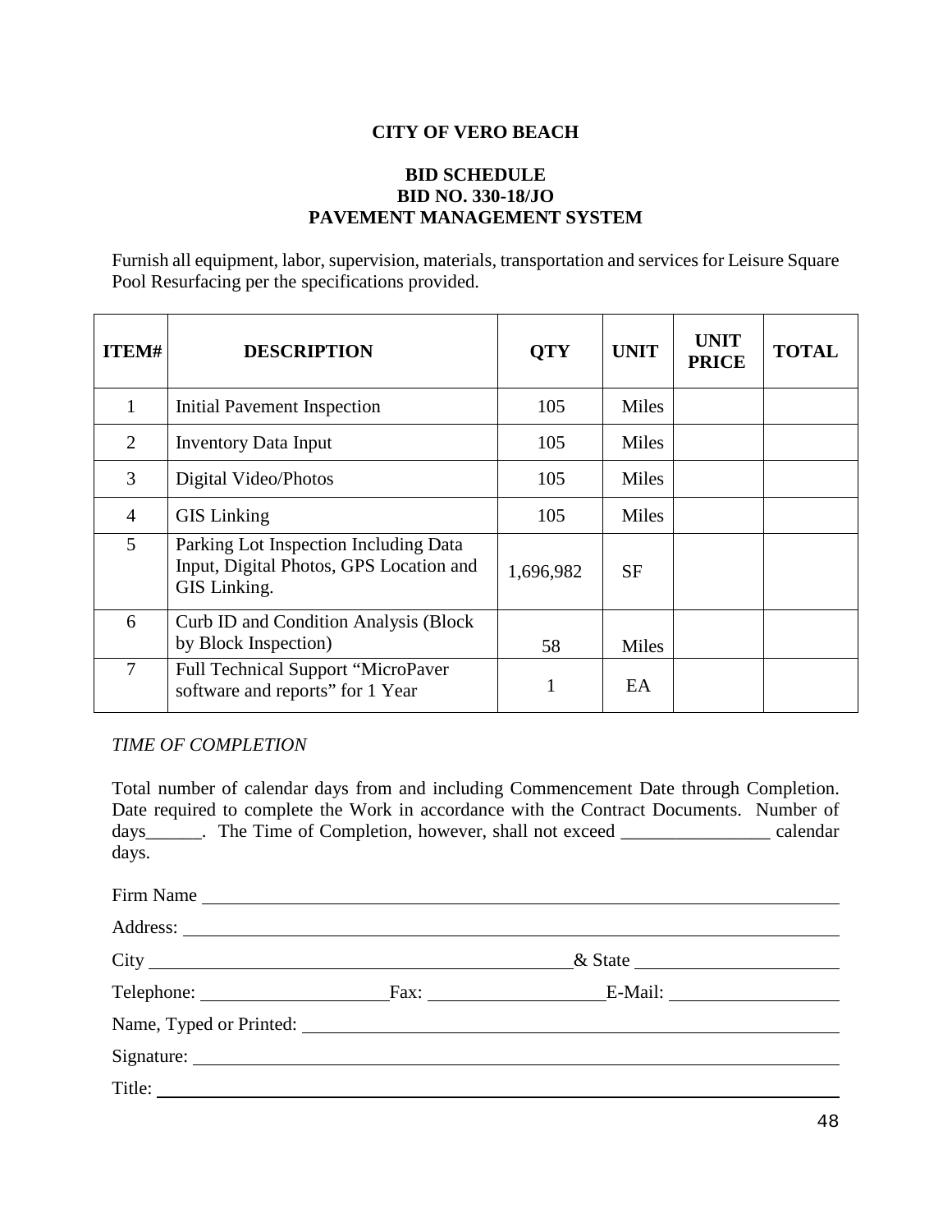**CITY OF VERO BEACH**

**BID SCHEDULE**
**BID NO. 330-18/JO**
**PAVEMENT MANAGEMENT SYSTEM**

Furnish all equipment, labor, supervision, materials, transportation and services for Leisure Square Pool Resurfacing per the specifications provided.

| ITEM# | DESCRIPTION | QTY | UNIT | UNIT PRICE | TOTAL |
|---|---|---|---|---|---|
| 1 | Initial Pavement Inspection | 105 | Miles | | |
| 2 | Inventory Data Input | 105 | Miles | | |
| 3 | Digital Video/Photos | 105 | Miles | | |
| 4 | GIS Linking | 105 | Miles | | |
| 5 | Parking Lot Inspection Including Data Input, Digital Photos, GPS Location and GIS Linking. | 1,696,982 | SF | | |
| 6 | Curb ID and Condition Analysis (Block by Block Inspection) | 58 | Miles | | |
| 7 | Full Technical Support "MicroPaver software and reports" for 1 Year | 1 | EA | | |

*TIME OF COMPLETION*

Total number of calendar days from and including Commencement Date through Completion. Date required to complete the Work in accordance with the Contract Documents. Number of days______. The Time of Completion, however, shall not exceed ________________ calendar days.

Firm Name ____________________________________________

Address: ____________________________________________

City ______________________________ & State ______________________

Telephone: ____________________ Fax: ____________________ E-Mail: ____________________

Name, Typed or Printed: ____________________________________________

Signature: ____________________________________________

Title: ____________________________________________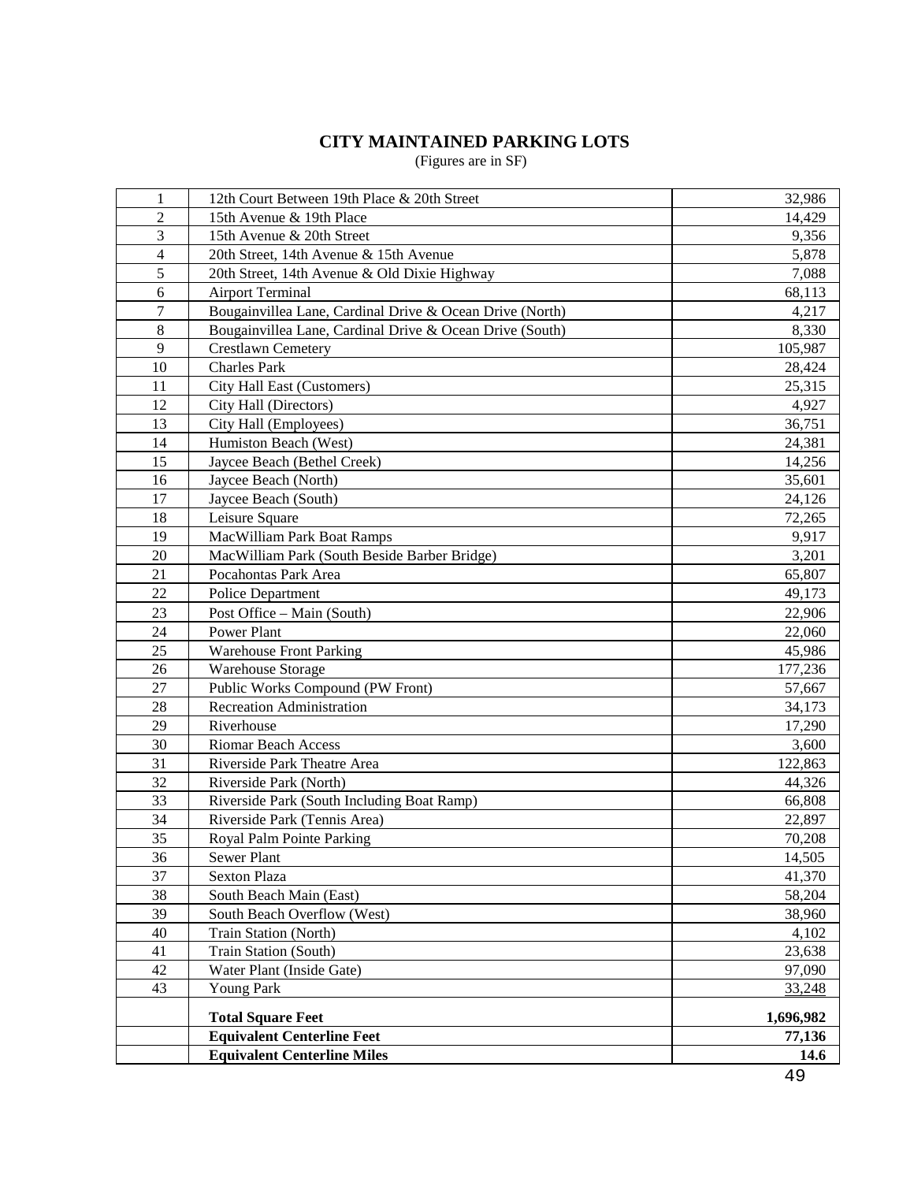## CITY MAINTAINED PARKING LOTS

(Figures are in SF)

| | | |
|---|---|---|
| 1 | 12th Court Between 19th Place & 20th Street | 32,986 |
| 2 | 15th Avenue & 19th Place | 14,429 |
| 3 | 15th Avenue & 20th Street | 9,356 |
| 4 | 20th Street, 14th Avenue & 15th Avenue | 5,878 |
| 5 | 20th Street, 14th Avenue & Old Dixie Highway | 7,088 |
| 6 | Airport Terminal | 68,113 |
| 7 | Bougainvillea Lane, Cardinal Drive & Ocean Drive (North) | 4,217 |
| 8 | Bougainvillea Lane, Cardinal Drive & Ocean Drive (South) | 8,330 |
| 9 | Crestlawn Cemetery | 105,987 |
| 10 | Charles Park | 28,424 |
| 11 | City Hall East (Customers) | 25,315 |
| 12 | City Hall (Directors) | 4,927 |
| 13 | City Hall (Employees) | 36,751 |
| 14 | Humiston Beach (West) | 24,381 |
| 15 | Jaycee Beach (Bethel Creek) | 14,256 |
| 16 | Jaycee Beach (North) | 35,601 |
| 17 | Jaycee Beach (South) | 24,126 |
| 18 | Leisure Square | 72,265 |
| 19 | MacWilliam Park Boat Ramps | 9,917 |
| 20 | MacWilliam Park (South Beside Barber Bridge) | 3,201 |
| 21 | Pocahontas Park Area | 65,807 |
| 22 | Police Department | 49,173 |
| 23 | Post Office – Main (South) | 22,906 |
| 24 | Power Plant | 22,060 |
| 25 | Warehouse Front Parking | 45,986 |
| 26 | Warehouse Storage | 177,236 |
| 27 | Public Works Compound (PW Front) | 57,667 |
| 28 | Recreation Administration | 34,173 |
| 29 | Riverhouse | 17,290 |
| 30 | Riomar Beach Access | 3,600 |
| 31 | Riverside Park Theatre Area | 122,863 |
| 32 | Riverside Park (North) | 44,326 |
| 33 | Riverside Park (South Including Boat Ramp) | 66,808 |
| 34 | Riverside Park (Tennis Area) | 22,897 |
| 35 | Royal Palm Pointe Parking | 70,208 |
| 36 | Sewer Plant | 14,505 |
| 37 | Sexton Plaza | 41,370 |
| 38 | South Beach Main (East) | 58,204 |
| 39 | South Beach Overflow (West) | 38,960 |
| 40 | Train Station (North) | 4,102 |
| 41 | Train Station (South) | 23,638 |
| 42 | Water Plant (Inside Gate) | 97,090 |
| 43 | Young Park | 33,248 |
| | **Total Square Feet** | **1,696,982** |
| | **Equivalent Centerline Feet** | **77,136** |
| | **Equivalent Centerline Miles** | **14.6** |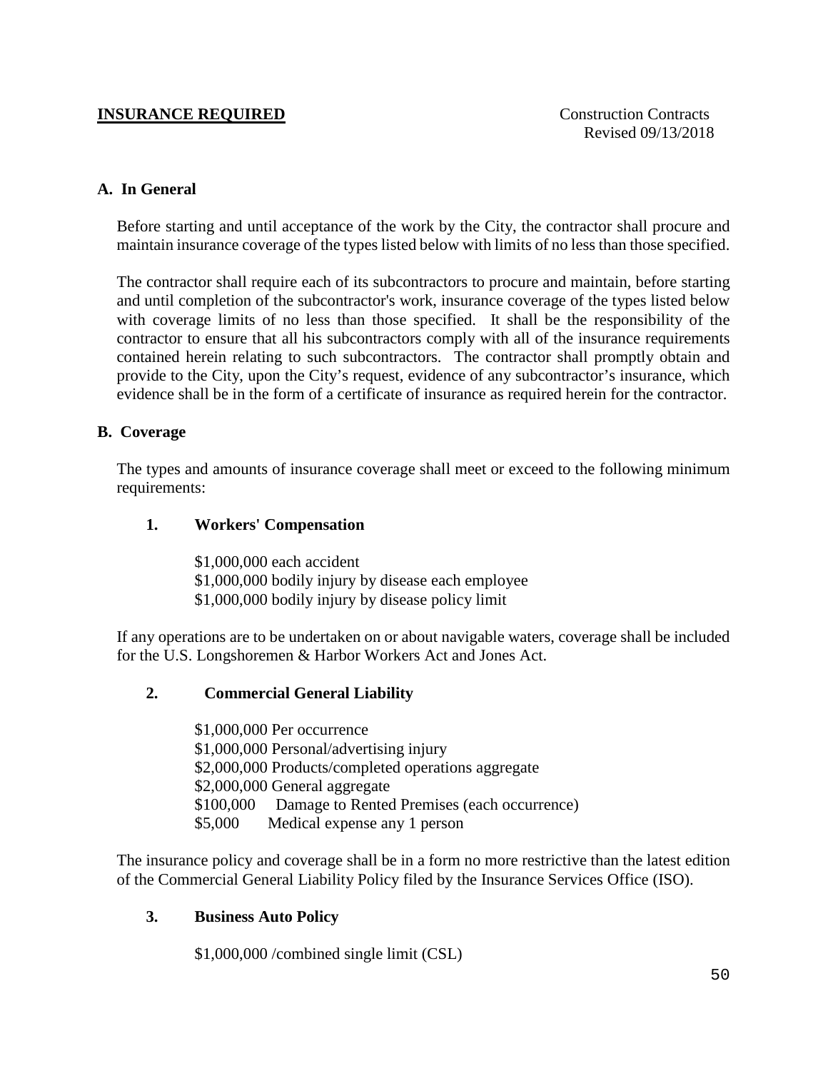**INSURANCE REQUIRED**

Construction Contracts
Revised 09/13/2018

## A. In General

Before starting and until acceptance of the work by the City, the contractor shall procure and maintain insurance coverage of the types listed below with limits of no less than those specified.

The contractor shall require each of its subcontractors to procure and maintain, before starting and until completion of the subcontractor's work, insurance coverage of the types listed below with coverage limits of no less than those specified. It shall be the responsibility of the contractor to ensure that all his subcontractors comply with all of the insurance requirements contained herein relating to such subcontractors. The contractor shall promptly obtain and provide to the City, upon the City's request, evidence of any subcontractor's insurance, which evidence shall be in the form of a certificate of insurance as required herein for the contractor.

## B. Coverage

The types and amounts of insurance coverage shall meet or exceed to the following minimum requirements:

### 1. Workers' Compensation

$1,000,000 each accident
$1,000,000 bodily injury by disease each employee
$1,000,000 bodily injury by disease policy limit

If any operations are to be undertaken on or about navigable waters, coverage shall be included for the U.S. Longshoremen & Harbor Workers Act and Jones Act.

### 2. Commercial General Liability

$1,000,000 Per occurrence
$1,000,000 Personal/advertising injury
$2,000,000 Products/completed operations aggregate
$2,000,000 General aggregate
$100,000 Damage to Rented Premises (each occurrence)
$5,000 Medical expense any 1 person

The insurance policy and coverage shall be in a form no more restrictive than the latest edition of the Commercial General Liability Policy filed by the Insurance Services Office (ISO).

### 3. Business Auto Policy

$1,000,000 /combined single limit (CSL)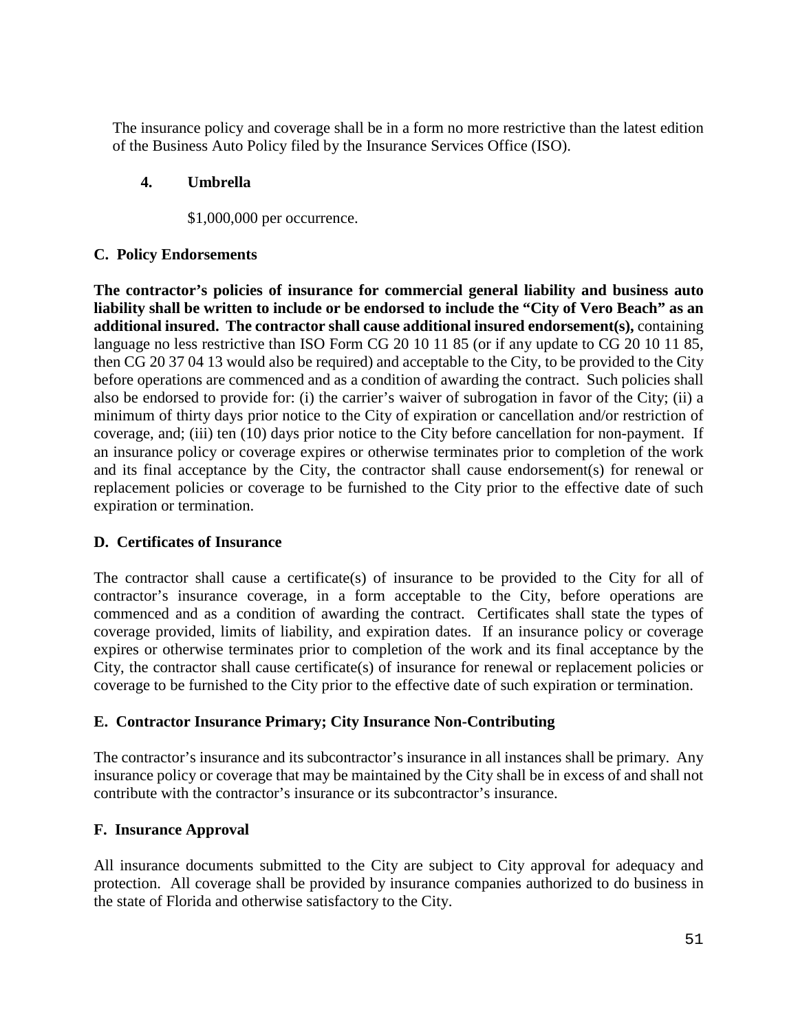The insurance policy and coverage shall be in a form no more restrictive than the latest edition of the Business Auto Policy filed by the Insurance Services Office (ISO).

**4. Umbrella**

$1,000,000 per occurrence.

**C. Policy Endorsements**

**The contractor's policies of insurance for commercial general liability and business auto liability shall be written to include or be endorsed to include the "City of Vero Beach" as an additional insured. The contractor shall cause additional insured endorsement(s),** containing language no less restrictive than ISO Form CG 20 10 11 85 (or if any update to CG 20 10 11 85, then CG 20 37 04 13 would also be required) and acceptable to the City, to be provided to the City before operations are commenced and as a condition of awarding the contract. Such policies shall also be endorsed to provide for: (i) the carrier's waiver of subrogation in favor of the City; (ii) a minimum of thirty days prior notice to the City of expiration or cancellation and/or restriction of coverage, and; (iii) ten (10) days prior notice to the City before cancellation for non-payment. If an insurance policy or coverage expires or otherwise terminates prior to completion of the work and its final acceptance by the City, the contractor shall cause endorsement(s) for renewal or replacement policies or coverage to be furnished to the City prior to the effective date of such expiration or termination.

**D. Certificates of Insurance**

The contractor shall cause a certificate(s) of insurance to be provided to the City for all of contractor's insurance coverage, in a form acceptable to the City, before operations are commenced and as a condition of awarding the contract. Certificates shall state the types of coverage provided, limits of liability, and expiration dates. If an insurance policy or coverage expires or otherwise terminates prior to completion of the work and its final acceptance by the City, the contractor shall cause certificate(s) of insurance for renewal or replacement policies or coverage to be furnished to the City prior to the effective date of such expiration or termination.

**E. Contractor Insurance Primary; City Insurance Non-Contributing**

The contractor's insurance and its subcontractor's insurance in all instances shall be primary. Any insurance policy or coverage that may be maintained by the City shall be in excess of and shall not contribute with the contractor's insurance or its subcontractor's insurance.

**F. Insurance Approval**

All insurance documents submitted to the City are subject to City approval for adequacy and protection. All coverage shall be provided by insurance companies authorized to do business in the state of Florida and otherwise satisfactory to the City.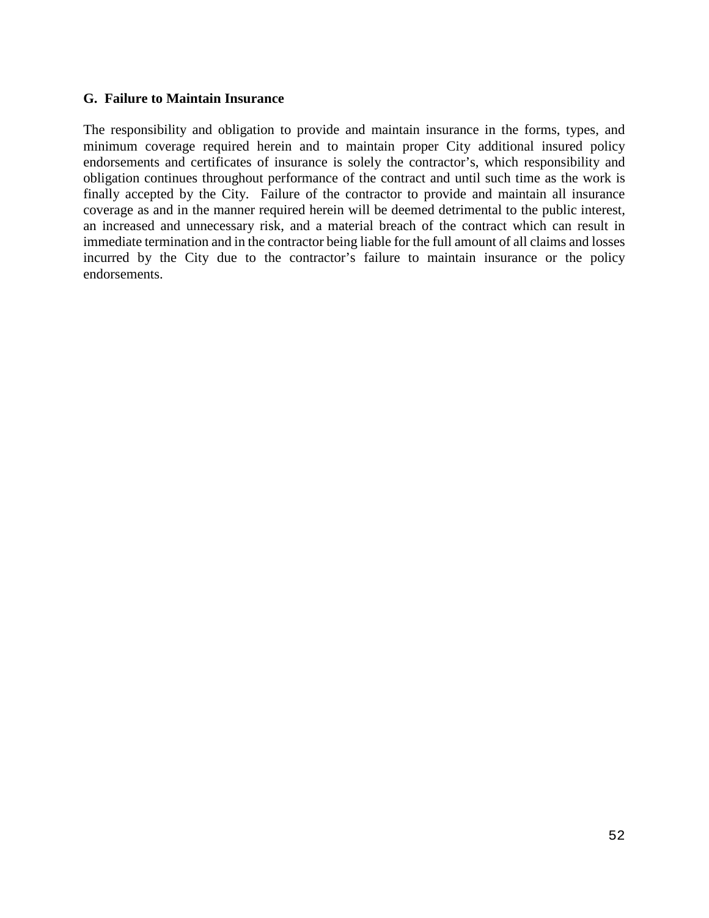**G. Failure to Maintain Insurance**

The responsibility and obligation to provide and maintain insurance in the forms, types, and minimum coverage required herein and to maintain proper City additional insured policy endorsements and certificates of insurance is solely the contractor's, which responsibility and obligation continues throughout performance of the contract and until such time as the work is finally accepted by the City. Failure of the contractor to provide and maintain all insurance coverage as and in the manner required herein will be deemed detrimental to the public interest, an increased and unnecessary risk, and a material breach of the contract which can result in immediate termination and in the contractor being liable for the full amount of all claims and losses incurred by the City due to the contractor's failure to maintain insurance or the policy endorsements.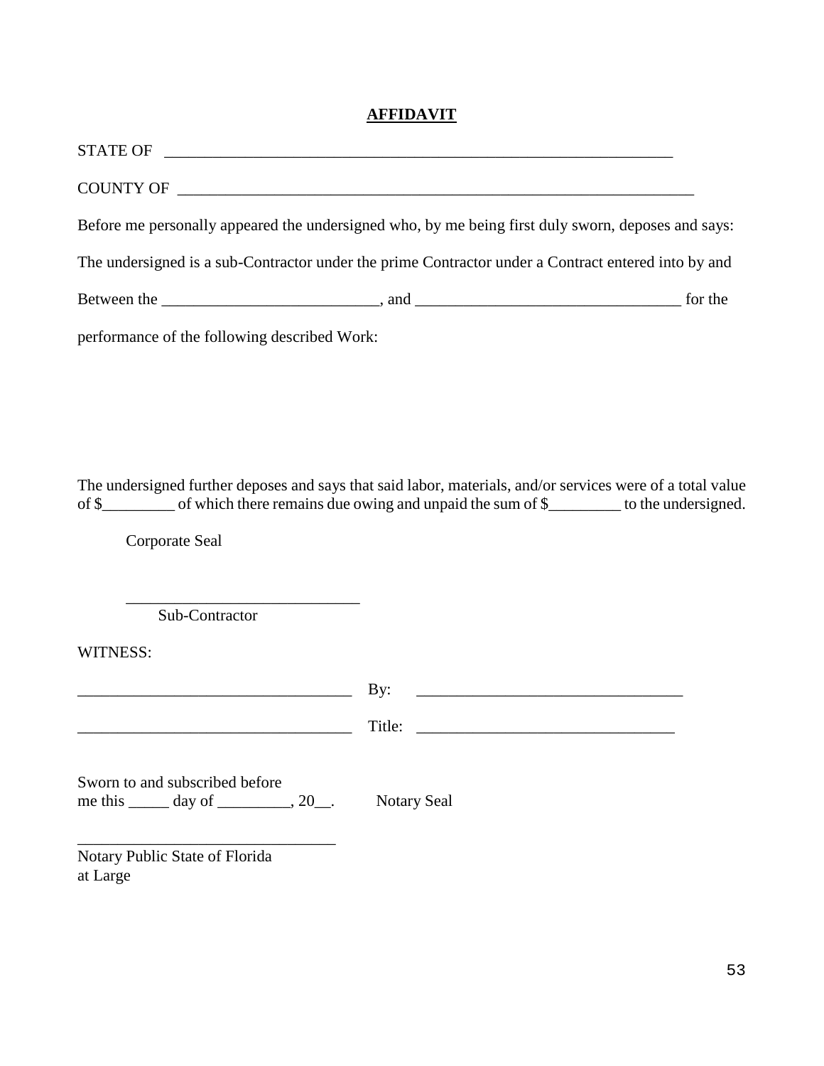# AFFIDAVIT

STATE OF ________________________________________________________________

COUNTY OF ________________________________________________________________

Before me personally appeared the undersigned who, by me being first duly sworn, deposes and says:

The undersigned is a sub-Contractor under the prime Contractor under a Contract entered into by and

Between the ___________________________, and _________________________________ for the

performance of the following described Work:

The undersigned further deposes and says that said labor, materials, and/or services were of a total value of $_________ of which there remains due owing and unpaid the sum of $_________ to the undersigned.

Corporate Seal

_____________________________
Sub-Contractor

WITNESS:

__________________________________ By: _________________________________

__________________________________ Title: ________________________________

Sworn to and subscribed before
me this _____ day of _________, 20__. Notary Seal

________________________________
Notary Public State of Florida
at Large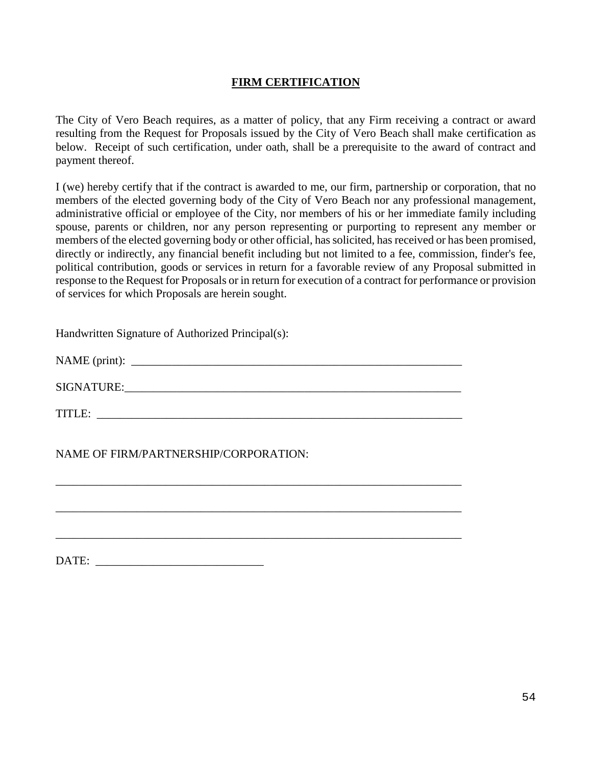## FIRM CERTIFICATION

The City of Vero Beach requires, as a matter of policy, that any Firm receiving a contract or award resulting from the Request for Proposals issued by the City of Vero Beach shall make certification as below. Receipt of such certification, under oath, shall be a prerequisite to the award of contract and payment thereof.

I (we) hereby certify that if the contract is awarded to me, our firm, partnership or corporation, that no members of the elected governing body of the City of Vero Beach nor any professional management, administrative official or employee of the City, nor members of his or her immediate family including spouse, parents or children, nor any person representing or purporting to represent any member or members of the elected governing body or other official, has solicited, has received or has been promised, directly or indirectly, any financial benefit including but not limited to a fee, commission, finder's fee, political contribution, goods or services in return for a favorable review of any Proposal submitted in response to the Request for Proposals or in return for execution of a contract for performance or provision of services for which Proposals are herein sought.

Handwritten Signature of Authorized Principal(s):

NAME (print): ___________________________________________________________

SIGNATURE:_____________________________________________________________

TITLE: _________________________________________________________________

NAME OF FIRM/PARTNERSHIP/CORPORATION:

________________________________________________________________________

________________________________________________________________________

________________________________________________________________________

DATE: ____________________________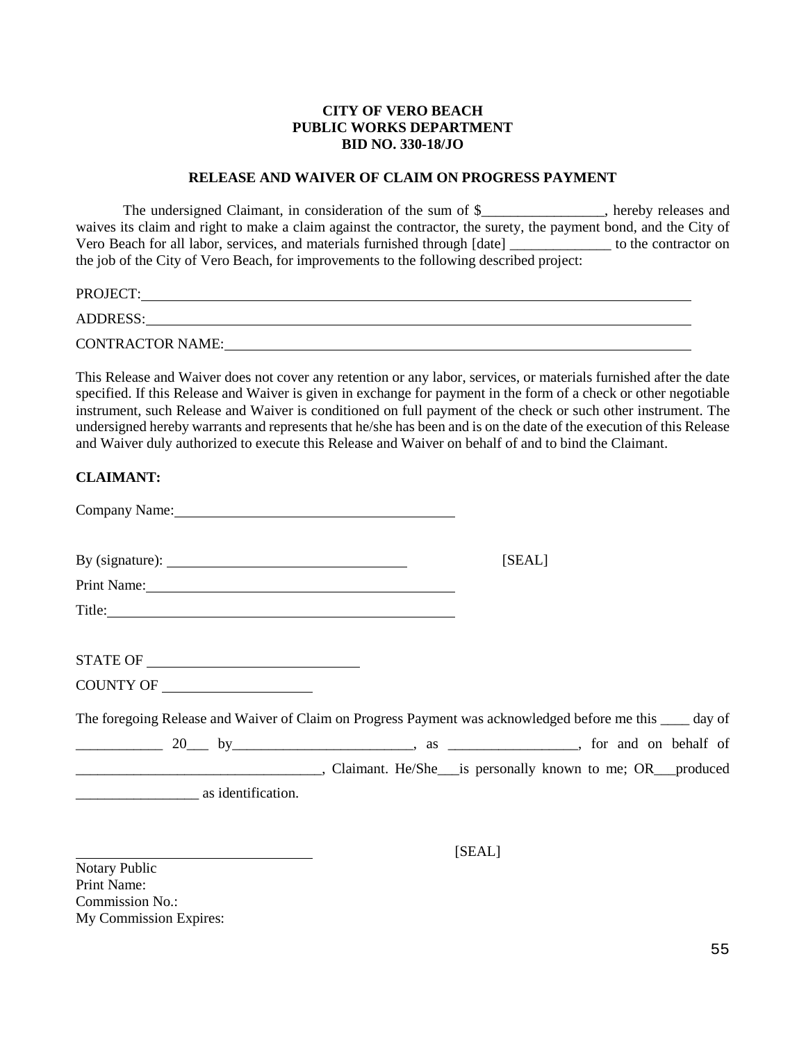**CITY OF VERO BEACH**
**PUBLIC WORKS DEPARTMENT**
**BID NO. 330-18/JO**

**RELEASE AND WAIVER OF CLAIM ON PROGRESS PAYMENT**

The undersigned Claimant, in consideration of the sum of $_________________, hereby releases and waives its claim and right to make a claim against the contractor, the surety, the payment bond, and the City of Vero Beach for all labor, services, and materials furnished through [date] ______________ to the contractor on the job of the City of Vero Beach, for improvements to the following described project:

PROJECT: ____________________________________________________________

ADDRESS: ____________________________________________________________

CONTRACTOR NAME: ____________________________________________________

This Release and Waiver does not cover any retention or any labor, services, or materials furnished after the date specified. If this Release and Waiver is given in exchange for payment in the form of a check or other negotiable instrument, such Release and Waiver is conditioned on full payment of the check or such other instrument. The undersigned hereby warrants and represents that he/she has been and is on the date of the execution of this Release and Waiver duly authorized to execute this Release and Waiver on behalf of and to bind the Claimant.

**CLAIMANT:**

Company Name: ______________________________________

By (signature): ________________________________ [SEAL]

Print Name: ________________________________________

Title: _____________________________________________

STATE OF ____________________________

COUNTY OF ___________________

The foregoing Release and Waiver of Claim on Progress Payment was acknowledged before me this ____ day of ____________ 20___ by_________________________, as _________________, for and on behalf of __________________________________, Claimant. He/She___is personally known to me; OR___produced _________________ as identification.

________________________________ [SEAL]

Notary Public
Print Name:
Commission No.:
My Commission Expires: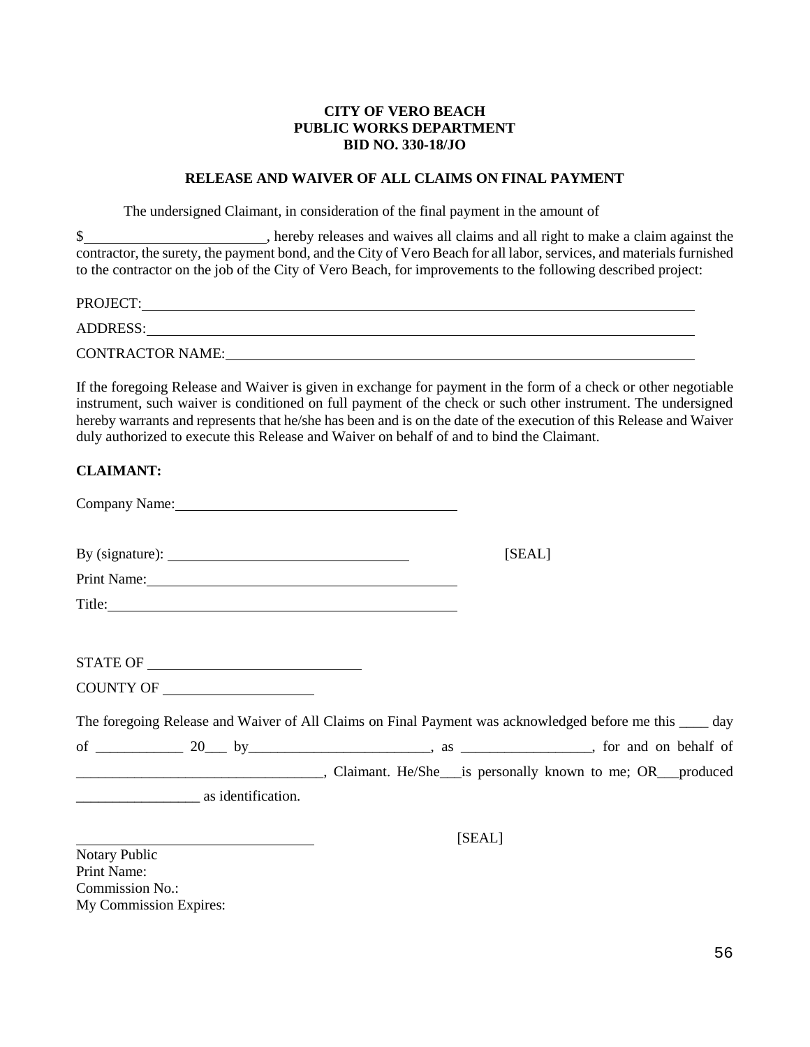**CITY OF VERO BEACH**
**PUBLIC WORKS DEPARTMENT**
**BID NO. 330-18/JO**

**RELEASE AND WAIVER OF ALL CLAIMS ON FINAL PAYMENT**

The undersigned Claimant, in consideration of the final payment in the amount of

$________________________, hereby releases and waives all claims and all right to make a claim against the contractor, the surety, the payment bond, and the City of Vero Beach for all labor, services, and materials furnished to the contractor on the job of the City of Vero Beach, for improvements to the following described project:

PROJECT:_______________________________________________________________________

ADDRESS:_______________________________________________________________________

CONTRACTOR NAME:______________________________________________________________

If the foregoing Release and Waiver is given in exchange for payment in the form of a check or other negotiable instrument, such waiver is conditioned on full payment of the check or such other instrument. The undersigned hereby warrants and represents that he/she has been and is on the date of the execution of this Release and Waiver duly authorized to execute this Release and Waiver on behalf of and to bind the Claimant.

**CLAIMANT:**

Company Name:_______________________________________

By (signature): _________________________________ [SEAL]

Print Name:__________________________________________

Title:_______________________________________________

STATE OF ____________________________

COUNTY OF ___________________

The foregoing Release and Waiver of All Claims on Final Payment was acknowledged before me this ____ day of ____________ 20___ by_________________________, as __________________, for and on behalf of __________________________________, Claimant. He/She___is personally known to me; OR___produced _________________ as identification.

________________________________ [SEAL]

Notary Public
Print Name:
Commission No.:
My Commission Expires: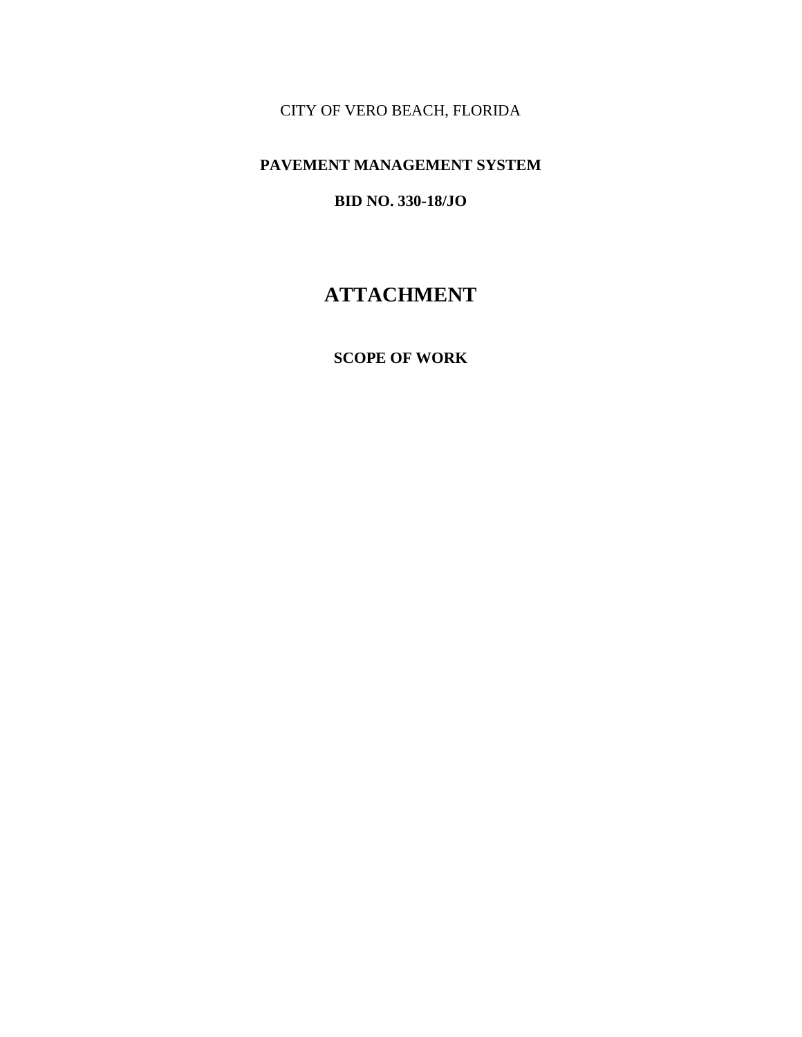CITY OF VERO BEACH, FLORIDA

**PAVEMENT MANAGEMENT SYSTEM**

**BID NO. 330-18/JO**

# ATTACHMENT

**SCOPE OF WORK**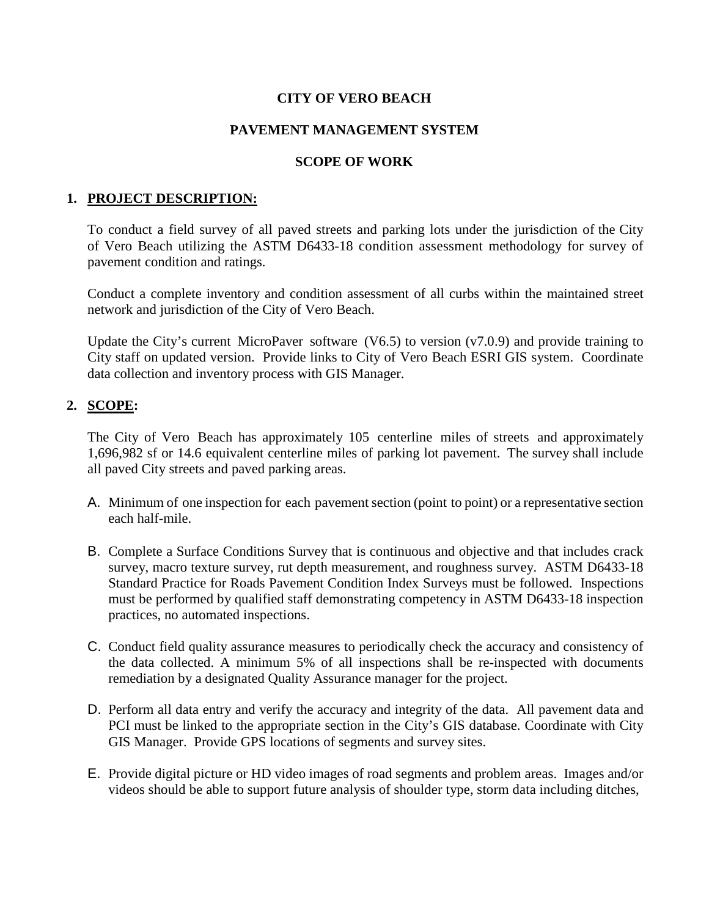**CITY OF VERO BEACH**

**PAVEMENT MANAGEMENT SYSTEM**

**SCOPE OF WORK**

1. **PROJECT DESCRIPTION:**

   To conduct a field survey of all paved streets and parking lots under the jurisdiction of the City of Vero Beach utilizing the ASTM D6433-18 condition assessment methodology for survey of pavement condition and ratings.

   Conduct a complete inventory and condition assessment of all curbs within the maintained street network and jurisdiction of the City of Vero Beach.

   Update the City's current MicroPaver software (V6.5) to version (v7.0.9) and provide training to City staff on updated version. Provide links to City of Vero Beach ESRI GIS system. Coordinate data collection and inventory process with GIS Manager.

2. **SCOPE:**

   The City of Vero Beach has approximately 105 centerline miles of streets and approximately 1,696,982 sf or 14.6 equivalent centerline miles of parking lot pavement. The survey shall include all paved City streets and paved parking areas.

   A. Minimum of one inspection for each pavement section (point to point) or a representative section each half-mile.

   B. Complete a Surface Conditions Survey that is continuous and objective and that includes crack survey, macro texture survey, rut depth measurement, and roughness survey. ASTM D6433-18 Standard Practice for Roads Pavement Condition Index Surveys must be followed. Inspections must be performed by qualified staff demonstrating competency in ASTM D6433-18 inspection practices, no automated inspections.

   C. Conduct field quality assurance measures to periodically check the accuracy and consistency of the data collected. A minimum 5% of all inspections shall be re-inspected with documents remediation by a designated Quality Assurance manager for the project.

   D. Perform all data entry and verify the accuracy and integrity of the data. All pavement data and PCI must be linked to the appropriate section in the City's GIS database. Coordinate with City GIS Manager. Provide GPS locations of segments and survey sites.

   E. Provide digital picture or HD video images of road segments and problem areas. Images and/or videos should be able to support future analysis of shoulder type, storm data including ditches,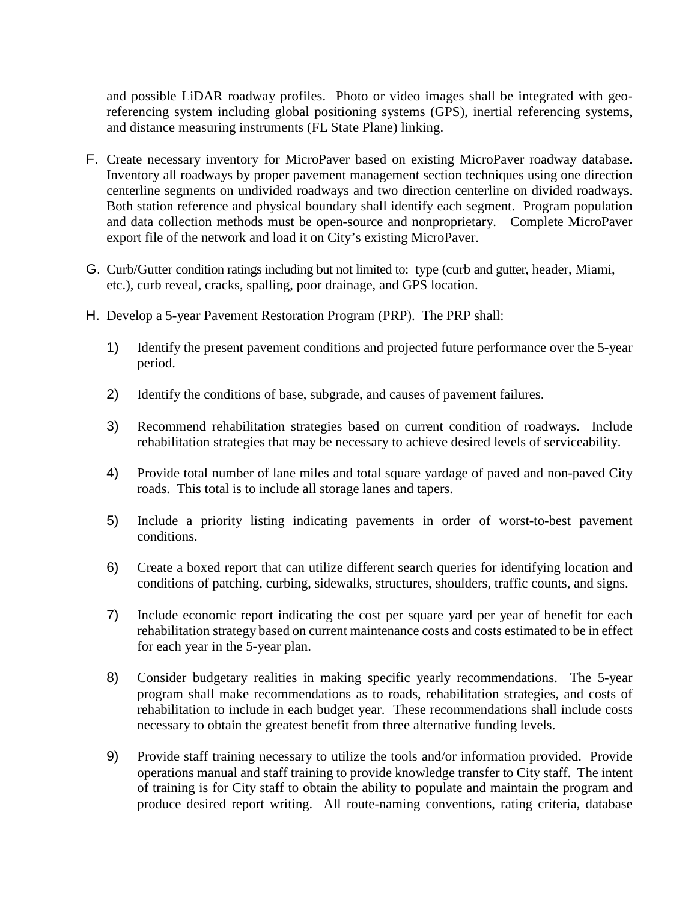and possible LiDAR roadway profiles. Photo or video images shall be integrated with geo-referencing system including global positioning systems (GPS), inertial referencing systems, and distance measuring instruments (FL State Plane) linking.

F. Create necessary inventory for MicroPaver based on existing MicroPaver roadway database. Inventory all roadways by proper pavement management section techniques using one direction centerline segments on undivided roadways and two direction centerline on divided roadways. Both station reference and physical boundary shall identify each segment. Program population and data collection methods must be open-source and nonproprietary. Complete MicroPaver export file of the network and load it on City's existing MicroPaver.

G. Curb/Gutter condition ratings including but not limited to: type (curb and gutter, header, Miami, etc.), curb reveal, cracks, spalling, poor drainage, and GPS location.

H. Develop a 5-year Pavement Restoration Program (PRP). The PRP shall:

1) Identify the present pavement conditions and projected future performance over the 5-year period.

2) Identify the conditions of base, subgrade, and causes of pavement failures.

3) Recommend rehabilitation strategies based on current condition of roadways. Include rehabilitation strategies that may be necessary to achieve desired levels of serviceability.

4) Provide total number of lane miles and total square yardage of paved and non-paved City roads. This total is to include all storage lanes and tapers.

5) Include a priority listing indicating pavements in order of worst-to-best pavement conditions.

6) Create a boxed report that can utilize different search queries for identifying location and conditions of patching, curbing, sidewalks, structures, shoulders, traffic counts, and signs.

7) Include economic report indicating the cost per square yard per year of benefit for each rehabilitation strategy based on current maintenance costs and costs estimated to be in effect for each year in the 5-year plan.

8) Consider budgetary realities in making specific yearly recommendations. The 5-year program shall make recommendations as to roads, rehabilitation strategies, and costs of rehabilitation to include in each budget year. These recommendations shall include costs necessary to obtain the greatest benefit from three alternative funding levels.

9) Provide staff training necessary to utilize the tools and/or information provided. Provide operations manual and staff training to provide knowledge transfer to City staff. The intent of training is for City staff to obtain the ability to populate and maintain the program and produce desired report writing. All route-naming conventions, rating criteria, database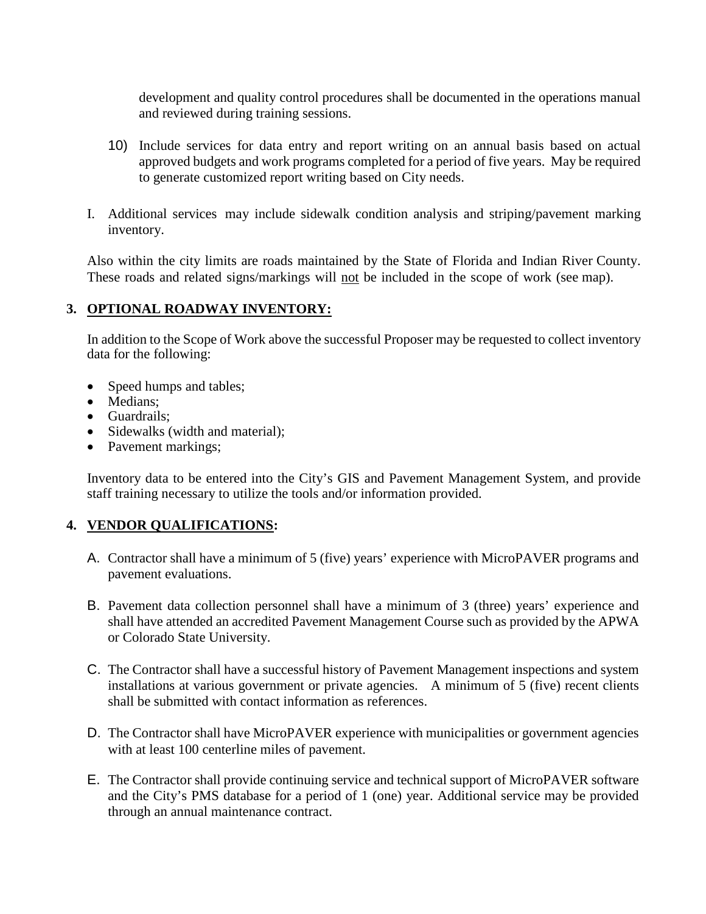development and quality control procedures shall be documented in the operations manual and reviewed during training sessions.

10) Include services for data entry and report writing on an annual basis based on actual approved budgets and work programs completed for a period of five years. May be required to generate customized report writing based on City needs.

I. Additional services may include sidewalk condition analysis and striping/pavement marking inventory.

Also within the city limits are roads maintained by the State of Florida and Indian River County. These roads and related signs/markings will not be included in the scope of work (see map).

## 3. OPTIONAL ROADWAY INVENTORY:

In addition to the Scope of Work above the successful Proposer may be requested to collect inventory data for the following:

- Speed humps and tables;
- Medians;
- Guardrails;
- Sidewalks (width and material);
- Pavement markings;

Inventory data to be entered into the City's GIS and Pavement Management System, and provide staff training necessary to utilize the tools and/or information provided.

## 4. VENDOR QUALIFICATIONS:

A. Contractor shall have a minimum of 5 (five) years' experience with MicroPAVER programs and pavement evaluations.

B. Pavement data collection personnel shall have a minimum of 3 (three) years' experience and shall have attended an accredited Pavement Management Course such as provided by the APWA or Colorado State University.

C. The Contractor shall have a successful history of Pavement Management inspections and system installations at various government or private agencies. A minimum of 5 (five) recent clients shall be submitted with contact information as references.

D. The Contractor shall have MicroPAVER experience with municipalities or government agencies with at least 100 centerline miles of pavement.

E. The Contractor shall provide continuing service and technical support of MicroPAVER software and the City's PMS database for a period of 1 (one) year. Additional service may be provided through an annual maintenance contract.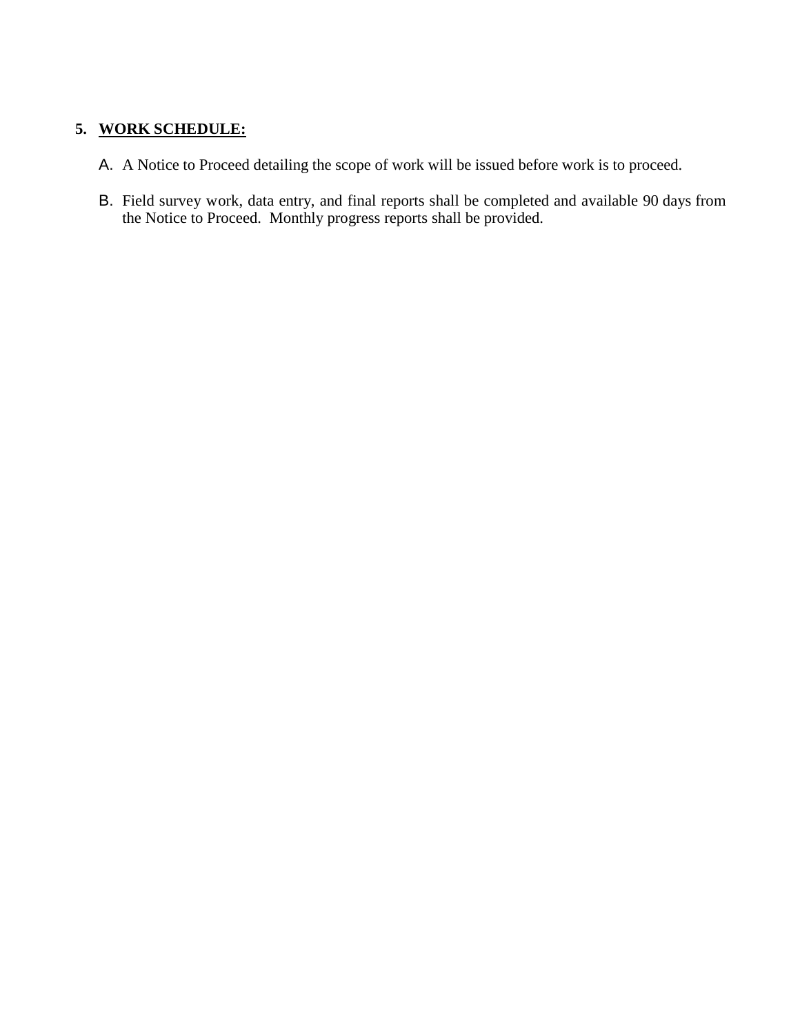**5. WORK SCHEDULE:**

A. A Notice to Proceed detailing the scope of work will be issued before work is to proceed.

B. Field survey work, data entry, and final reports shall be completed and available 90 days from the Notice to Proceed. Monthly progress reports shall be provided.